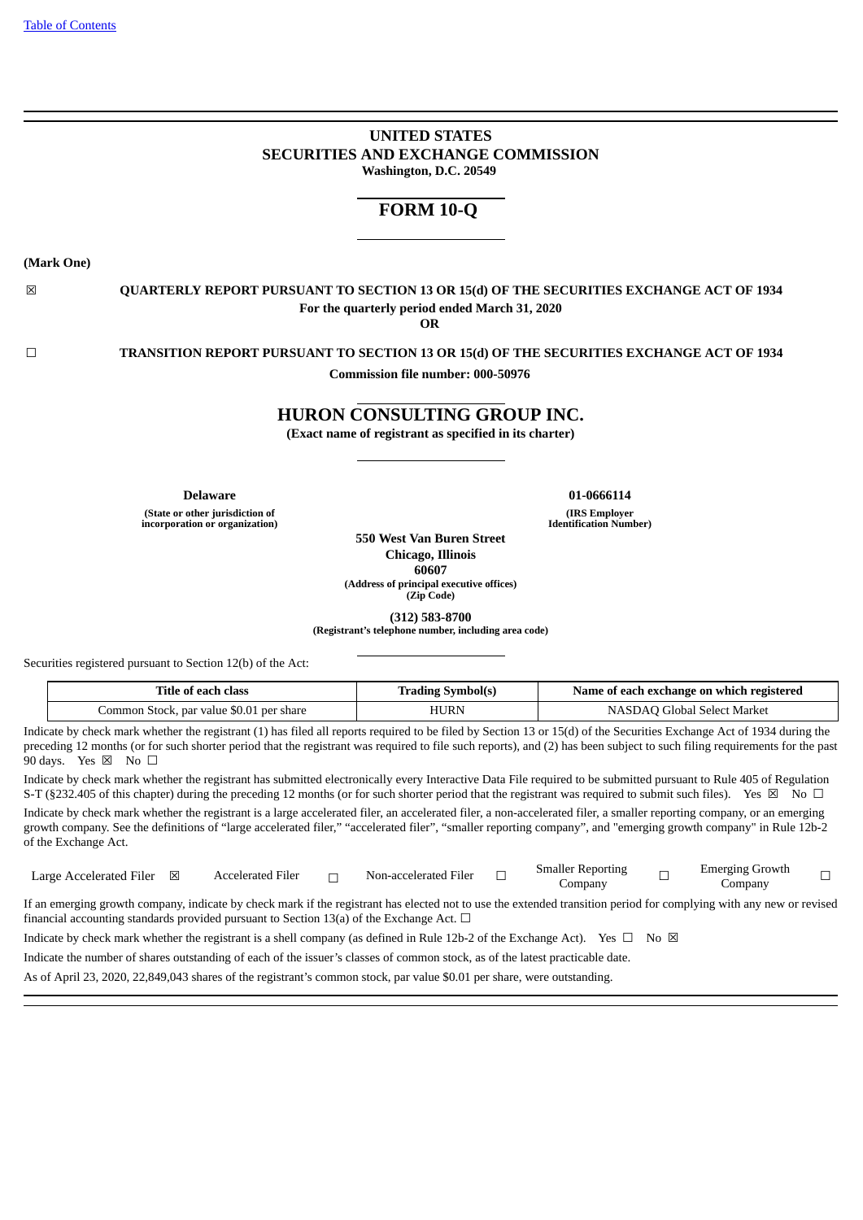Table of Contents

# UNITED STATES
# SECURITIES AND EXCHANGE COMMISSION
**Washington, D.C. 20549**

# FORM 10-Q

**(Mark One)**

☒ **QUARTERLY REPORT PURSUANT TO SECTION 13 OR 15(d) OF THE SECURITIES EXCHANGE ACT OF 1934**
**For the quarterly period ended March 31, 2020**
**OR**

☐ **TRANSITION REPORT PURSUANT TO SECTION 13 OR 15(d) OF THE SECURITIES EXCHANGE ACT OF 1934**

**Commission file number: 000-50976**

# HURON CONSULTING GROUP INC.
**(Exact name of registrant as specified in its charter)**

| **Delaware** | **01-0666114** |
|---|---|
| **(State or other jurisdiction of incorporation or organization)** | **(IRS Employer Identification Number)** |

**550 West Van Buren Street**
**Chicago, Illinois**
**60607**
**(Address of principal executive offices)**
**(Zip Code)**

**(312) 583-8700**
**(Registrant's telephone number, including area code)**

Securities registered pursuant to Section 12(b) of the Act:

| Title of each class | Trading Symbol(s) | Name of each exchange on which registered |
|---|---|---|
| Common Stock, par value $0.01 per share | HURN | NASDAQ Global Select Market |

Indicate by check mark whether the registrant (1) has filed all reports required to be filed by Section 13 or 15(d) of the Securities Exchange Act of 1934 during the preceding 12 months (or for such shorter period that the registrant was required to file such reports), and (2) has been subject to such filing requirements for the past 90 days. Yes ☒ No ☐

Indicate by check mark whether the registrant has submitted electronically every Interactive Data File required to be submitted pursuant to Rule 405 of Regulation S-T (§232.405 of this chapter) during the preceding 12 months (or for such shorter period that the registrant was required to submit such files). Yes ☒ No ☐

Indicate by check mark whether the registrant is a large accelerated filer, an accelerated filer, a non-accelerated filer, a smaller reporting company, or an emerging growth company. See the definitions of "large accelerated filer," "accelerated filer", "smaller reporting company", and "emerging growth company" in Rule 12b-2 of the Exchange Act.

| Large Accelerated Filer | ☒ | Accelerated Filer | ☐ | Non-accelerated Filer | ☐ | Smaller Reporting Company | ☐ | Emerging Growth Company | ☐ |
|---|---|---|---|---|---|---|---|---|---|

If an emerging growth company, indicate by check mark if the registrant has elected not to use the extended transition period for complying with any new or revised financial accounting standards provided pursuant to Section 13(a) of the Exchange Act. ☐

Indicate by check mark whether the registrant is a shell company (as defined in Rule 12b-2 of the Exchange Act). Yes ☐ No ☒

Indicate the number of shares outstanding of each of the issuer's classes of common stock, as of the latest practicable date.

As of April 23, 2020, 22,849,043 shares of the registrant's common stock, par value $0.01 per share, were outstanding.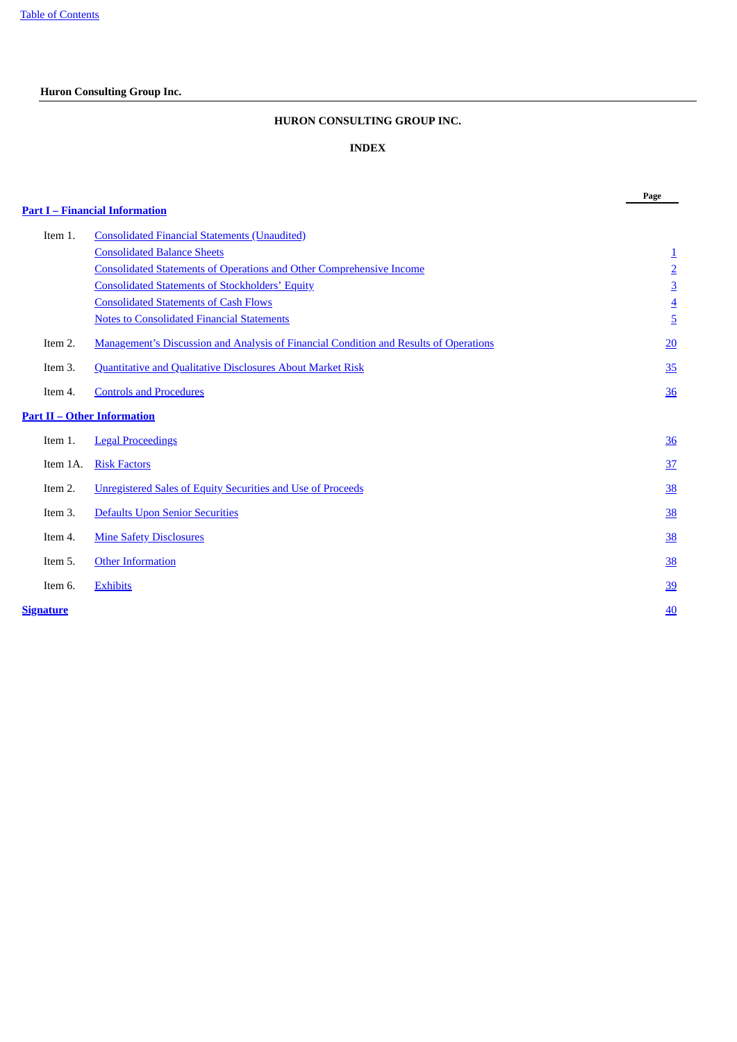**Huron Consulting Group Inc.**

# HURON CONSULTING GROUP INC.

## INDEX

| | | Page |
|---|---|---|
| **Part I – Financial Information** | | |
| Item 1. | Consolidated Financial Statements (Unaudited) | |
| | Consolidated Balance Sheets | 1 |
| | Consolidated Statements of Operations and Other Comprehensive Income | 2 |
| | Consolidated Statements of Stockholders' Equity | 3 |
| | Consolidated Statements of Cash Flows | 4 |
| | Notes to Consolidated Financial Statements | 5 |
| Item 2. | Management's Discussion and Analysis of Financial Condition and Results of Operations | 20 |
| Item 3. | Quantitative and Qualitative Disclosures About Market Risk | 35 |
| Item 4. | Controls and Procedures | 36 |
| **Part II – Other Information** | | |
| Item 1. | Legal Proceedings | 36 |
| Item 1A. | Risk Factors | 37 |
| Item 2. | Unregistered Sales of Equity Securities and Use of Proceeds | 38 |
| Item 3. | Defaults Upon Senior Securities | 38 |
| Item 4. | Mine Safety Disclosures | 38 |
| Item 5. | Other Information | 38 |
| Item 6. | Exhibits | 39 |
| **Signature** | | 40 |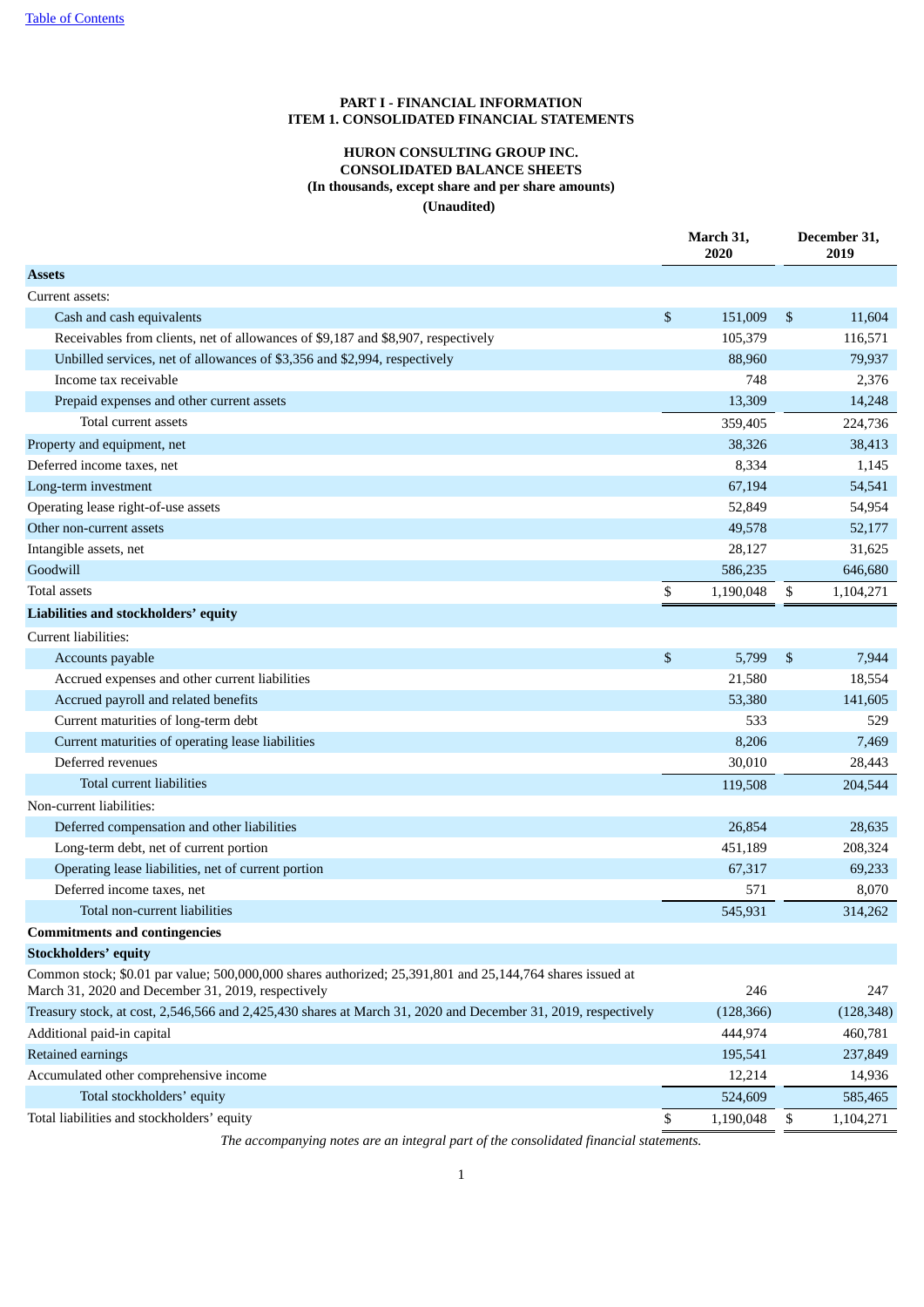# PART I - FINANCIAL INFORMATION

# ITEM 1. CONSOLIDATED FINANCIAL STATEMENTS

## HURON CONSULTING GROUP INC.
## CONSOLIDATED BALANCE SHEETS
### (In thousands, except share and per share amounts)
### (Unaudited)

| | March 31, 2020 | December 31, 2019 |
|---|---|---|
| **Assets** | | |
| Current assets: | | |
| Cash and cash equivalents | $ 151,009 | $ 11,604 |
| Receivables from clients, net of allowances of $9,187 and $8,907, respectively | 105,379 | 116,571 |
| Unbilled services, net of allowances of $3,356 and $2,994, respectively | 88,960 | 79,937 |
| Income tax receivable | 748 | 2,376 |
| Prepaid expenses and other current assets | 13,309 | 14,248 |
| Total current assets | 359,405 | 224,736 |
| Property and equipment, net | 38,326 | 38,413 |
| Deferred income taxes, net | 8,334 | 1,145 |
| Long-term investment | 67,194 | 54,541 |
| Operating lease right-of-use assets | 52,849 | 54,954 |
| Other non-current assets | 49,578 | 52,177 |
| Intangible assets, net | 28,127 | 31,625 |
| Goodwill | 586,235 | 646,680 |
| Total assets | $ 1,190,048 | $ 1,104,271 |
| **Liabilities and stockholders' equity** | | |
| Current liabilities: | | |
| Accounts payable | $ 5,799 | $ 7,944 |
| Accrued expenses and other current liabilities | 21,580 | 18,554 |
| Accrued payroll and related benefits | 53,380 | 141,605 |
| Current maturities of long-term debt | 533 | 529 |
| Current maturities of operating lease liabilities | 8,206 | 7,469 |
| Deferred revenues | 30,010 | 28,443 |
| Total current liabilities | 119,508 | 204,544 |
| Non-current liabilities: | | |
| Deferred compensation and other liabilities | 26,854 | 28,635 |
| Long-term debt, net of current portion | 451,189 | 208,324 |
| Operating lease liabilities, net of current portion | 67,317 | 69,233 |
| Deferred income taxes, net | 571 | 8,070 |
| Total non-current liabilities | 545,931 | 314,262 |
| **Commitments and contingencies** | | |
| **Stockholders' equity** | | |
| Common stock; $0.01 par value; 500,000,000 shares authorized; 25,391,801 and 25,144,764 shares issued at March 31, 2020 and December 31, 2019, respectively | 246 | 247 |
| Treasury stock, at cost, 2,546,566 and 2,425,430 shares at March 31, 2020 and December 31, 2019, respectively | (128,366) | (128,348) |
| Additional paid-in capital | 444,974 | 460,781 |
| Retained earnings | 195,541 | 237,849 |
| Accumulated other comprehensive income | 12,214 | 14,936 |
| Total stockholders' equity | 524,609 | 585,465 |
| Total liabilities and stockholders' equity | $ 1,190,048 | $ 1,104,271 |

*The accompanying notes are an integral part of the consolidated financial statements.*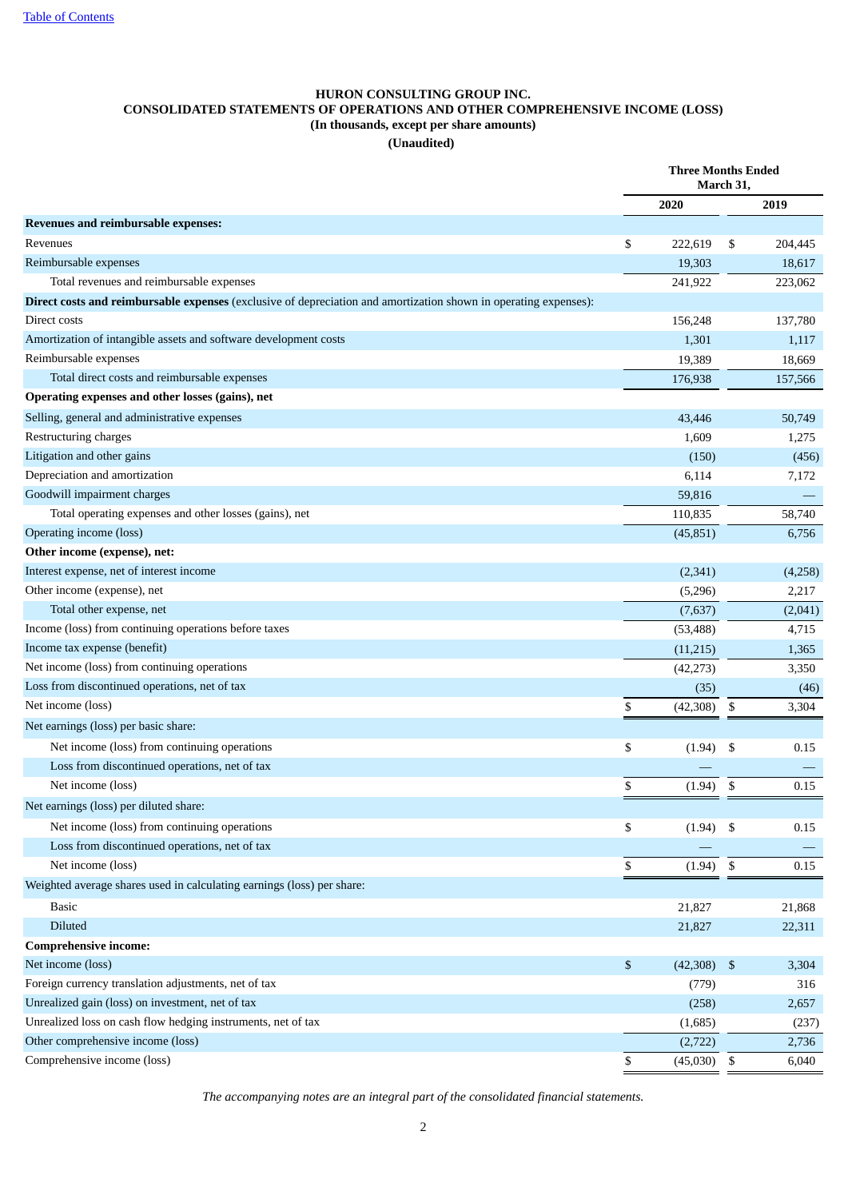# HURON CONSULTING GROUP INC.
## CONSOLIDATED STATEMENTS OF OPERATIONS AND OTHER COMPREHENSIVE INCOME (LOSS)
### (In thousands, except per share amounts)
### (Unaudited)

| | Three Months Ended March 31, | |
|---|---|---|
| | 2020 | 2019 |
| **Revenues and reimbursable expenses:** | | |
| Revenues | $ 222,619 | $ 204,445 |
| Reimbursable expenses | 19,303 | 18,617 |
| Total revenues and reimbursable expenses | 241,922 | 223,062 |
| **Direct costs and reimbursable expenses** (exclusive of depreciation and amortization shown in operating expenses): | | |
| Direct costs | 156,248 | 137,780 |
| Amortization of intangible assets and software development costs | 1,301 | 1,117 |
| Reimbursable expenses | 19,389 | 18,669 |
| Total direct costs and reimbursable expenses | 176,938 | 157,566 |
| **Operating expenses and other losses (gains), net** | | |
| Selling, general and administrative expenses | 43,446 | 50,749 |
| Restructuring charges | 1,609 | 1,275 |
| Litigation and other gains | (150) | (456) |
| Depreciation and amortization | 6,114 | 7,172 |
| Goodwill impairment charges | 59,816 | — |
| Total operating expenses and other losses (gains), net | 110,835 | 58,740 |
| Operating income (loss) | (45,851) | 6,756 |
| **Other income (expense), net:** | | |
| Interest expense, net of interest income | (2,341) | (4,258) |
| Other income (expense), net | (5,296) | 2,217 |
| Total other expense, net | (7,637) | (2,041) |
| Income (loss) from continuing operations before taxes | (53,488) | 4,715 |
| Income tax expense (benefit) | (11,215) | 1,365 |
| Net income (loss) from continuing operations | (42,273) | 3,350 |
| Loss from discontinued operations, net of tax | (35) | (46) |
| Net income (loss) | $ (42,308) | $ 3,304 |
| Net earnings (loss) per basic share: | | |
| Net income (loss) from continuing operations | $ (1.94) | $ 0.15 |
| Loss from discontinued operations, net of tax | — | — |
| Net income (loss) | $ (1.94) | $ 0.15 |
| Net earnings (loss) per diluted share: | | |
| Net income (loss) from continuing operations | $ (1.94) | $ 0.15 |
| Loss from discontinued operations, net of tax | — | — |
| Net income (loss) | $ (1.94) | $ 0.15 |
| Weighted average shares used in calculating earnings (loss) per share: | | |
| Basic | 21,827 | 21,868 |
| Diluted | 21,827 | 22,311 |
| **Comprehensive income:** | | |
| Net income (loss) | $ (42,308) | $ 3,304 |
| Foreign currency translation adjustments, net of tax | (779) | 316 |
| Unrealized gain (loss) on investment, net of tax | (258) | 2,657 |
| Unrealized loss on cash flow hedging instruments, net of tax | (1,685) | (237) |
| Other comprehensive income (loss) | (2,722) | 2,736 |
| Comprehensive income (loss) | $ (45,030) | $ 6,040 |

*The accompanying notes are an integral part of the consolidated financial statements.*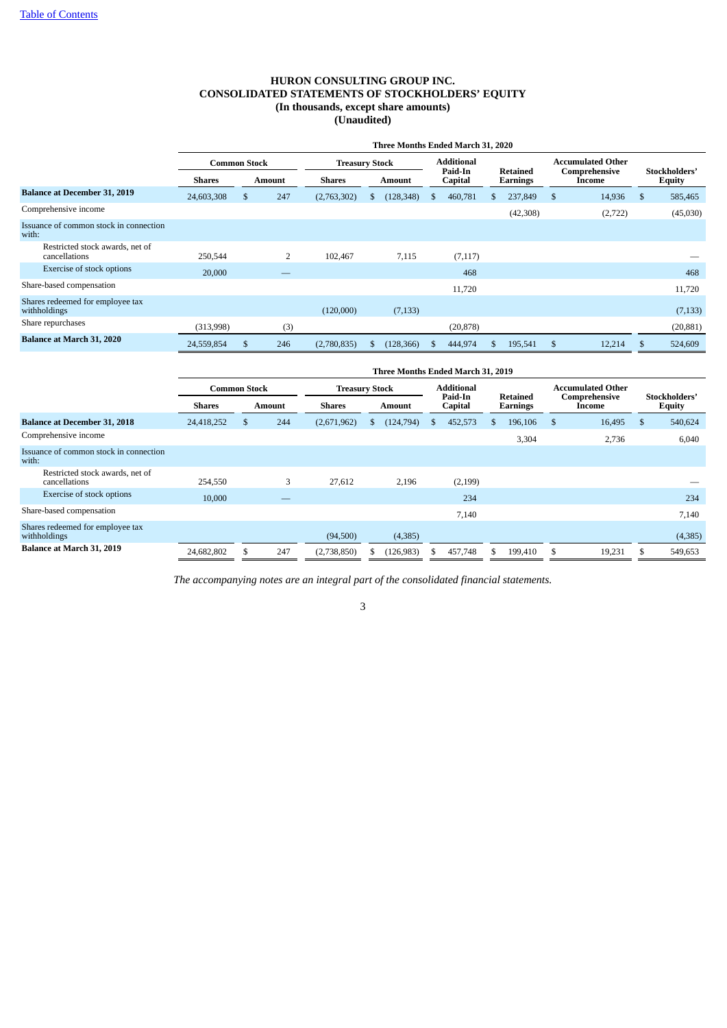[Table of Contents](#)

# HURON CONSULTING GROUP INC.
## CONSOLIDATED STATEMENTS OF STOCKHOLDERS' EQUITY
### (In thousands, except share amounts)
### (Unaudited)

| | Three Months Ended March 31, 2020 | | | | | | | |
|---|---|---|---|---|---|---|---|---|
| | Common Stock | | Treasury Stock | | Additional Paid-In Capital | Retained Earnings | Accumulated Other Comprehensive Income | Stockholders' Equity |
| | Shares | Amount | Shares | Amount | | | | |
| **Balance at December 31, 2019** | 24,603,308 | $ 247 | (2,763,302) | $ (128,348) | $ 460,781 | $ 237,849 | $ 14,936 | $ 585,465 |
| Comprehensive income | | | | | | (42,308) | (2,722) | (45,030) |
| Issuance of common stock in connection with: | | | | | | | | |
| Restricted stock awards, net of cancellations | 250,544 | 2 | 102,467 | 7,115 | (7,117) | | | — |
| Exercise of stock options | 20,000 | — | | | 468 | | | 468 |
| Share-based compensation | | | | | 11,720 | | | 11,720 |
| Shares redeemed for employee tax withholdings | | | (120,000) | (7,133) | | | | (7,133) |
| Share repurchases | (313,998) | (3) | | | (20,878) | | | (20,881) |
| **Balance at March 31, 2020** | 24,559,854 | $ 246 | (2,780,835) | $ (128,366) | $ 444,974 | $ 195,541 | $ 12,214 | $ 524,609 |

| | Three Months Ended March 31, 2019 | | | | | | | |
|---|---|---|---|---|---|---|---|---|
| | Common Stock | | Treasury Stock | | Additional Paid-In Capital | Retained Earnings | Accumulated Other Comprehensive Income | Stockholders' Equity |
| | Shares | Amount | Shares | Amount | | | | |
| **Balance at December 31, 2018** | 24,418,252 | $ 244 | (2,671,962) | $ (124,794) | $ 452,573 | $ 196,106 | $ 16,495 | $ 540,624 |
| Comprehensive income | | | | | | 3,304 | 2,736 | 6,040 |
| Issuance of common stock in connection with: | | | | | | | | |
| Restricted stock awards, net of cancellations | 254,550 | 3 | 27,612 | 2,196 | (2,199) | | | — |
| Exercise of stock options | 10,000 | — | | | 234 | | | 234 |
| Share-based compensation | | | | | 7,140 | | | 7,140 |
| Shares redeemed for employee tax withholdings | | | (94,500) | (4,385) | | | | (4,385) |
| **Balance at March 31, 2019** | 24,682,802 | $ 247 | (2,738,850) | $ (126,983) | $ 457,748 | $ 199,410 | $ 19,231 | $ 549,653 |

*The accompanying notes are an integral part of the consolidated financial statements.*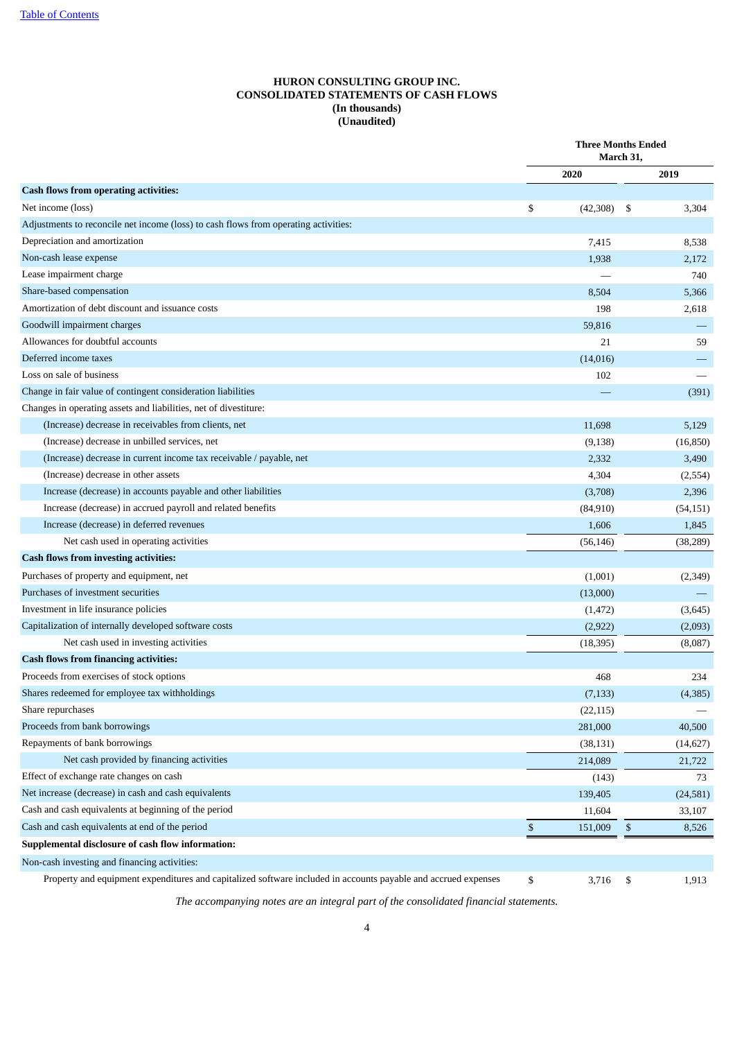**HURON CONSULTING GROUP INC.**
**CONSOLIDATED STATEMENTS OF CASH FLOWS**
**(In thousands)**
**(Unaudited)**

| | Three Months Ended March 31, | |
|---|---|---|
| | 2020 | 2019 |
| **Cash flows from operating activities:** | | |
| Net income (loss) | $ (42,308) | $ 3,304 |
| Adjustments to reconcile net income (loss) to cash flows from operating activities: | | |
| Depreciation and amortization | 7,415 | 8,538 |
| Non-cash lease expense | 1,938 | 2,172 |
| Lease impairment charge | — | 740 |
| Share-based compensation | 8,504 | 5,366 |
| Amortization of debt discount and issuance costs | 198 | 2,618 |
| Goodwill impairment charges | 59,816 | — |
| Allowances for doubtful accounts | 21 | 59 |
| Deferred income taxes | (14,016) | — |
| Loss on sale of business | 102 | — |
| Change in fair value of contingent consideration liabilities | — | (391) |
| Changes in operating assets and liabilities, net of divestiture: | | |
| (Increase) decrease in receivables from clients, net | 11,698 | 5,129 |
| (Increase) decrease in unbilled services, net | (9,138) | (16,850) |
| (Increase) decrease in current income tax receivable / payable, net | 2,332 | 3,490 |
| (Increase) decrease in other assets | 4,304 | (2,554) |
| Increase (decrease) in accounts payable and other liabilities | (3,708) | 2,396 |
| Increase (decrease) in accrued payroll and related benefits | (84,910) | (54,151) |
| Increase (decrease) in deferred revenues | 1,606 | 1,845 |
| Net cash used in operating activities | (56,146) | (38,289) |
| **Cash flows from investing activities:** | | |
| Purchases of property and equipment, net | (1,001) | (2,349) |
| Purchases of investment securities | (13,000) | — |
| Investment in life insurance policies | (1,472) | (3,645) |
| Capitalization of internally developed software costs | (2,922) | (2,093) |
| Net cash used in investing activities | (18,395) | (8,087) |
| **Cash flows from financing activities:** | | |
| Proceeds from exercises of stock options | 468 | 234 |
| Shares redeemed for employee tax withholdings | (7,133) | (4,385) |
| Share repurchases | (22,115) | — |
| Proceeds from bank borrowings | 281,000 | 40,500 |
| Repayments of bank borrowings | (38,131) | (14,627) |
| Net cash provided by financing activities | 214,089 | 21,722 |
| Effect of exchange rate changes on cash | (143) | 73 |
| Net increase (decrease) in cash and cash equivalents | 139,405 | (24,581) |
| Cash and cash equivalents at beginning of the period | 11,604 | 33,107 |
| Cash and cash equivalents at end of the period | $ 151,009 | $ 8,526 |
| **Supplemental disclosure of cash flow information:** | | |
| Non-cash investing and financing activities: | | |
| Property and equipment expenditures and capitalized software included in accounts payable and accrued expenses | $ 3,716 | $ 1,913 |

*The accompanying notes are an integral part of the consolidated financial statements.*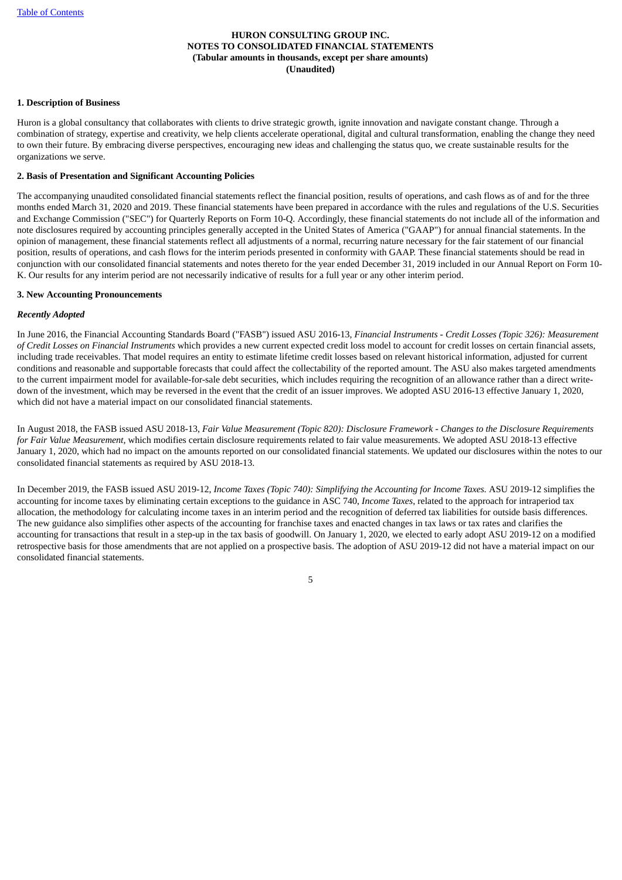**HURON CONSULTING GROUP INC.**
**NOTES TO CONSOLIDATED FINANCIAL STATEMENTS**
**(Tabular amounts in thousands, except per share amounts)**
**(Unaudited)**

**1. Description of Business**

Huron is a global consultancy that collaborates with clients to drive strategic growth, ignite innovation and navigate constant change. Through a combination of strategy, expertise and creativity, we help clients accelerate operational, digital and cultural transformation, enabling the change they need to own their future. By embracing diverse perspectives, encouraging new ideas and challenging the status quo, we create sustainable results for the organizations we serve.

**2. Basis of Presentation and Significant Accounting Policies**

The accompanying unaudited consolidated financial statements reflect the financial position, results of operations, and cash flows as of and for the three months ended March 31, 2020 and 2019. These financial statements have been prepared in accordance with the rules and regulations of the U.S. Securities and Exchange Commission ("SEC") for Quarterly Reports on Form 10-Q. Accordingly, these financial statements do not include all of the information and note disclosures required by accounting principles generally accepted in the United States of America ("GAAP") for annual financial statements. In the opinion of management, these financial statements reflect all adjustments of a normal, recurring nature necessary for the fair statement of our financial position, results of operations, and cash flows for the interim periods presented in conformity with GAAP. These financial statements should be read in conjunction with our consolidated financial statements and notes thereto for the year ended December 31, 2019 included in our Annual Report on Form 10-K. Our results for any interim period are not necessarily indicative of results for a full year or any other interim period.

**3. New Accounting Pronouncements**

***Recently Adopted***

In June 2016, the Financial Accounting Standards Board ("FASB") issued ASU 2016-13, *Financial Instruments - Credit Losses (Topic 326): Measurement of Credit Losses on Financial Instruments* which provides a new current expected credit loss model to account for credit losses on certain financial assets, including trade receivables. That model requires an entity to estimate lifetime credit losses based on relevant historical information, adjusted for current conditions and reasonable and supportable forecasts that could affect the collectability of the reported amount. The ASU also makes targeted amendments to the current impairment model for available-for-sale debt securities, which includes requiring the recognition of an allowance rather than a direct write-down of the investment, which may be reversed in the event that the credit of an issuer improves. We adopted ASU 2016-13 effective January 1, 2020, which did not have a material impact on our consolidated financial statements.

In August 2018, the FASB issued ASU 2018-13, *Fair Value Measurement (Topic 820): Disclosure Framework - Changes to the Disclosure Requirements for Fair Value Measurement,* which modifies certain disclosure requirements related to fair value measurements. We adopted ASU 2018-13 effective January 1, 2020, which had no impact on the amounts reported on our consolidated financial statements. We updated our disclosures within the notes to our consolidated financial statements as required by ASU 2018-13.

In December 2019, the FASB issued ASU 2019-12, *Income Taxes (Topic 740): Simplifying the Accounting for Income Taxes.* ASU 2019-12 simplifies the accounting for income taxes by eliminating certain exceptions to the guidance in ASC 740, *Income Taxes*, related to the approach for intraperiod tax allocation, the methodology for calculating income taxes in an interim period and the recognition of deferred tax liabilities for outside basis differences. The new guidance also simplifies other aspects of the accounting for franchise taxes and enacted changes in tax laws or tax rates and clarifies the accounting for transactions that result in a step-up in the tax basis of goodwill. On January 1, 2020, we elected to early adopt ASU 2019-12 on a modified retrospective basis for those amendments that are not applied on a prospective basis. The adoption of ASU 2019-12 did not have a material impact on our consolidated financial statements.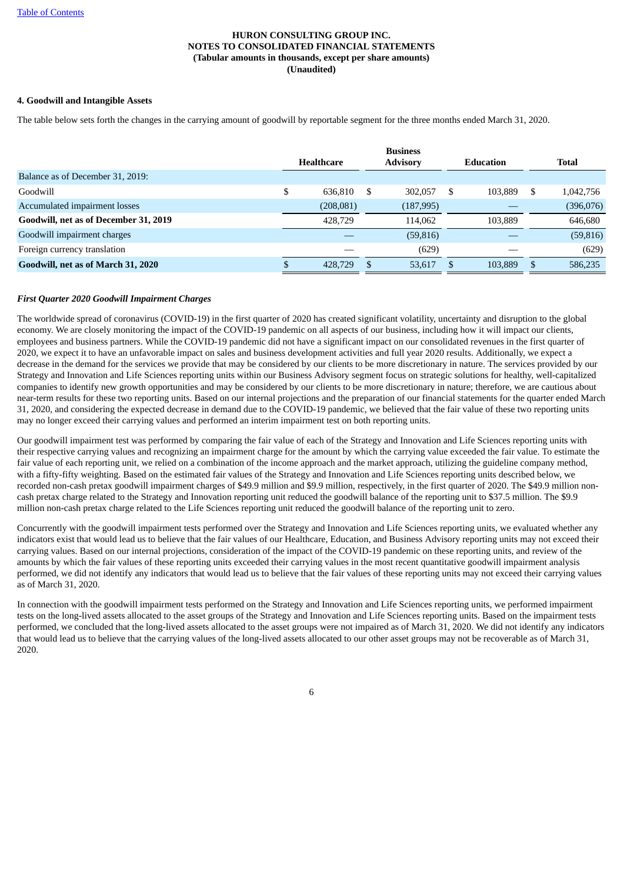HURON CONSULTING GROUP INC.
NOTES TO CONSOLIDATED FINANCIAL STATEMENTS
(Tabular amounts in thousands, except per share amounts)
(Unaudited)

**4. Goodwill and Intangible Assets**

The table below sets forth the changes in the carrying amount of goodwill by reportable segment for the three months ended March 31, 2020.

| | Healthcare | Business Advisory | Education | Total |
|---|---|---|---|---|
| Balance as of December 31, 2019: | | | | |
| Goodwill | $ 636,810 | $ 302,057 | $ 103,889 | $ 1,042,756 |
| Accumulated impairment losses | (208,081) | (187,995) | — | (396,076) |
| **Goodwill, net as of December 31, 2019** | 428,729 | 114,062 | 103,889 | 646,680 |
| Goodwill impairment charges | — | (59,816) | — | (59,816) |
| Foreign currency translation | — | (629) | — | (629) |
| **Goodwill, net as of March 31, 2020** | $ 428,729 | $ 53,617 | $ 103,889 | $ 586,235 |

***First Quarter 2020 Goodwill Impairment Charges***

The worldwide spread of coronavirus (COVID-19) in the first quarter of 2020 has created significant volatility, uncertainty and disruption to the global economy. We are closely monitoring the impact of the COVID-19 pandemic on all aspects of our business, including how it will impact our clients, employees and business partners. While the COVID-19 pandemic did not have a significant impact on our consolidated revenues in the first quarter of 2020, we expect it to have an unfavorable impact on sales and business development activities and full year 2020 results. Additionally, we expect a decrease in the demand for the services we provide that may be considered by our clients to be more discretionary in nature. The services provided by our Strategy and Innovation and Life Sciences reporting units within our Business Advisory segment focus on strategic solutions for healthy, well-capitalized companies to identify new growth opportunities and may be considered by our clients to be more discretionary in nature; therefore, we are cautious about near-term results for these two reporting units. Based on our internal projections and the preparation of our financial statements for the quarter ended March 31, 2020, and considering the expected decrease in demand due to the COVID-19 pandemic, we believed that the fair value of these two reporting units may no longer exceed their carrying values and performed an interim impairment test on both reporting units.

Our goodwill impairment test was performed by comparing the fair value of each of the Strategy and Innovation and Life Sciences reporting units with their respective carrying values and recognizing an impairment charge for the amount by which the carrying value exceeded the fair value. To estimate the fair value of each reporting unit, we relied on a combination of the income approach and the market approach, utilizing the guideline company method, with a fifty-fifty weighting. Based on the estimated fair values of the Strategy and Innovation and Life Sciences reporting units described below, we recorded non-cash pretax goodwill impairment charges of $49.9 million and $9.9 million, respectively, in the first quarter of 2020. The $49.9 million non-cash pretax charge related to the Strategy and Innovation reporting unit reduced the goodwill balance of the reporting unit to $37.5 million. The $9.9 million non-cash pretax charge related to the Life Sciences reporting unit reduced the goodwill balance of the reporting unit to zero.

Concurrently with the goodwill impairment tests performed over the Strategy and Innovation and Life Sciences reporting units, we evaluated whether any indicators exist that would lead us to believe that the fair values of our Healthcare, Education, and Business Advisory reporting units may not exceed their carrying values. Based on our internal projections, consideration of the impact of the COVID-19 pandemic on these reporting units, and review of the amounts by which the fair values of these reporting units exceeded their carrying values in the most recent quantitative goodwill impairment analysis performed, we did not identify any indicators that would lead us to believe that the fair values of these reporting units may not exceed their carrying values as of March 31, 2020.

In connection with the goodwill impairment tests performed on the Strategy and Innovation and Life Sciences reporting units, we performed impairment tests on the long-lived assets allocated to the asset groups of the Strategy and Innovation and Life Sciences reporting units. Based on the impairment tests performed, we concluded that the long-lived assets allocated to the asset groups were not impaired as of March 31, 2020. We did not identify any indicators that would lead us to believe that the carrying values of the long-lived assets allocated to our other asset groups may not be recoverable as of March 31, 2020.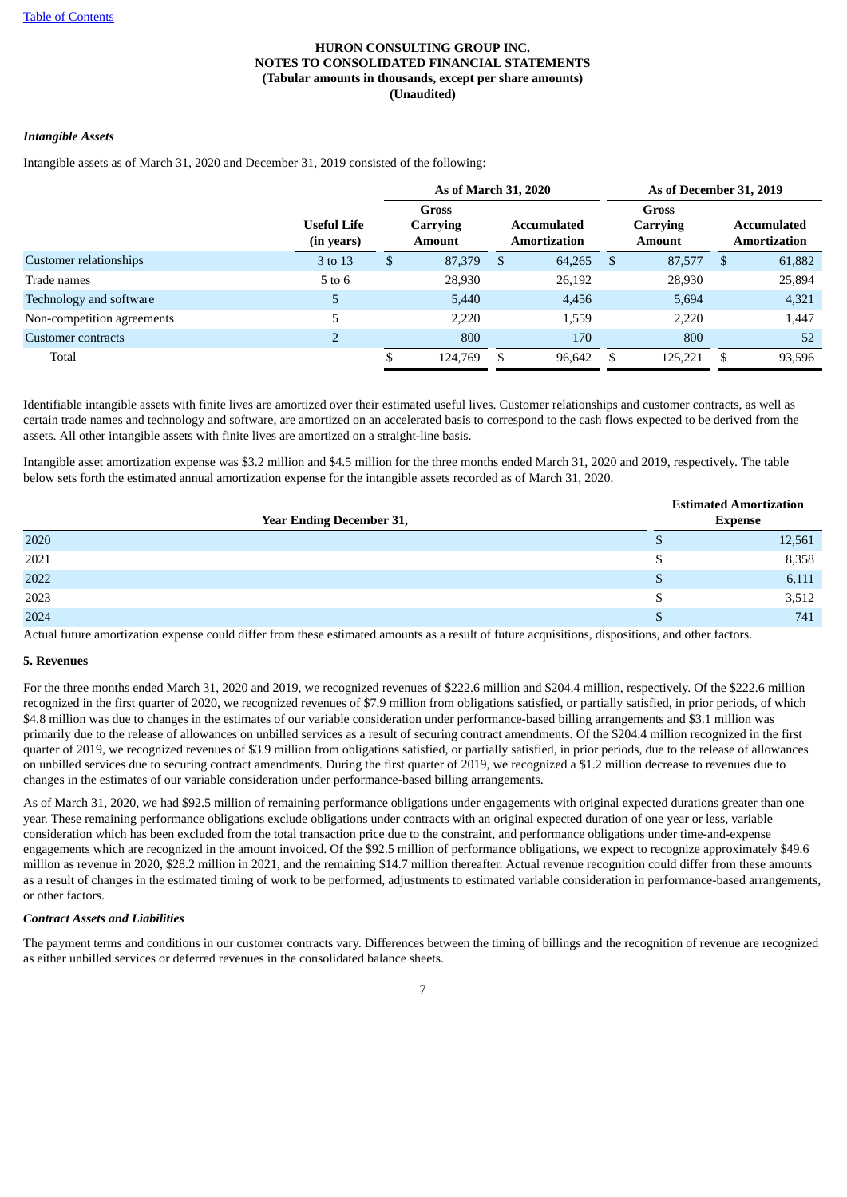**HURON CONSULTING GROUP INC.**
**NOTES TO CONSOLIDATED FINANCIAL STATEMENTS**
**(Tabular amounts in thousands, except per share amounts)**
**(Unaudited)**

***Intangible Assets***

Intangible assets as of March 31, 2020 and December 31, 2019 consisted of the following:

| | | As of March 31, 2020 | | As of December 31, 2019 | |
|---|---|---|---|---|---|
| | Useful Life (in years) | Gross Carrying Amount | Accumulated Amortization | Gross Carrying Amount | Accumulated Amortization |
| Customer relationships | 3 to 13 | $ 87,379 | $ 64,265 | $ 87,577 | $ 61,882 |
| Trade names | 5 to 6 | 28,930 | 26,192 | 28,930 | 25,894 |
| Technology and software | 5 | 5,440 | 4,456 | 5,694 | 4,321 |
| Non-competition agreements | 5 | 2,220 | 1,559 | 2,220 | 1,447 |
| Customer contracts | 2 | 800 | 170 | 800 | 52 |
| Total | | $ 124,769 | $ 96,642 | $ 125,221 | $ 93,596 |

Identifiable intangible assets with finite lives are amortized over their estimated useful lives. Customer relationships and customer contracts, as well as certain trade names and technology and software, are amortized on an accelerated basis to correspond to the cash flows expected to be derived from the assets. All other intangible assets with finite lives are amortized on a straight-line basis.

Intangible asset amortization expense was $3.2 million and $4.5 million for the three months ended March 31, 2020 and 2019, respectively. The table below sets forth the estimated annual amortization expense for the intangible assets recorded as of March 31, 2020.

| Year Ending December 31, | Estimated Amortization Expense |
|---|---|
| 2020 | $ 12,561 |
| 2021 | $ 8,358 |
| 2022 | $ 6,111 |
| 2023 | $ 3,512 |
| 2024 | $ 741 |

Actual future amortization expense could differ from these estimated amounts as a result of future acquisitions, dispositions, and other factors.

**5. Revenues**

For the three months ended March 31, 2020 and 2019, we recognized revenues of $222.6 million and $204.4 million, respectively. Of the $222.6 million recognized in the first quarter of 2020, we recognized revenues of $7.9 million from obligations satisfied, or partially satisfied, in prior periods, of which $4.8 million was due to changes in the estimates of our variable consideration under performance-based billing arrangements and $3.1 million was primarily due to the release of allowances on unbilled services as a result of securing contract amendments. Of the $204.4 million recognized in the first quarter of 2019, we recognized revenues of $3.9 million from obligations satisfied, or partially satisfied, in prior periods, due to the release of allowances on unbilled services due to securing contract amendments. During the first quarter of 2019, we recognized a $1.2 million decrease to revenues due to changes in the estimates of our variable consideration under performance-based billing arrangements.

As of March 31, 2020, we had $92.5 million of remaining performance obligations under engagements with original expected durations greater than one year. These remaining performance obligations exclude obligations under contracts with an original expected duration of one year or less, variable consideration which has been excluded from the total transaction price due to the constraint, and performance obligations under time-and-expense engagements which are recognized in the amount invoiced. Of the $92.5 million of performance obligations, we expect to recognize approximately $49.6 million as revenue in 2020, $28.2 million in 2021, and the remaining $14.7 million thereafter. Actual revenue recognition could differ from these amounts as a result of changes in the estimated timing of work to be performed, adjustments to estimated variable consideration in performance-based arrangements, or other factors.

***Contract Assets and Liabilities***

The payment terms and conditions in our customer contracts vary. Differences between the timing of billings and the recognition of revenue are recognized as either unbilled services or deferred revenues in the consolidated balance sheets.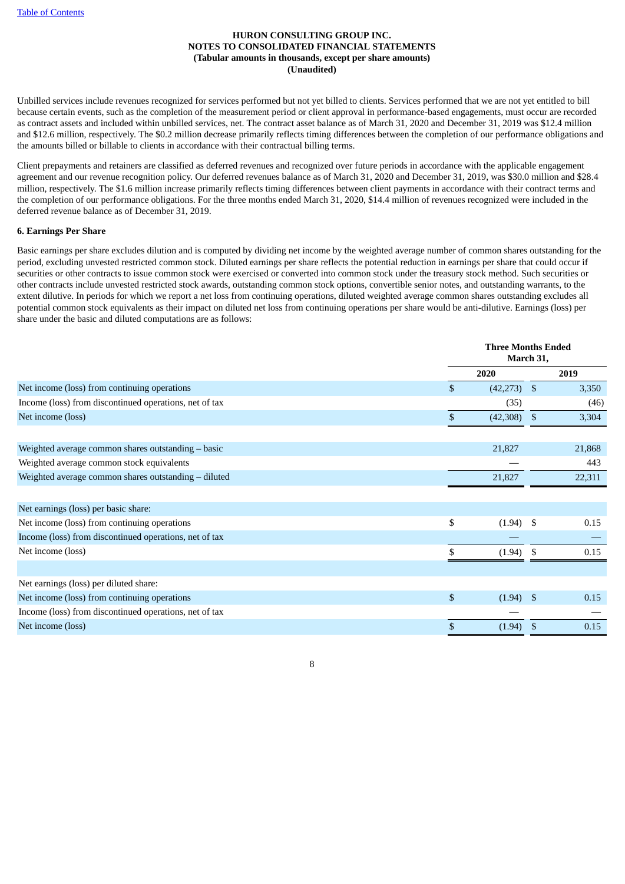Table of Contents

**HURON CONSULTING GROUP INC.**
**NOTES TO CONSOLIDATED FINANCIAL STATEMENTS**
**(Tabular amounts in thousands, except per share amounts)**
**(Unaudited)**

Unbilled services include revenues recognized for services performed but not yet billed to clients. Services performed that we are not yet entitled to bill because certain events, such as the completion of the measurement period or client approval in performance-based engagements, must occur are recorded as contract assets and included within unbilled services, net. The contract asset balance as of March 31, 2020 and December 31, 2019 was $12.4 million and $12.6 million, respectively. The $0.2 million decrease primarily reflects timing differences between the completion of our performance obligations and the amounts billed or billable to clients in accordance with their contractual billing terms.

Client prepayments and retainers are classified as deferred revenues and recognized over future periods in accordance with the applicable engagement agreement and our revenue recognition policy. Our deferred revenues balance as of March 31, 2020 and December 31, 2019, was $30.0 million and $28.4 million, respectively. The $1.6 million increase primarily reflects timing differences between client payments in accordance with their contract terms and the completion of our performance obligations. For the three months ended March 31, 2020, $14.4 million of revenues recognized were included in the deferred revenue balance as of December 31, 2019.

**6. Earnings Per Share**

Basic earnings per share excludes dilution and is computed by dividing net income by the weighted average number of common shares outstanding for the period, excluding unvested restricted common stock. Diluted earnings per share reflects the potential reduction in earnings per share that could occur if securities or other contracts to issue common stock were exercised or converted into common stock under the treasury stock method. Such securities or other contracts include unvested restricted stock awards, outstanding common stock options, convertible senior notes, and outstanding warrants, to the extent dilutive. In periods for which we report a net loss from continuing operations, diluted weighted average common shares outstanding excludes all potential common stock equivalents as their impact on diluted net loss from continuing operations per share would be anti-dilutive. Earnings (loss) per share under the basic and diluted computations are as follows:

| | Three Months Ended March 31, | |
|---|---|---|
| | 2020 | 2019 |
| Net income (loss) from continuing operations | $ (42,273) | $ 3,350 |
| Income (loss) from discontinued operations, net of tax | (35) | (46) |
| Net income (loss) | $ (42,308) | $ 3,304 |
| | | |
| Weighted average common shares outstanding – basic | 21,827 | 21,868 |
| Weighted average common stock equivalents | — | 443 |
| Weighted average common shares outstanding – diluted | 21,827 | 22,311 |
| | | |
| Net earnings (loss) per basic share: | | |
| Net income (loss) from continuing operations | $ (1.94) | $ 0.15 |
| Income (loss) from discontinued operations, net of tax | — | — |
| Net income (loss) | $ (1.94) | $ 0.15 |
| | | |
| Net earnings (loss) per diluted share: | | |
| Net income (loss) from continuing operations | $ (1.94) | $ 0.15 |
| Income (loss) from discontinued operations, net of tax | — | — |
| Net income (loss) | $ (1.94) | $ 0.15 |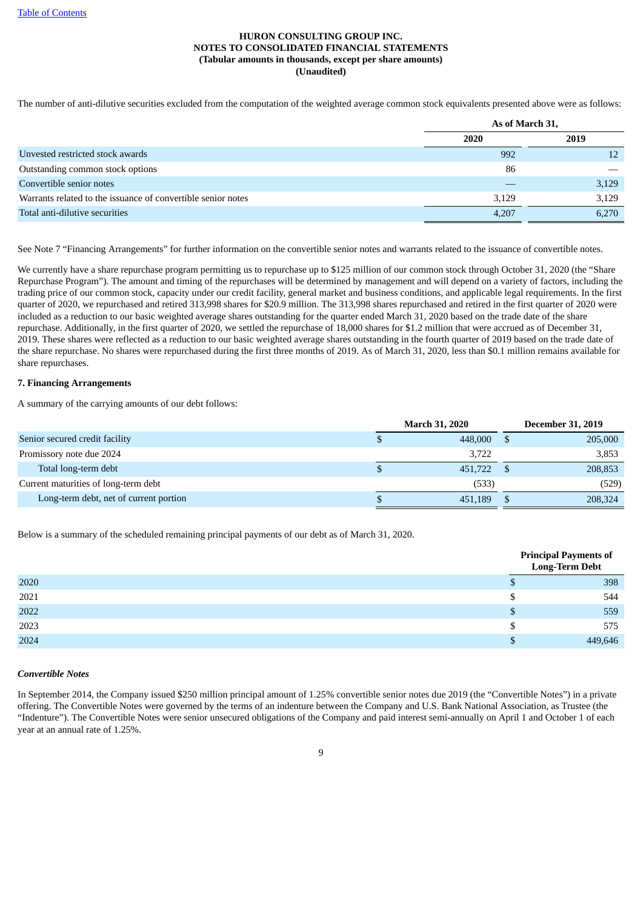The number of anti-dilutive securities excluded from the computation of the weighted average common stock equivalents presented above were as follows:

| | As of March 31, | |
|---|---|---|
| | 2020 | 2019 |
| Unvested restricted stock awards | 992 | 12 |
| Outstanding common stock options | 86 | — |
| Convertible senior notes | — | 3,129 |
| Warrants related to the issuance of convertible senior notes | 3,129 | 3,129 |
| Total anti-dilutive securities | 4,207 | 6,270 |

See Note 7 "Financing Arrangements" for further information on the convertible senior notes and warrants related to the issuance of convertible notes.

We currently have a share repurchase program permitting us to repurchase up to $125 million of our common stock through October 31, 2020 (the "Share Repurchase Program"). The amount and timing of the repurchases will be determined by management and will depend on a variety of factors, including the trading price of our common stock, capacity under our credit facility, general market and business conditions, and applicable legal requirements. In the first quarter of 2020, we repurchased and retired 313,998 shares for $20.9 million. The 313,998 shares repurchased and retired in the first quarter of 2020 were included as a reduction to our basic weighted average shares outstanding for the quarter ended March 31, 2020 based on the trade date of the share repurchase. Additionally, in the first quarter of 2020, we settled the repurchase of 18,000 shares for $1.2 million that were accrued as of December 31, 2019. These shares were reflected as a reduction to our basic weighted average shares outstanding in the fourth quarter of 2019 based on the trade date of the share repurchase. No shares were repurchased during the first three months of 2019. As of March 31, 2020, less than $0.1 million remains available for share repurchases.

**7. Financing Arrangements**

A summary of the carrying amounts of our debt follows:

| | March 31, 2020 | December 31, 2019 |
|---|---|---|
| Senior secured credit facility | $ 448,000 | $ 205,000 |
| Promissory note due 2024 | 3,722 | 3,853 |
| Total long-term debt | $ 451,722 | $ 208,853 |
| Current maturities of long-term debt | (533) | (529) |
| Long-term debt, net of current portion | $ 451,189 | $ 208,324 |

Below is a summary of the scheduled remaining principal payments of our debt as of March 31, 2020.

| | Principal Payments of Long-Term Debt |
|---|---|
| 2020 | $ 398 |
| 2021 | $ 544 |
| 2022 | $ 559 |
| 2023 | $ 575 |
| 2024 | $ 449,646 |

***Convertible Notes***

In September 2014, the Company issued $250 million principal amount of 1.25% convertible senior notes due 2019 (the "Convertible Notes") in a private offering. The Convertible Notes were governed by the terms of an indenture between the Company and U.S. Bank National Association, as Trustee (the "Indenture"). The Convertible Notes were senior unsecured obligations of the Company and paid interest semi-annually on April 1 and October 1 of each year at an annual rate of 1.25%.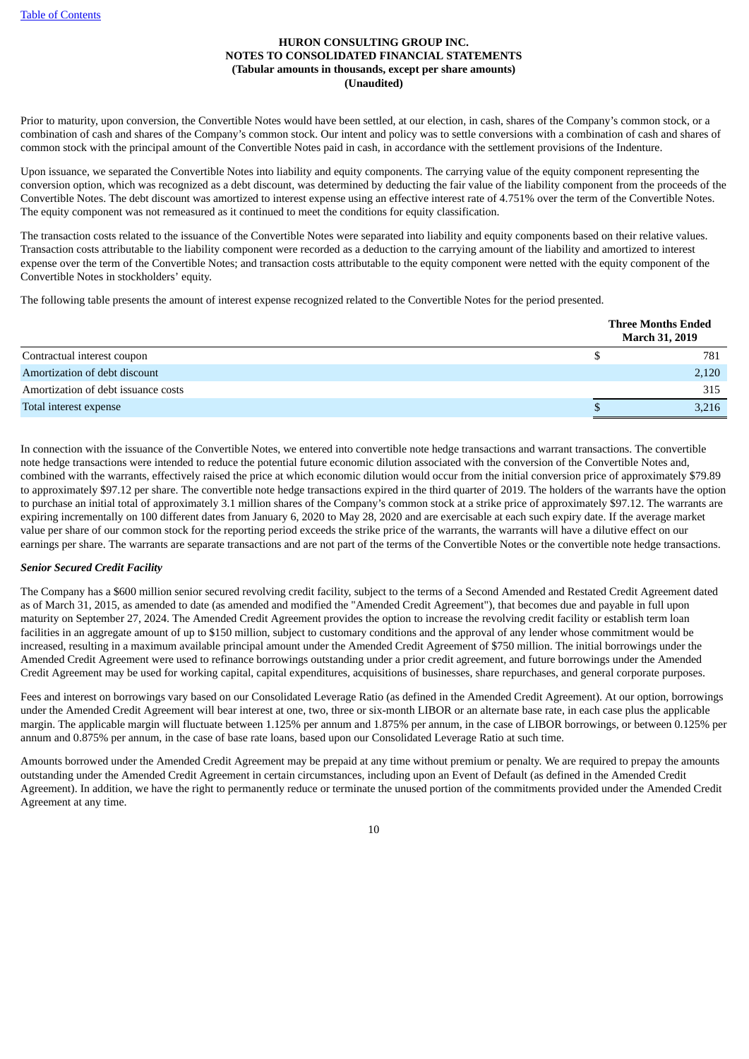Prior to maturity, upon conversion, the Convertible Notes would have been settled, at our election, in cash, shares of the Company's common stock, or a combination of cash and shares of the Company's common stock. Our intent and policy was to settle conversions with a combination of cash and shares of common stock with the principal amount of the Convertible Notes paid in cash, in accordance with the settlement provisions of the Indenture.

Upon issuance, we separated the Convertible Notes into liability and equity components. The carrying value of the equity component representing the conversion option, which was recognized as a debt discount, was determined by deducting the fair value of the liability component from the proceeds of the Convertible Notes. The debt discount was amortized to interest expense using an effective interest rate of 4.751% over the term of the Convertible Notes. The equity component was not remeasured as it continued to meet the conditions for equity classification.

The transaction costs related to the issuance of the Convertible Notes were separated into liability and equity components based on their relative values. Transaction costs attributable to the liability component were recorded as a deduction to the carrying amount of the liability and amortized to interest expense over the term of the Convertible Notes; and transaction costs attributable to the equity component were netted with the equity component of the Convertible Notes in stockholders' equity.

The following table presents the amount of interest expense recognized related to the Convertible Notes for the period presented.

| | Three Months Ended March 31, 2019 |
|---|---|
| Contractual interest coupon | $ 781 |
| Amortization of debt discount | 2,120 |
| Amortization of debt issuance costs | 315 |
| Total interest expense | $ 3,216 |

In connection with the issuance of the Convertible Notes, we entered into convertible note hedge transactions and warrant transactions. The convertible note hedge transactions were intended to reduce the potential future economic dilution associated with the conversion of the Convertible Notes and, combined with the warrants, effectively raised the price at which economic dilution would occur from the initial conversion price of approximately $79.89 to approximately $97.12 per share. The convertible note hedge transactions expired in the third quarter of 2019. The holders of the warrants have the option to purchase an initial total of approximately 3.1 million shares of the Company's common stock at a strike price of approximately $97.12. The warrants are expiring incrementally on 100 different dates from January 6, 2020 to May 28, 2020 and are exercisable at each such expiry date. If the average market value per share of our common stock for the reporting period exceeds the strike price of the warrants, the warrants will have a dilutive effect on our earnings per share. The warrants are separate transactions and are not part of the terms of the Convertible Notes or the convertible note hedge transactions.

***Senior Secured Credit Facility***

The Company has a $600 million senior secured revolving credit facility, subject to the terms of a Second Amended and Restated Credit Agreement dated as of March 31, 2015, as amended to date (as amended and modified the "Amended Credit Agreement"), that becomes due and payable in full upon maturity on September 27, 2024. The Amended Credit Agreement provides the option to increase the revolving credit facility or establish term loan facilities in an aggregate amount of up to $150 million, subject to customary conditions and the approval of any lender whose commitment would be increased, resulting in a maximum available principal amount under the Amended Credit Agreement of $750 million. The initial borrowings under the Amended Credit Agreement were used to refinance borrowings outstanding under a prior credit agreement, and future borrowings under the Amended Credit Agreement may be used for working capital, capital expenditures, acquisitions of businesses, share repurchases, and general corporate purposes.

Fees and interest on borrowings vary based on our Consolidated Leverage Ratio (as defined in the Amended Credit Agreement). At our option, borrowings under the Amended Credit Agreement will bear interest at one, two, three or six-month LIBOR or an alternate base rate, in each case plus the applicable margin. The applicable margin will fluctuate between 1.125% per annum and 1.875% per annum, in the case of LIBOR borrowings, or between 0.125% per annum and 0.875% per annum, in the case of base rate loans, based upon our Consolidated Leverage Ratio at such time.

Amounts borrowed under the Amended Credit Agreement may be prepaid at any time without premium or penalty. We are required to prepay the amounts outstanding under the Amended Credit Agreement in certain circumstances, including upon an Event of Default (as defined in the Amended Credit Agreement). In addition, we have the right to permanently reduce or terminate the unused portion of the commitments provided under the Amended Credit Agreement at any time.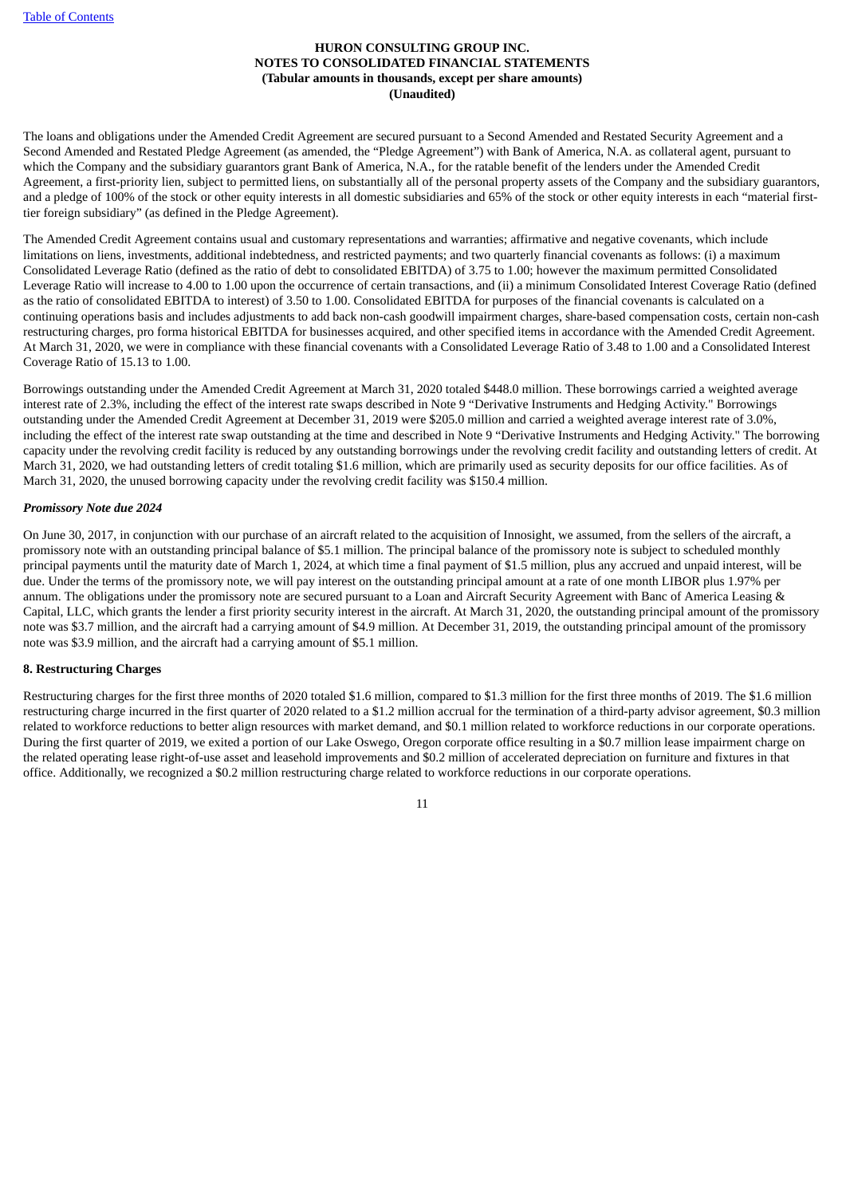The loans and obligations under the Amended Credit Agreement are secured pursuant to a Second Amended and Restated Security Agreement and a Second Amended and Restated Pledge Agreement (as amended, the "Pledge Agreement") with Bank of America, N.A. as collateral agent, pursuant to which the Company and the subsidiary guarantors grant Bank of America, N.A., for the ratable benefit of the lenders under the Amended Credit Agreement, a first-priority lien, subject to permitted liens, on substantially all of the personal property assets of the Company and the subsidiary guarantors, and a pledge of 100% of the stock or other equity interests in all domestic subsidiaries and 65% of the stock or other equity interests in each "material first-tier foreign subsidiary" (as defined in the Pledge Agreement).

The Amended Credit Agreement contains usual and customary representations and warranties; affirmative and negative covenants, which include limitations on liens, investments, additional indebtedness, and restricted payments; and two quarterly financial covenants as follows: (i) a maximum Consolidated Leverage Ratio (defined as the ratio of debt to consolidated EBITDA) of 3.75 to 1.00; however the maximum permitted Consolidated Leverage Ratio will increase to 4.00 to 1.00 upon the occurrence of certain transactions, and (ii) a minimum Consolidated Interest Coverage Ratio (defined as the ratio of consolidated EBITDA to interest) of 3.50 to 1.00. Consolidated EBITDA for purposes of the financial covenants is calculated on a continuing operations basis and includes adjustments to add back non-cash goodwill impairment charges, share-based compensation costs, certain non-cash restructuring charges, pro forma historical EBITDA for businesses acquired, and other specified items in accordance with the Amended Credit Agreement. At March 31, 2020, we were in compliance with these financial covenants with a Consolidated Leverage Ratio of 3.48 to 1.00 and a Consolidated Interest Coverage Ratio of 15.13 to 1.00.

Borrowings outstanding under the Amended Credit Agreement at March 31, 2020 totaled $448.0 million. These borrowings carried a weighted average interest rate of 2.3%, including the effect of the interest rate swaps described in Note 9 "Derivative Instruments and Hedging Activity." Borrowings outstanding under the Amended Credit Agreement at December 31, 2019 were $205.0 million and carried a weighted average interest rate of 3.0%, including the effect of the interest rate swap outstanding at the time and described in Note 9 "Derivative Instruments and Hedging Activity." The borrowing capacity under the revolving credit facility is reduced by any outstanding borrowings under the revolving credit facility and outstanding letters of credit. At March 31, 2020, we had outstanding letters of credit totaling $1.6 million, which are primarily used as security deposits for our office facilities. As of March 31, 2020, the unused borrowing capacity under the revolving credit facility was $150.4 million.

***Promissory Note due 2024***

On June 30, 2017, in conjunction with our purchase of an aircraft related to the acquisition of Innosight, we assumed, from the sellers of the aircraft, a promissory note with an outstanding principal balance of $5.1 million. The principal balance of the promissory note is subject to scheduled monthly principal payments until the maturity date of March 1, 2024, at which time a final payment of $1.5 million, plus any accrued and unpaid interest, will be due. Under the terms of the promissory note, we will pay interest on the outstanding principal amount at a rate of one month LIBOR plus 1.97% per annum. The obligations under the promissory note are secured pursuant to a Loan and Aircraft Security Agreement with Banc of America Leasing & Capital, LLC, which grants the lender a first priority security interest in the aircraft. At March 31, 2020, the outstanding principal amount of the promissory note was $3.7 million, and the aircraft had a carrying amount of $4.9 million. At December 31, 2019, the outstanding principal amount of the promissory note was $3.9 million, and the aircraft had a carrying amount of $5.1 million.

**8. Restructuring Charges**

Restructuring charges for the first three months of 2020 totaled $1.6 million, compared to $1.3 million for the first three months of 2019. The $1.6 million restructuring charge incurred in the first quarter of 2020 related to a $1.2 million accrual for the termination of a third-party advisor agreement, $0.3 million related to workforce reductions to better align resources with market demand, and $0.1 million related to workforce reductions in our corporate operations. During the first quarter of 2019, we exited a portion of our Lake Oswego, Oregon corporate office resulting in a $0.7 million lease impairment charge on the related operating lease right-of-use asset and leasehold improvements and $0.2 million of accelerated depreciation on furniture and fixtures in that office. Additionally, we recognized a $0.2 million restructuring charge related to workforce reductions in our corporate operations.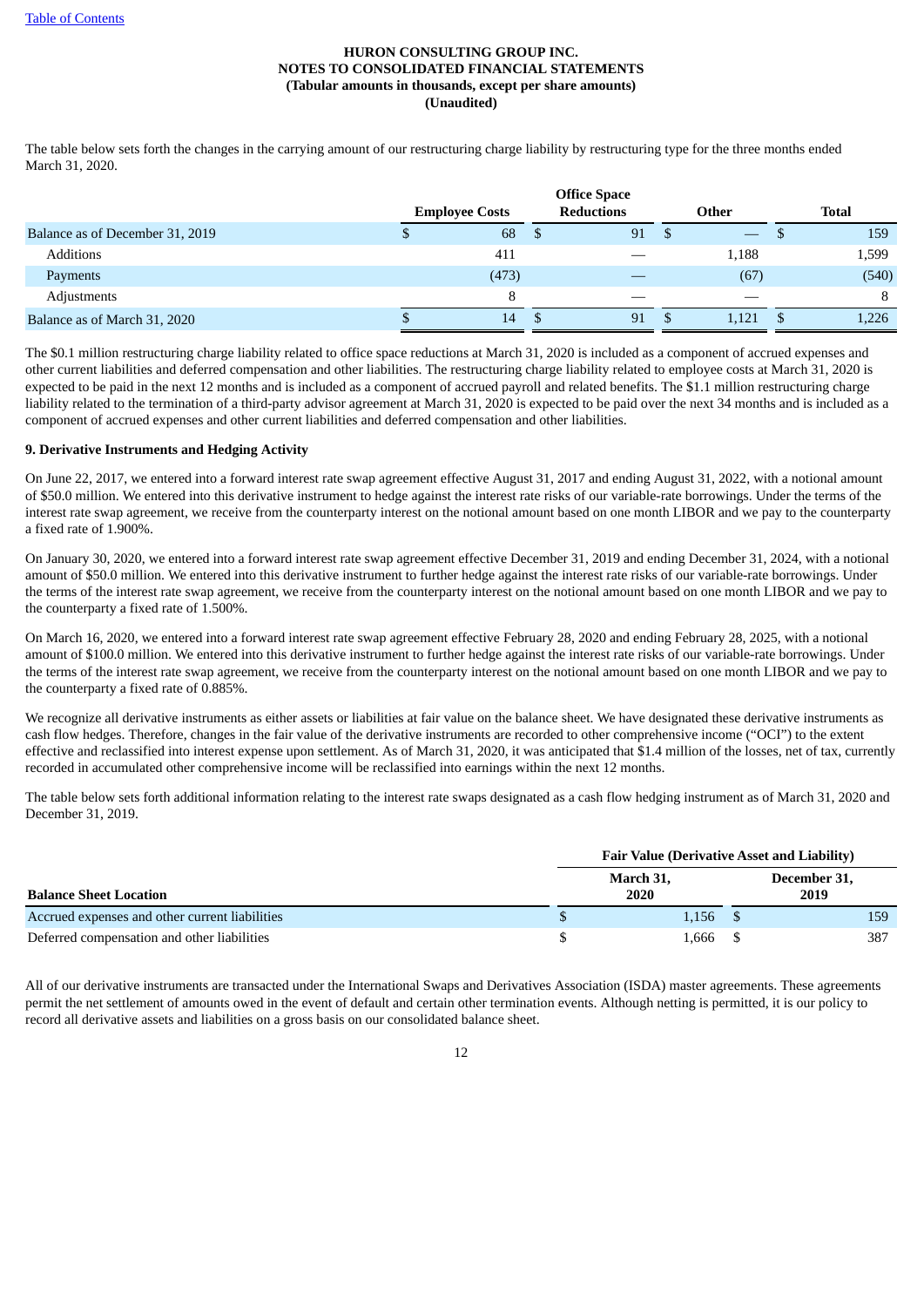The table below sets forth the changes in the carrying amount of our restructuring charge liability by restructuring type for the three months ended March 31, 2020.

| | Employee Costs | Office Space Reductions | Other | Total |
|---|---|---|---|---|
| Balance as of December 31, 2019 | $ 68 | $ 91 | $ — | $ 159 |
| Additions | 411 | — | 1,188 | 1,599 |
| Payments | (473) | — | (67) | (540) |
| Adjustments | 8 | — | — | 8 |
| Balance as of March 31, 2020 | $ 14 | $ 91 | $ 1,121 | $ 1,226 |

The $0.1 million restructuring charge liability related to office space reductions at March 31, 2020 is included as a component of accrued expenses and other current liabilities and deferred compensation and other liabilities. The restructuring charge liability related to employee costs at March 31, 2020 is expected to be paid in the next 12 months and is included as a component of accrued payroll and related benefits. The $1.1 million restructuring charge liability related to the termination of a third-party advisor agreement at March 31, 2020 is expected to be paid over the next 34 months and is included as a component of accrued expenses and other current liabilities and deferred compensation and other liabilities.

**9. Derivative Instruments and Hedging Activity**

On June 22, 2017, we entered into a forward interest rate swap agreement effective August 31, 2017 and ending August 31, 2022, with a notional amount of $50.0 million. We entered into this derivative instrument to hedge against the interest rate risks of our variable-rate borrowings. Under the terms of the interest rate swap agreement, we receive from the counterparty interest on the notional amount based on one month LIBOR and we pay to the counterparty a fixed rate of 1.900%.

On January 30, 2020, we entered into a forward interest rate swap agreement effective December 31, 2019 and ending December 31, 2024, with a notional amount of $50.0 million. We entered into this derivative instrument to further hedge against the interest rate risks of our variable-rate borrowings. Under the terms of the interest rate swap agreement, we receive from the counterparty interest on the notional amount based on one month LIBOR and we pay to the counterparty a fixed rate of 1.500%.

On March 16, 2020, we entered into a forward interest rate swap agreement effective February 28, 2020 and ending February 28, 2025, with a notional amount of $100.0 million. We entered into this derivative instrument to further hedge against the interest rate risks of our variable-rate borrowings. Under the terms of the interest rate swap agreement, we receive from the counterparty interest on the notional amount based on one month LIBOR and we pay to the counterparty a fixed rate of 0.885%.

We recognize all derivative instruments as either assets or liabilities at fair value on the balance sheet. We have designated these derivative instruments as cash flow hedges. Therefore, changes in the fair value of the derivative instruments are recorded to other comprehensive income ("OCI") to the extent effective and reclassified into interest expense upon settlement. As of March 31, 2020, it was anticipated that $1.4 million of the losses, net of tax, currently recorded in accumulated other comprehensive income will be reclassified into earnings within the next 12 months.

The table below sets forth additional information relating to the interest rate swaps designated as a cash flow hedging instrument as of March 31, 2020 and December 31, 2019.

| | Fair Value (Derivative Asset and Liability) | |
|---|---|---|
| Balance Sheet Location | March 31, 2020 | December 31, 2019 |
| Accrued expenses and other current liabilities | $ 1,156 | $ 159 |
| Deferred compensation and other liabilities | $ 1,666 | $ 387 |

All of our derivative instruments are transacted under the International Swaps and Derivatives Association (ISDA) master agreements. These agreements permit the net settlement of amounts owed in the event of default and certain other termination events. Although netting is permitted, it is our policy to record all derivative assets and liabilities on a gross basis on our consolidated balance sheet.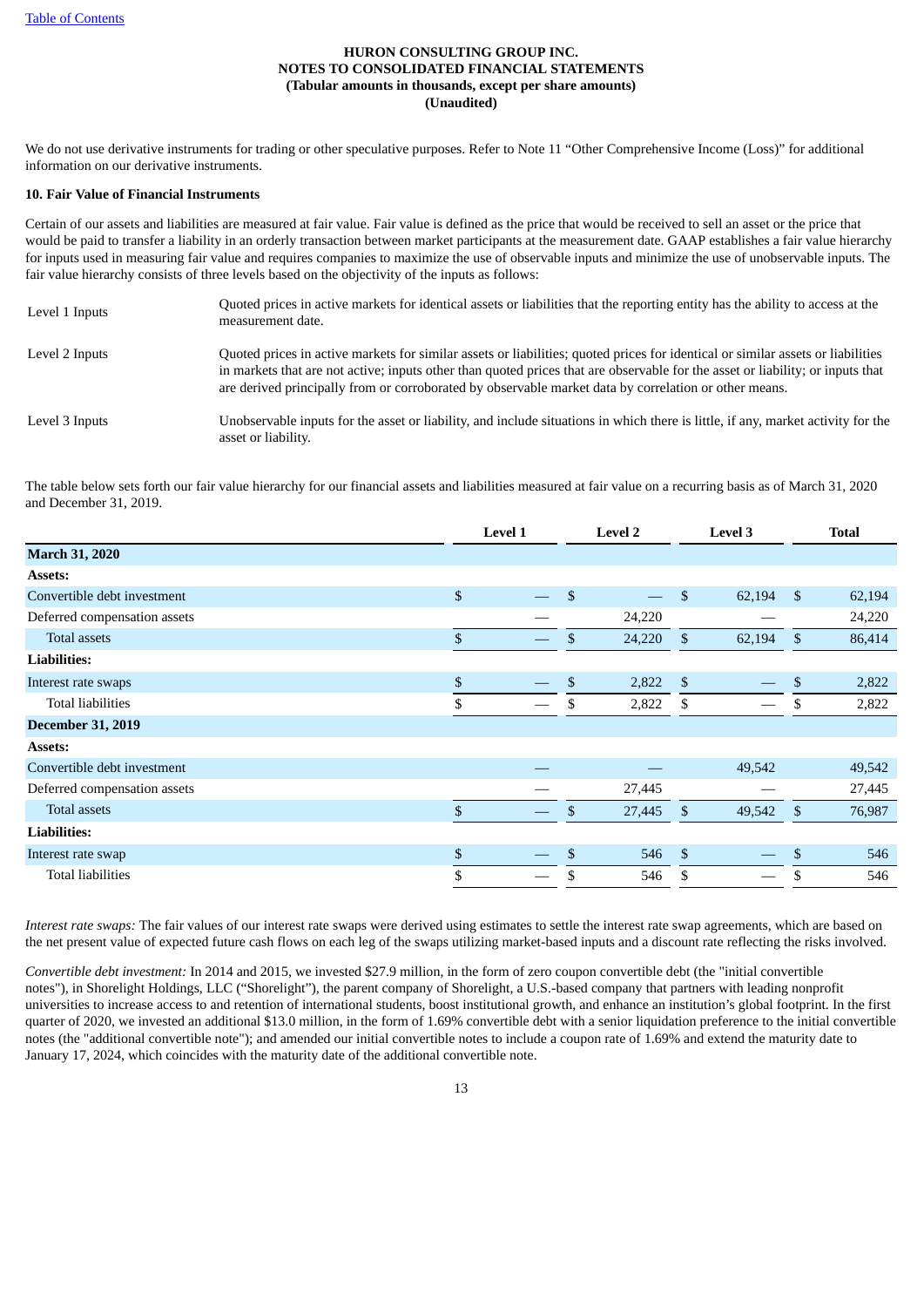We do not use derivative instruments for trading or other speculative purposes. Refer to Note 11 "Other Comprehensive Income (Loss)" for additional information on our derivative instruments.

**10. Fair Value of Financial Instruments**

Certain of our assets and liabilities are measured at fair value. Fair value is defined as the price that would be received to sell an asset or the price that would be paid to transfer a liability in an orderly transaction between market participants at the measurement date. GAAP establishes a fair value hierarchy for inputs used in measuring fair value and requires companies to maximize the use of observable inputs and minimize the use of unobservable inputs. The fair value hierarchy consists of three levels based on the objectivity of the inputs as follows:

| | |
|---|---|
| Level 1 Inputs | Quoted prices in active markets for identical assets or liabilities that the reporting entity has the ability to access at the measurement date. |
| Level 2 Inputs | Quoted prices in active markets for similar assets or liabilities; quoted prices for identical or similar assets or liabilities in markets that are not active; inputs other than quoted prices that are observable for the asset or liability; or inputs that are derived principally from or corroborated by observable market data by correlation or other means. |
| Level 3 Inputs | Unobservable inputs for the asset or liability, and include situations in which there is little, if any, market activity for the asset or liability. |

The table below sets forth our fair value hierarchy for our financial assets and liabilities measured at fair value on a recurring basis as of March 31, 2020 and December 31, 2019.

| | Level 1 | Level 2 | Level 3 | Total |
|---|---|---|---|---|
| **March 31, 2020** | | | | |
| **Assets:** | | | | |
| Convertible debt investment | $ — | $ — | $ 62,194 | $ 62,194 |
| Deferred compensation assets | — | 24,220 | — | 24,220 |
| Total assets | $ — | $ 24,220 | $ 62,194 | $ 86,414 |
| **Liabilities:** | | | | |
| Interest rate swaps | $ — | $ 2,822 | $ — | $ 2,822 |
| Total liabilities | $ — | $ 2,822 | $ — | $ 2,822 |
| **December 31, 2019** | | | | |
| **Assets:** | | | | |
| Convertible debt investment | — | — | 49,542 | 49,542 |
| Deferred compensation assets | — | 27,445 | — | 27,445 |
| Total assets | $ — | $ 27,445 | $ 49,542 | $ 76,987 |
| **Liabilities:** | | | | |
| Interest rate swap | $ — | $ 546 | $ — | $ 546 |
| Total liabilities | $ — | $ 546 | $ — | $ 546 |

*Interest rate swaps:* The fair values of our interest rate swaps were derived using estimates to settle the interest rate swap agreements, which are based on the net present value of expected future cash flows on each leg of the swaps utilizing market-based inputs and a discount rate reflecting the risks involved.

*Convertible debt investment:* In 2014 and 2015, we invested $27.9 million, in the form of zero coupon convertible debt (the "initial convertible notes"), in Shorelight Holdings, LLC ("Shorelight"), the parent company of Shorelight, a U.S.-based company that partners with leading nonprofit universities to increase access to and retention of international students, boost institutional growth, and enhance an institution's global footprint. In the first quarter of 2020, we invested an additional $13.0 million, in the form of 1.69% convertible debt with a senior liquidation preference to the initial convertible notes (the "additional convertible note"); and amended our initial convertible notes to include a coupon rate of 1.69% and extend the maturity date to January 17, 2024, which coincides with the maturity date of the additional convertible note.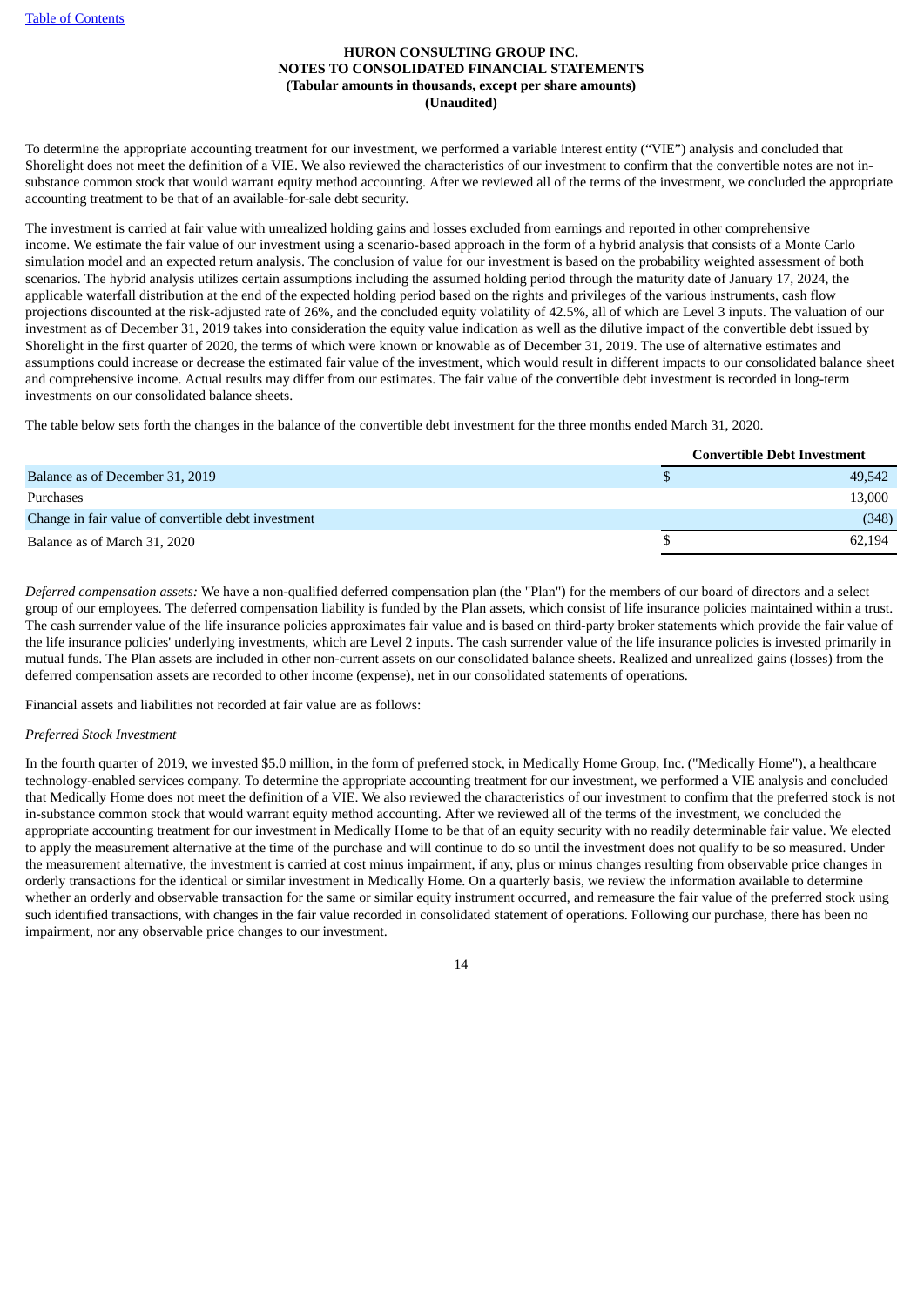To determine the appropriate accounting treatment for our investment, we performed a variable interest entity ("VIE") analysis and concluded that Shorelight does not meet the definition of a VIE. We also reviewed the characteristics of our investment to confirm that the convertible notes are not in-substance common stock that would warrant equity method accounting. After we reviewed all of the terms of the investment, we concluded the appropriate accounting treatment to be that of an available-for-sale debt security.

The investment is carried at fair value with unrealized holding gains and losses excluded from earnings and reported in other comprehensive income. We estimate the fair value of our investment using a scenario-based approach in the form of a hybrid analysis that consists of a Monte Carlo simulation model and an expected return analysis. The conclusion of value for our investment is based on the probability weighted assessment of both scenarios. The hybrid analysis utilizes certain assumptions including the assumed holding period through the maturity date of January 17, 2024, the applicable waterfall distribution at the end of the expected holding period based on the rights and privileges of the various instruments, cash flow projections discounted at the risk-adjusted rate of 26%, and the concluded equity volatility of 42.5%, all of which are Level 3 inputs. The valuation of our investment as of December 31, 2019 takes into consideration the equity value indication as well as the dilutive impact of the convertible debt issued by Shorelight in the first quarter of 2020, the terms of which were known or knowable as of December 31, 2019. The use of alternative estimates and assumptions could increase or decrease the estimated fair value of the investment, which would result in different impacts to our consolidated balance sheet and comprehensive income. Actual results may differ from our estimates. The fair value of the convertible debt investment is recorded in long-term investments on our consolidated balance sheets.

The table below sets forth the changes in the balance of the convertible debt investment for the three months ended March 31, 2020.

| | Convertible Debt Investment |
|---|---|
| Balance as of December 31, 2019 | $ 49,542 |
| Purchases | 13,000 |
| Change in fair value of convertible debt investment | (348) |
| Balance as of March 31, 2020 | $ 62,194 |

*Deferred compensation assets:* We have a non-qualified deferred compensation plan (the "Plan") for the members of our board of directors and a select group of our employees. The deferred compensation liability is funded by the Plan assets, which consist of life insurance policies maintained within a trust. The cash surrender value of the life insurance policies approximates fair value and is based on third-party broker statements which provide the fair value of the life insurance policies' underlying investments, which are Level 2 inputs. The cash surrender value of the life insurance policies is invested primarily in mutual funds. The Plan assets are included in other non-current assets on our consolidated balance sheets. Realized and unrealized gains (losses) from the deferred compensation assets are recorded to other income (expense), net in our consolidated statements of operations.

Financial assets and liabilities not recorded at fair value are as follows:

*Preferred Stock Investment*

In the fourth quarter of 2019, we invested $5.0 million, in the form of preferred stock, in Medically Home Group, Inc. ("Medically Home"), a healthcare technology-enabled services company. To determine the appropriate accounting treatment for our investment, we performed a VIE analysis and concluded that Medically Home does not meet the definition of a VIE. We also reviewed the characteristics of our investment to confirm that the preferred stock is not in-substance common stock that would warrant equity method accounting. After we reviewed all of the terms of the investment, we concluded the appropriate accounting treatment for our investment in Medically Home to be that of an equity security with no readily determinable fair value. We elected to apply the measurement alternative at the time of the purchase and will continue to do so until the investment does not qualify to be so measured. Under the measurement alternative, the investment is carried at cost minus impairment, if any, plus or minus changes resulting from observable price changes in orderly transactions for the identical or similar investment in Medically Home. On a quarterly basis, we review the information available to determine whether an orderly and observable transaction for the same or similar equity instrument occurred, and remeasure the fair value of the preferred stock using such identified transactions, with changes in the fair value recorded in consolidated statement of operations. Following our purchase, there has been no impairment, nor any observable price changes to our investment.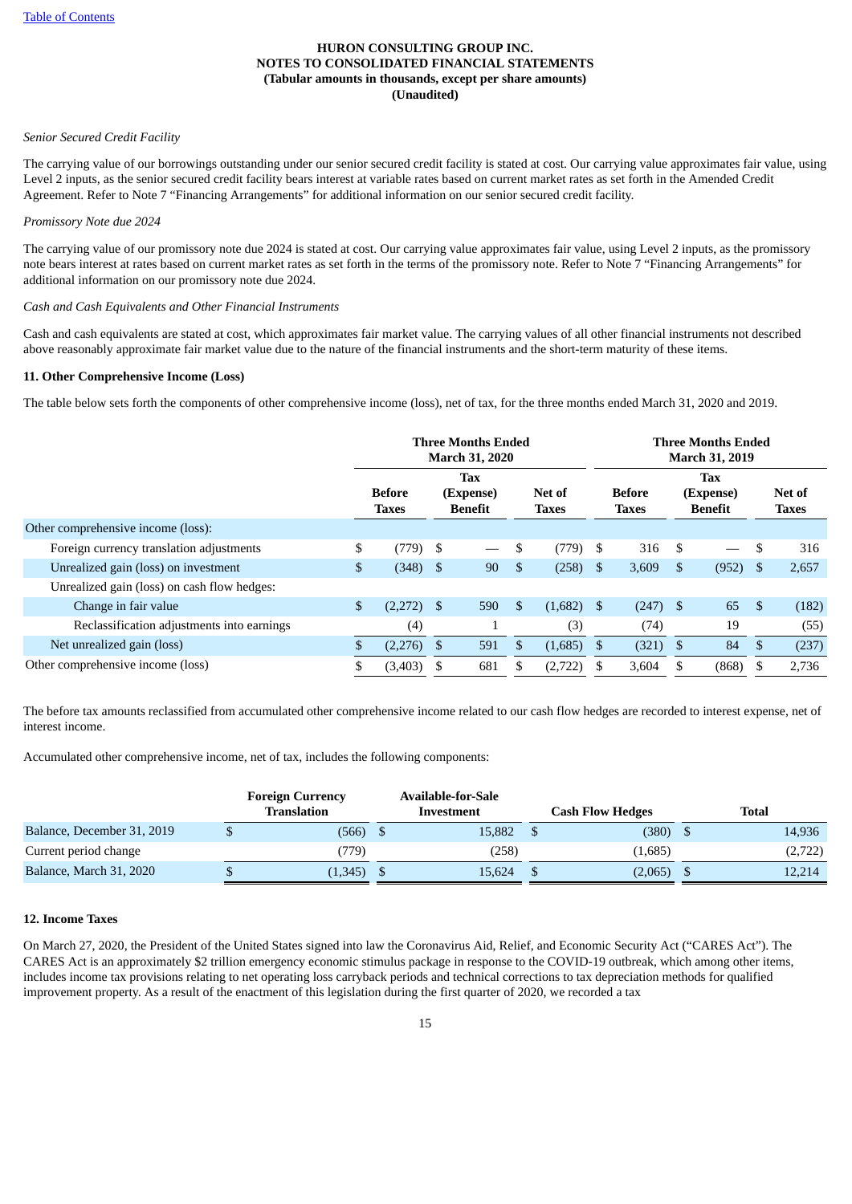HURON CONSULTING GROUP INC.
NOTES TO CONSOLIDATED FINANCIAL STATEMENTS
(Tabular amounts in thousands, except per share amounts)
(Unaudited)

*Senior Secured Credit Facility*

The carrying value of our borrowings outstanding under our senior secured credit facility is stated at cost. Our carrying value approximates fair value, using Level 2 inputs, as the senior secured credit facility bears interest at variable rates based on current market rates as set forth in the Amended Credit Agreement. Refer to Note 7 "Financing Arrangements" for additional information on our senior secured credit facility.

*Promissory Note due 2024*

The carrying value of our promissory note due 2024 is stated at cost. Our carrying value approximates fair value, using Level 2 inputs, as the promissory note bears interest at rates based on current market rates as set forth in the terms of the promissory note. Refer to Note 7 "Financing Arrangements" for additional information on our promissory note due 2024.

*Cash and Cash Equivalents and Other Financial Instruments*

Cash and cash equivalents are stated at cost, which approximates fair market value. The carrying values of all other financial instruments not described above reasonably approximate fair market value due to the nature of the financial instruments and the short-term maturity of these items.

**11. Other Comprehensive Income (Loss)**

The table below sets forth the components of other comprehensive income (loss), net of tax, for the three months ended March 31, 2020 and 2019.

| | Three Months Ended March 31, 2020 | | | Three Months Ended March 31, 2019 | | |
|---|---|---|---|---|---|---|
| | Before Taxes | Tax (Expense) Benefit | Net of Taxes | Before Taxes | Tax (Expense) Benefit | Net of Taxes |
| Other comprehensive income (loss): | | | | | | |
| Foreign currency translation adjustments | $ (779) | $ — | $ (779) | $ 316 | $ — | $ 316 |
| Unrealized gain (loss) on investment | $ (348) | $ 90 | $ (258) | $ 3,609 | $ (952) | $ 2,657 |
| Unrealized gain (loss) on cash flow hedges: | | | | | | |
| Change in fair value | $ (2,272) | $ 590 | $ (1,682) | $ (247) | $ 65 | $ (182) |
| Reclassification adjustments into earnings | (4) | 1 | (3) | (74) | 19 | (55) |
| Net unrealized gain (loss) | $ (2,276) | $ 591 | $ (1,685) | $ (321) | $ 84 | $ (237) |
| Other comprehensive income (loss) | $ (3,403) | $ 681 | $ (2,722) | $ 3,604 | $ (868) | $ 2,736 |

The before tax amounts reclassified from accumulated other comprehensive income related to our cash flow hedges are recorded to interest expense, net of interest income.

Accumulated other comprehensive income, net of tax, includes the following components:

| | Foreign Currency Translation | Available-for-Sale Investment | Cash Flow Hedges | Total |
|---|---|---|---|---|
| Balance, December 31, 2019 | $ (566) | $ 15,882 | $ (380) | $ 14,936 |
| Current period change | (779) | (258) | (1,685) | (2,722) |
| Balance, March 31, 2020 | $ (1,345) | $ 15,624 | $ (2,065) | $ 12,214 |

**12. Income Taxes**

On March 27, 2020, the President of the United States signed into law the Coronavirus Aid, Relief, and Economic Security Act ("CARES Act"). The CARES Act is an approximately $2 trillion emergency economic stimulus package in response to the COVID-19 outbreak, which among other items, includes income tax provisions relating to net operating loss carryback periods and technical corrections to tax depreciation methods for qualified improvement property. As a result of the enactment of this legislation during the first quarter of 2020, we recorded a tax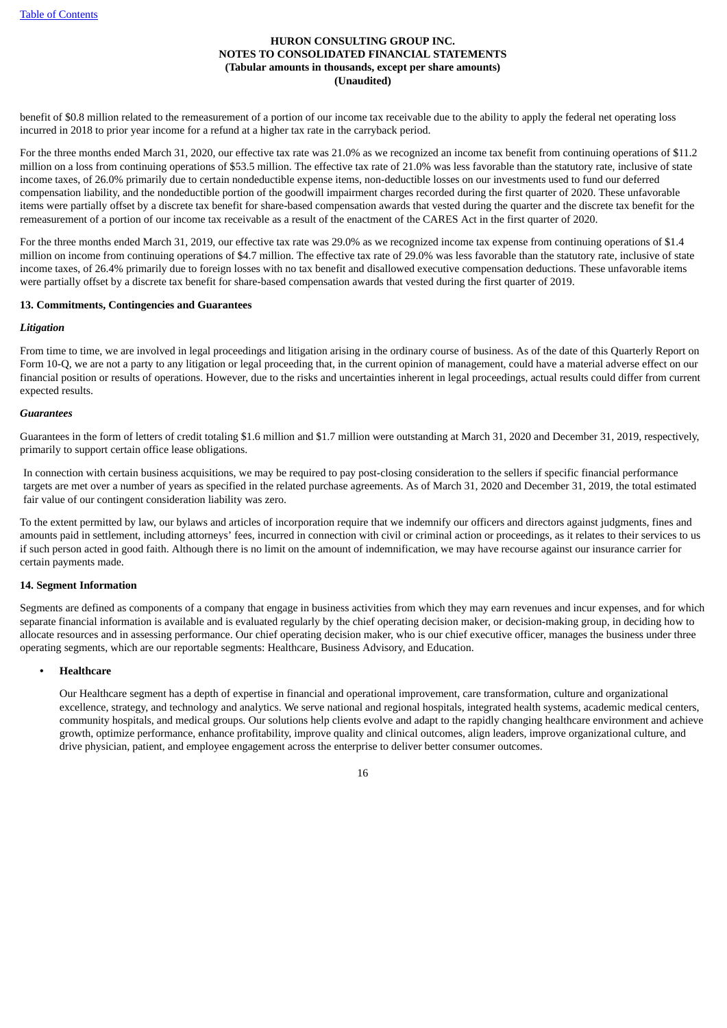benefit of $0.8 million related to the remeasurement of a portion of our income tax receivable due to the ability to apply the federal net operating loss incurred in 2018 to prior year income for a refund at a higher tax rate in the carryback period.

For the three months ended March 31, 2020, our effective tax rate was 21.0% as we recognized an income tax benefit from continuing operations of $11.2 million on a loss from continuing operations of $53.5 million. The effective tax rate of 21.0% was less favorable than the statutory rate, inclusive of state income taxes, of 26.0% primarily due to certain nondeductible expense items, non-deductible losses on our investments used to fund our deferred compensation liability, and the nondeductible portion of the goodwill impairment charges recorded during the first quarter of 2020. These unfavorable items were partially offset by a discrete tax benefit for share-based compensation awards that vested during the quarter and the discrete tax benefit for the remeasurement of a portion of our income tax receivable as a result of the enactment of the CARES Act in the first quarter of 2020.

For the three months ended March 31, 2019, our effective tax rate was 29.0% as we recognized income tax expense from continuing operations of $1.4 million on income from continuing operations of $4.7 million. The effective tax rate of 29.0% was less favorable than the statutory rate, inclusive of state income taxes, of 26.4% primarily due to foreign losses with no tax benefit and disallowed executive compensation deductions. These unfavorable items were partially offset by a discrete tax benefit for share-based compensation awards that vested during the first quarter of 2019.

## 13. Commitments, Contingencies and Guarantees

### *Litigation*

From time to time, we are involved in legal proceedings and litigation arising in the ordinary course of business. As of the date of this Quarterly Report on Form 10-Q, we are not a party to any litigation or legal proceeding that, in the current opinion of management, could have a material adverse effect on our financial position or results of operations. However, due to the risks and uncertainties inherent in legal proceedings, actual results could differ from current expected results.

### *Guarantees*

Guarantees in the form of letters of credit totaling $1.6 million and $1.7 million were outstanding at March 31, 2020 and December 31, 2019, respectively, primarily to support certain office lease obligations.

In connection with certain business acquisitions, we may be required to pay post-closing consideration to the sellers if specific financial performance targets are met over a number of years as specified in the related purchase agreements. As of March 31, 2020 and December 31, 2019, the total estimated fair value of our contingent consideration liability was zero.

To the extent permitted by law, our bylaws and articles of incorporation require that we indemnify our officers and directors against judgments, fines and amounts paid in settlement, including attorneys' fees, incurred in connection with civil or criminal action or proceedings, as it relates to their services to us if such person acted in good faith. Although there is no limit on the amount of indemnification, we may have recourse against our insurance carrier for certain payments made.

## 14. Segment Information

Segments are defined as components of a company that engage in business activities from which they may earn revenues and incur expenses, and for which separate financial information is available and is evaluated regularly by the chief operating decision maker, or decision-making group, in deciding how to allocate resources and in assessing performance. Our chief operating decision maker, who is our chief executive officer, manages the business under three operating segments, which are our reportable segments: Healthcare, Business Advisory, and Education.

- **Healthcare**

  Our Healthcare segment has a depth of expertise in financial and operational improvement, care transformation, culture and organizational excellence, strategy, and technology and analytics. We serve national and regional hospitals, integrated health systems, academic medical centers, community hospitals, and medical groups. Our solutions help clients evolve and adapt to the rapidly changing healthcare environment and achieve growth, optimize performance, enhance profitability, improve quality and clinical outcomes, align leaders, improve organizational culture, and drive physician, patient, and employee engagement across the enterprise to deliver better consumer outcomes.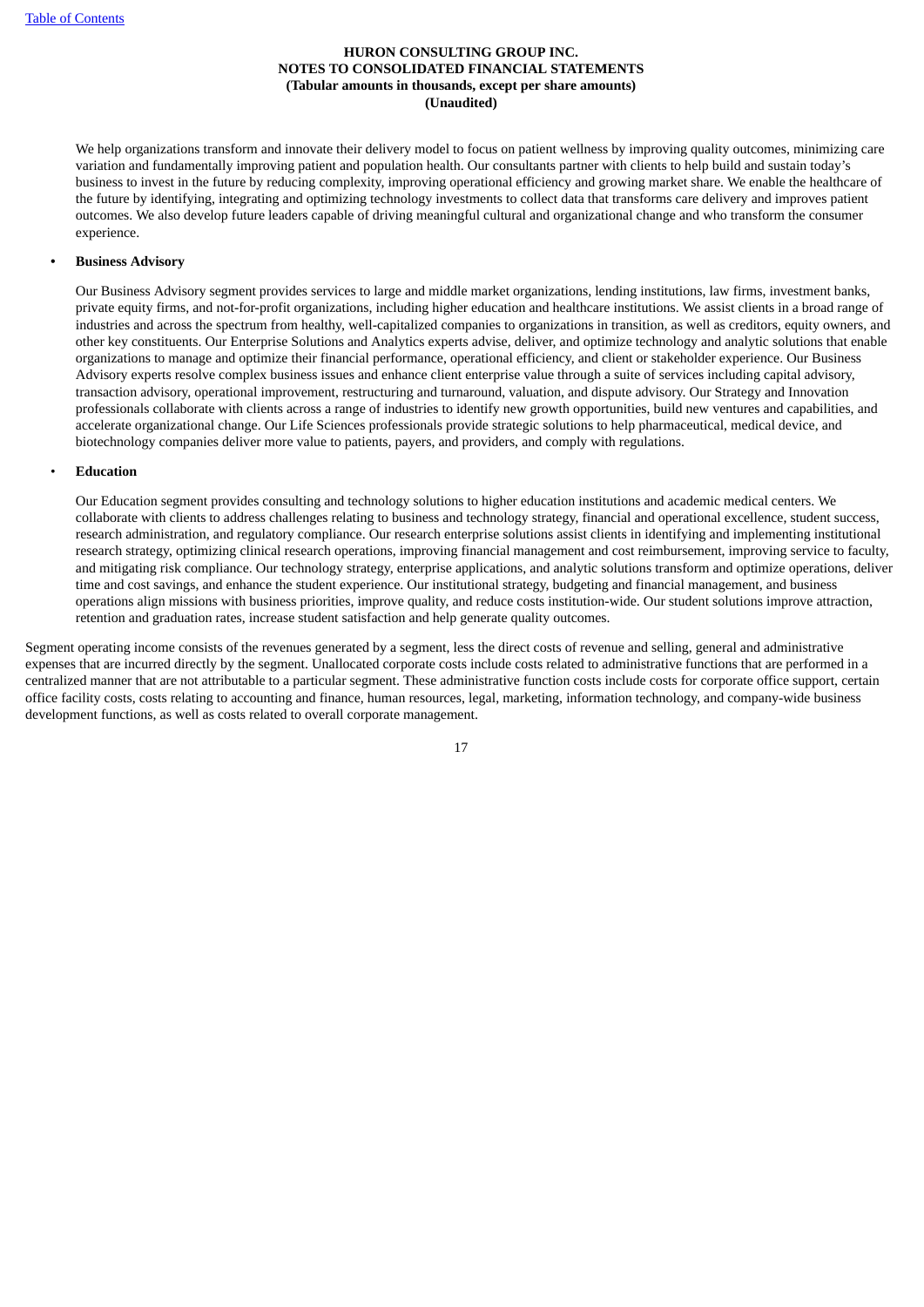We help organizations transform and innovate their delivery model to focus on patient wellness by improving quality outcomes, minimizing care variation and fundamentally improving patient and population health. Our consultants partner with clients to help build and sustain today's business to invest in the future by reducing complexity, improving operational efficiency and growing market share. We enable the healthcare of the future by identifying, integrating and optimizing technology investments to collect data that transforms care delivery and improves patient outcomes. We also develop future leaders capable of driving meaningful cultural and organizational change and who transform the consumer experience.

- **Business Advisory**

  Our Business Advisory segment provides services to large and middle market organizations, lending institutions, law firms, investment banks, private equity firms, and not-for-profit organizations, including higher education and healthcare institutions. We assist clients in a broad range of industries and across the spectrum from healthy, well-capitalized companies to organizations in transition, as well as creditors, equity owners, and other key constituents. Our Enterprise Solutions and Analytics experts advise, deliver, and optimize technology and analytic solutions that enable organizations to manage and optimize their financial performance, operational efficiency, and client or stakeholder experience. Our Business Advisory experts resolve complex business issues and enhance client enterprise value through a suite of services including capital advisory, transaction advisory, operational improvement, restructuring and turnaround, valuation, and dispute advisory. Our Strategy and Innovation professionals collaborate with clients across a range of industries to identify new growth opportunities, build new ventures and capabilities, and accelerate organizational change. Our Life Sciences professionals provide strategic solutions to help pharmaceutical, medical device, and biotechnology companies deliver more value to patients, payers, and providers, and comply with regulations.

- **Education**

  Our Education segment provides consulting and technology solutions to higher education institutions and academic medical centers. We collaborate with clients to address challenges relating to business and technology strategy, financial and operational excellence, student success, research administration, and regulatory compliance. Our research enterprise solutions assist clients in identifying and implementing institutional research strategy, optimizing clinical research operations, improving financial management and cost reimbursement, improving service to faculty, and mitigating risk compliance. Our technology strategy, enterprise applications, and analytic solutions transform and optimize operations, deliver time and cost savings, and enhance the student experience. Our institutional strategy, budgeting and financial management, and business operations align missions with business priorities, improve quality, and reduce costs institution-wide. Our student solutions improve attraction, retention and graduation rates, increase student satisfaction and help generate quality outcomes.

Segment operating income consists of the revenues generated by a segment, less the direct costs of revenue and selling, general and administrative expenses that are incurred directly by the segment. Unallocated corporate costs include costs related to administrative functions that are performed in a centralized manner that are not attributable to a particular segment. These administrative function costs include costs for corporate office support, certain office facility costs, costs relating to accounting and finance, human resources, legal, marketing, information technology, and company-wide business development functions, as well as costs related to overall corporate management.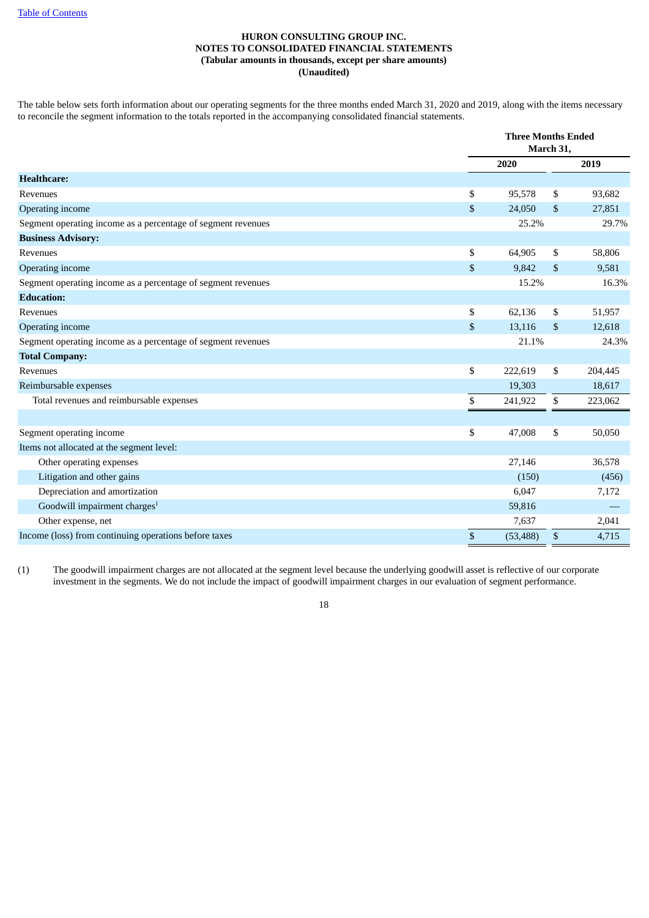**HURON CONSULTING GROUP INC.**
**NOTES TO CONSOLIDATED FINANCIAL STATEMENTS**
**(Tabular amounts in thousands, except per share amounts)**
**(Unaudited)**

The table below sets forth information about our operating segments for the three months ended March 31, 2020 and 2019, along with the items necessary to reconcile the segment information to the totals reported in the accompanying consolidated financial statements.

| | Three Months Ended March 31, | |
|---|---|---|
| | 2020 | 2019 |
| **Healthcare:** | | |
| Revenues | $ 95,578 | $ 93,682 |
| Operating income | $ 24,050 | $ 27,851 |
| Segment operating income as a percentage of segment revenues | 25.2% | 29.7% |
| **Business Advisory:** | | |
| Revenues | $ 64,905 | $ 58,806 |
| Operating income | $ 9,842 | $ 9,581 |
| Segment operating income as a percentage of segment revenues | 15.2% | 16.3% |
| **Education:** | | |
| Revenues | $ 62,136 | $ 51,957 |
| Operating income | $ 13,116 | $ 12,618 |
| Segment operating income as a percentage of segment revenues | 21.1% | 24.3% |
| **Total Company:** | | |
| Revenues | $ 222,619 | $ 204,445 |
| Reimbursable expenses | 19,303 | 18,617 |
| Total revenues and reimbursable expenses | $ 241,922 | $ 223,062 |
| | | |
| Segment operating income | $ 47,008 | $ 50,050 |
| Items not allocated at the segment level: | | |
| Other operating expenses | 27,146 | 36,578 |
| Litigation and other gains | (150) | (456) |
| Depreciation and amortization | 6,047 | 7,172 |
| Goodwill impairment charges[1] | 59,816 | — |
| Other expense, net | 7,637 | 2,041 |
| Income (loss) from continuing operations before taxes | $ (53,488) | $ 4,715 |

(1) The goodwill impairment charges are not allocated at the segment level because the underlying goodwill asset is reflective of our corporate investment in the segments. We do not include the impact of goodwill impairment charges in our evaluation of segment performance.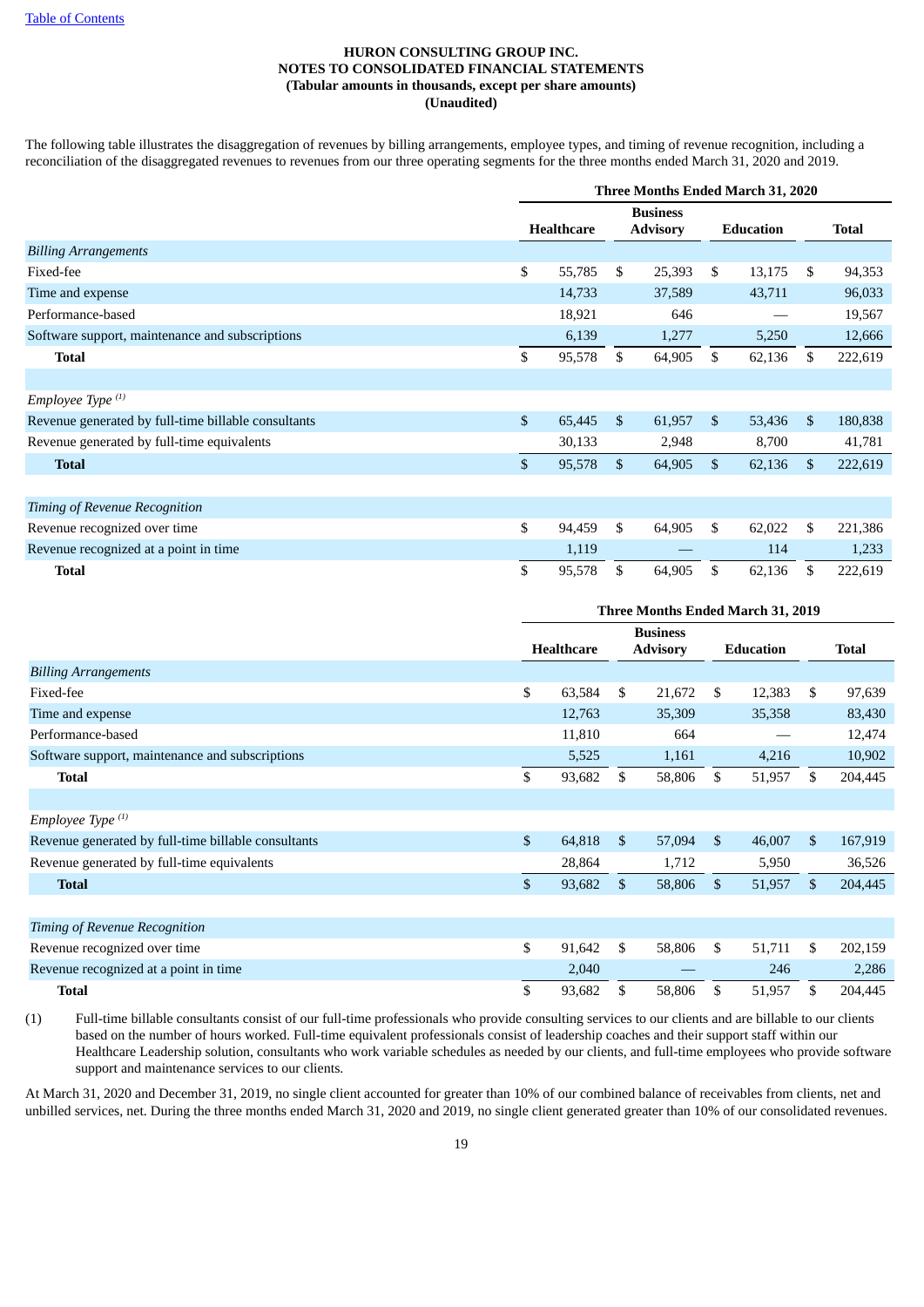**HURON CONSULTING GROUP INC.**
**NOTES TO CONSOLIDATED FINANCIAL STATEMENTS**
**(Tabular amounts in thousands, except per share amounts)**
**(Unaudited)**

The following table illustrates the disaggregation of revenues by billing arrangements, employee types, and timing of revenue recognition, including a reconciliation of the disaggregated revenues to revenues from our three operating segments for the three months ended March 31, 2020 and 2019.

| | Three Months Ended March 31, 2020 | | | |
|---|---|---|---|---|
| | Healthcare | Business Advisory | Education | Total |
| *Billing Arrangements* | | | | |
| Fixed-fee | $ 55,785 | $ 25,393 | $ 13,175 | $ 94,353 |
| Time and expense | 14,733 | 37,589 | 43,711 | 96,033 |
| Performance-based | 18,921 | 646 | — | 19,567 |
| Software support, maintenance and subscriptions | 6,139 | 1,277 | 5,250 | 12,666 |
| **Total** | $ 95,578 | $ 64,905 | $ 62,136 | $ 222,619 |
| | | | | |
| *Employee Type [(1)]* | | | | |
| Revenue generated by full-time billable consultants | $ 65,445 | $ 61,957 | $ 53,436 | $ 180,838 |
| Revenue generated by full-time equivalents | 30,133 | 2,948 | 8,700 | 41,781 |
| **Total** | $ 95,578 | $ 64,905 | $ 62,136 | $ 222,619 |
| | | | | |
| *Timing of Revenue Recognition* | | | | |
| Revenue recognized over time | $ 94,459 | $ 64,905 | $ 62,022 | $ 221,386 |
| Revenue recognized at a point in time | 1,119 | — | 114 | 1,233 |
| **Total** | $ 95,578 | $ 64,905 | $ 62,136 | $ 222,619 |

| | Three Months Ended March 31, 2019 | | | |
|---|---|---|---|---|
| | Healthcare | Business Advisory | Education | Total |
| *Billing Arrangements* | | | | |
| Fixed-fee | $ 63,584 | $ 21,672 | $ 12,383 | $ 97,639 |
| Time and expense | 12,763 | 35,309 | 35,358 | 83,430 |
| Performance-based | 11,810 | 664 | — | 12,474 |
| Software support, maintenance and subscriptions | 5,525 | 1,161 | 4,216 | 10,902 |
| **Total** | $ 93,682 | $ 58,806 | $ 51,957 | $ 204,445 |
| | | | | |
| *Employee Type [(1)]* | | | | |
| Revenue generated by full-time billable consultants | $ 64,818 | $ 57,094 | $ 46,007 | $ 167,919 |
| Revenue generated by full-time equivalents | 28,864 | 1,712 | 5,950 | 36,526 |
| **Total** | $ 93,682 | $ 58,806 | $ 51,957 | $ 204,445 |
| | | | | |
| *Timing of Revenue Recognition* | | | | |
| Revenue recognized over time | $ 91,642 | $ 58,806 | $ 51,711 | $ 202,159 |
| Revenue recognized at a point in time | 2,040 | — | 246 | 2,286 |
| **Total** | $ 93,682 | $ 58,806 | $ 51,957 | $ 204,445 |

(1) Full-time billable consultants consist of our full-time professionals who provide consulting services to our clients and are billable to our clients based on the number of hours worked. Full-time equivalent professionals consist of leadership coaches and their support staff within our Healthcare Leadership solution, consultants who work variable schedules as needed by our clients, and full-time employees who provide software support and maintenance services to our clients.

At March 31, 2020 and December 31, 2019, no single client accounted for greater than 10% of our combined balance of receivables from clients, net and unbilled services, net. During the three months ended March 31, 2020 and 2019, no single client generated greater than 10% of our consolidated revenues.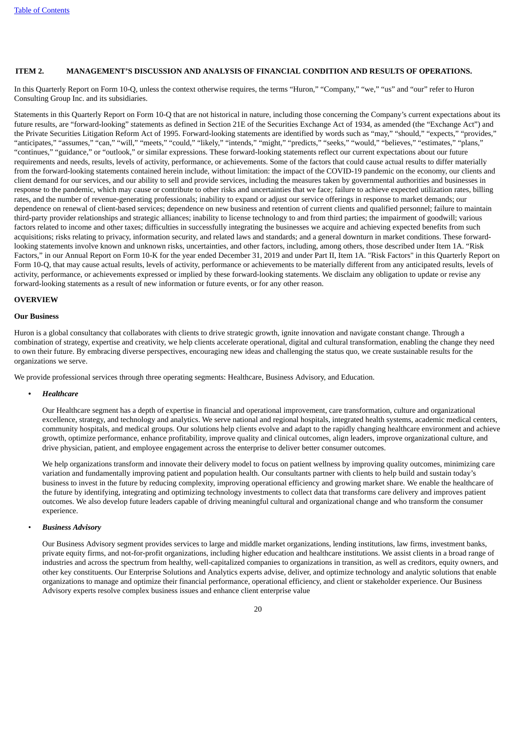## ITEM 2. MANAGEMENT'S DISCUSSION AND ANALYSIS OF FINANCIAL CONDITION AND RESULTS OF OPERATIONS.

In this Quarterly Report on Form 10-Q, unless the context otherwise requires, the terms "Huron," "Company," "we," "us" and "our" refer to Huron Consulting Group Inc. and its subsidiaries.

Statements in this Quarterly Report on Form 10-Q that are not historical in nature, including those concerning the Company's current expectations about its future results, are "forward-looking" statements as defined in Section 21E of the Securities Exchange Act of 1934, as amended (the "Exchange Act") and the Private Securities Litigation Reform Act of 1995. Forward-looking statements are identified by words such as "may," "should," "expects," "provides," "anticipates," "assumes," "can," "will," "meets," "could," "likely," "intends," "might," "predicts," "seeks," "would," "believes," "estimates," "plans," "continues," "guidance," or "outlook," or similar expressions. These forward-looking statements reflect our current expectations about our future requirements and needs, results, levels of activity, performance, or achievements. Some of the factors that could cause actual results to differ materially from the forward-looking statements contained herein include, without limitation: the impact of the COVID-19 pandemic on the economy, our clients and client demand for our services, and our ability to sell and provide services, including the measures taken by governmental authorities and businesses in response to the pandemic, which may cause or contribute to other risks and uncertainties that we face; failure to achieve expected utilization rates, billing rates, and the number of revenue-generating professionals; inability to expand or adjust our service offerings in response to market demands; our dependence on renewal of client-based services; dependence on new business and retention of current clients and qualified personnel; failure to maintain third-party provider relationships and strategic alliances; inability to license technology to and from third parties; the impairment of goodwill; various factors related to income and other taxes; difficulties in successfully integrating the businesses we acquire and achieving expected benefits from such acquisitions; risks relating to privacy, information security, and related laws and standards; and a general downturn in market conditions. These forward-looking statements involve known and unknown risks, uncertainties, and other factors, including, among others, those described under Item 1A. "Risk Factors," in our Annual Report on Form 10-K for the year ended December 31, 2019 and under Part II, Item 1A. "Risk Factors" in this Quarterly Report on Form 10-Q, that may cause actual results, levels of activity, performance or achievements to be materially different from any anticipated results, levels of activity, performance, or achievements expressed or implied by these forward-looking statements. We disclaim any obligation to update or revise any forward-looking statements as a result of new information or future events, or for any other reason.

### OVERVIEW

#### Our Business

Huron is a global consultancy that collaborates with clients to drive strategic growth, ignite innovation and navigate constant change. Through a combination of strategy, expertise and creativity, we help clients accelerate operational, digital and cultural transformation, enabling the change they need to own their future. By embracing diverse perspectives, encouraging new ideas and challenging the status quo, we create sustainable results for the organizations we serve.

We provide professional services through three operating segments: Healthcare, Business Advisory, and Education.

- ***Healthcare***

  Our Healthcare segment has a depth of expertise in financial and operational improvement, care transformation, culture and organizational excellence, strategy, and technology and analytics. We serve national and regional hospitals, integrated health systems, academic medical centers, community hospitals, and medical groups. Our solutions help clients evolve and adapt to the rapidly changing healthcare environment and achieve growth, optimize performance, enhance profitability, improve quality and clinical outcomes, align leaders, improve organizational culture, and drive physician, patient, and employee engagement across the enterprise to deliver better consumer outcomes.

  We help organizations transform and innovate their delivery model to focus on patient wellness by improving quality outcomes, minimizing care variation and fundamentally improving patient and population health. Our consultants partner with clients to help build and sustain today's business to invest in the future by reducing complexity, improving operational efficiency and growing market share. We enable the healthcare of the future by identifying, integrating and optimizing technology investments to collect data that transforms care delivery and improves patient outcomes. We also develop future leaders capable of driving meaningful cultural and organizational change and who transform the consumer experience.

- ***Business Advisory***

  Our Business Advisory segment provides services to large and middle market organizations, lending institutions, law firms, investment banks, private equity firms, and not-for-profit organizations, including higher education and healthcare institutions. We assist clients in a broad range of industries and across the spectrum from healthy, well-capitalized companies to organizations in transition, as well as creditors, equity owners, and other key constituents. Our Enterprise Solutions and Analytics experts advise, deliver, and optimize technology and analytic solutions that enable organizations to manage and optimize their financial performance, operational efficiency, and client or stakeholder experience. Our Business Advisory experts resolve complex business issues and enhance client enterprise value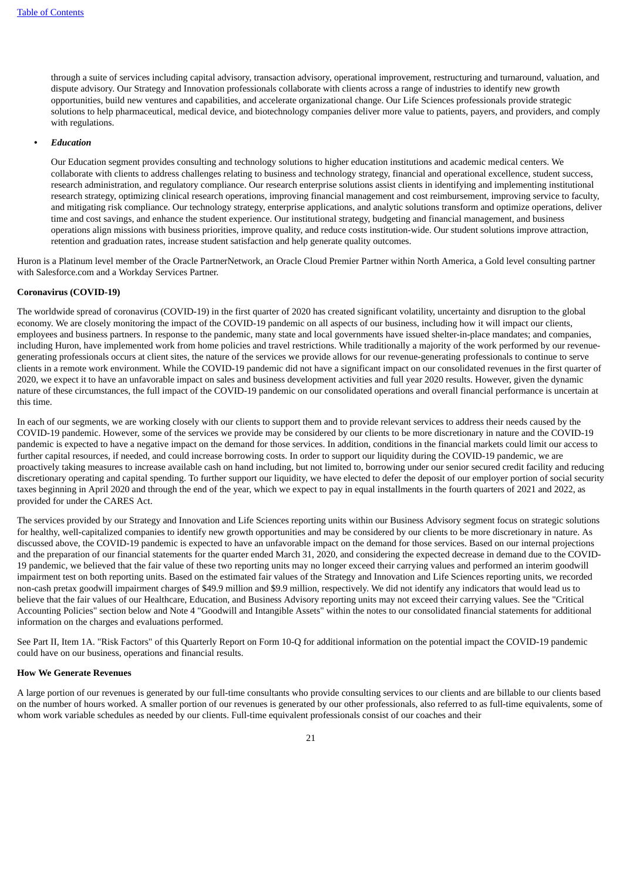through a suite of services including capital advisory, transaction advisory, operational improvement, restructuring and turnaround, valuation, and dispute advisory. Our Strategy and Innovation professionals collaborate with clients across a range of industries to identify new growth opportunities, build new ventures and capabilities, and accelerate organizational change. Our Life Sciences professionals provide strategic solutions to help pharmaceutical, medical device, and biotechnology companies deliver more value to patients, payers, and providers, and comply with regulations.

- ***Education***

  Our Education segment provides consulting and technology solutions to higher education institutions and academic medical centers. We collaborate with clients to address challenges relating to business and technology strategy, financial and operational excellence, student success, research administration, and regulatory compliance. Our research enterprise solutions assist clients in identifying and implementing institutional research strategy, optimizing clinical research operations, improving financial management and cost reimbursement, improving service to faculty, and mitigating risk compliance. Our technology strategy, enterprise applications, and analytic solutions transform and optimize operations, deliver time and cost savings, and enhance the student experience. Our institutional strategy, budgeting and financial management, and business operations align missions with business priorities, improve quality, and reduce costs institution-wide. Our student solutions improve attraction, retention and graduation rates, increase student satisfaction and help generate quality outcomes.

Huron is a Platinum level member of the Oracle PartnerNetwork, an Oracle Cloud Premier Partner within North America, a Gold level consulting partner with Salesforce.com and a Workday Services Partner.

**Coronavirus (COVID-19)**

The worldwide spread of coronavirus (COVID-19) in the first quarter of 2020 has created significant volatility, uncertainty and disruption to the global economy. We are closely monitoring the impact of the COVID-19 pandemic on all aspects of our business, including how it will impact our clients, employees and business partners. In response to the pandemic, many state and local governments have issued shelter-in-place mandates; and companies, including Huron, have implemented work from home policies and travel restrictions. While traditionally a majority of the work performed by our revenue-generating professionals occurs at client sites, the nature of the services we provide allows for our revenue-generating professionals to continue to serve clients in a remote work environment. While the COVID-19 pandemic did not have a significant impact on our consolidated revenues in the first quarter of 2020, we expect it to have an unfavorable impact on sales and business development activities and full year 2020 results. However, given the dynamic nature of these circumstances, the full impact of the COVID-19 pandemic on our consolidated operations and overall financial performance is uncertain at this time.

In each of our segments, we are working closely with our clients to support them and to provide relevant services to address their needs caused by the COVID-19 pandemic. However, some of the services we provide may be considered by our clients to be more discretionary in nature and the COVID-19 pandemic is expected to have a negative impact on the demand for those services. In addition, conditions in the financial markets could limit our access to further capital resources, if needed, and could increase borrowing costs. In order to support our liquidity during the COVID-19 pandemic, we are proactively taking measures to increase available cash on hand including, but not limited to, borrowing under our senior secured credit facility and reducing discretionary operating and capital spending. To further support our liquidity, we have elected to defer the deposit of our employer portion of social security taxes beginning in April 2020 and through the end of the year, which we expect to pay in equal installments in the fourth quarters of 2021 and 2022, as provided for under the CARES Act.

The services provided by our Strategy and Innovation and Life Sciences reporting units within our Business Advisory segment focus on strategic solutions for healthy, well-capitalized companies to identify new growth opportunities and may be considered by our clients to be more discretionary in nature. As discussed above, the COVID-19 pandemic is expected to have an unfavorable impact on the demand for those services. Based on our internal projections and the preparation of our financial statements for the quarter ended March 31, 2020, and considering the expected decrease in demand due to the COVID-19 pandemic, we believed that the fair value of these two reporting units may no longer exceed their carrying values and performed an interim goodwill impairment test on both reporting units. Based on the estimated fair values of the Strategy and Innovation and Life Sciences reporting units, we recorded non-cash pretax goodwill impairment charges of $49.9 million and $9.9 million, respectively. We did not identify any indicators that would lead us to believe that the fair values of our Healthcare, Education, and Business Advisory reporting units may not exceed their carrying values. See the "Critical Accounting Policies" section below and Note 4 "Goodwill and Intangible Assets" within the notes to our consolidated financial statements for additional information on the charges and evaluations performed.

See Part II, Item 1A. "Risk Factors" of this Quarterly Report on Form 10-Q for additional information on the potential impact the COVID-19 pandemic could have on our business, operations and financial results.

**How We Generate Revenues**

A large portion of our revenues is generated by our full-time consultants who provide consulting services to our clients and are billable to our clients based on the number of hours worked. A smaller portion of our revenues is generated by our other professionals, also referred to as full-time equivalents, some of whom work variable schedules as needed by our clients. Full-time equivalent professionals consist of our coaches and their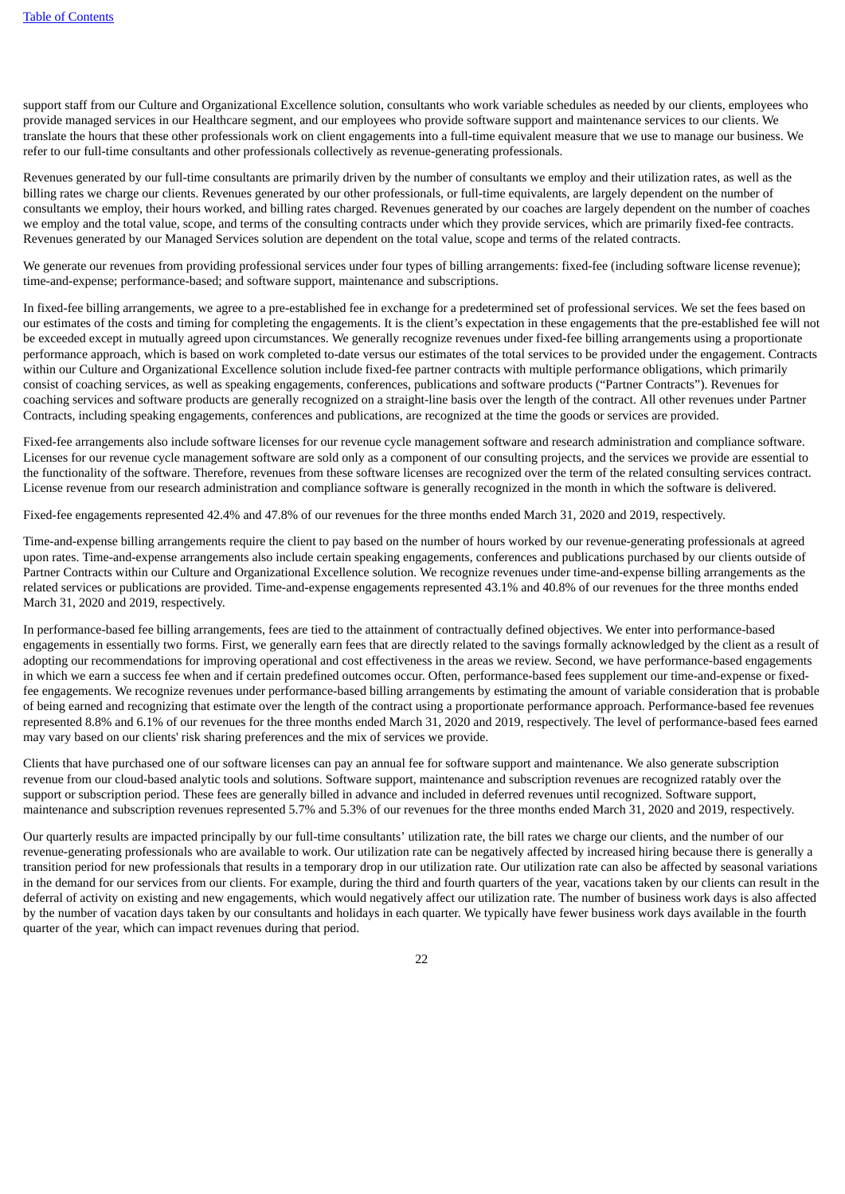support staff from our Culture and Organizational Excellence solution, consultants who work variable schedules as needed by our clients, employees who provide managed services in our Healthcare segment, and our employees who provide software support and maintenance services to our clients. We translate the hours that these other professionals work on client engagements into a full-time equivalent measure that we use to manage our business. We refer to our full-time consultants and other professionals collectively as revenue-generating professionals.

Revenues generated by our full-time consultants are primarily driven by the number of consultants we employ and their utilization rates, as well as the billing rates we charge our clients. Revenues generated by our other professionals, or full-time equivalents, are largely dependent on the number of consultants we employ, their hours worked, and billing rates charged. Revenues generated by our coaches are largely dependent on the number of coaches we employ and the total value, scope, and terms of the consulting contracts under which they provide services, which are primarily fixed-fee contracts. Revenues generated by our Managed Services solution are dependent on the total value, scope and terms of the related contracts.

We generate our revenues from providing professional services under four types of billing arrangements: fixed-fee (including software license revenue); time-and-expense; performance-based; and software support, maintenance and subscriptions.

In fixed-fee billing arrangements, we agree to a pre-established fee in exchange for a predetermined set of professional services. We set the fees based on our estimates of the costs and timing for completing the engagements. It is the client's expectation in these engagements that the pre-established fee will not be exceeded except in mutually agreed upon circumstances. We generally recognize revenues under fixed-fee billing arrangements using a proportionate performance approach, which is based on work completed to-date versus our estimates of the total services to be provided under the engagement. Contracts within our Culture and Organizational Excellence solution include fixed-fee partner contracts with multiple performance obligations, which primarily consist of coaching services, as well as speaking engagements, conferences, publications and software products ("Partner Contracts"). Revenues for coaching services and software products are generally recognized on a straight-line basis over the length of the contract. All other revenues under Partner Contracts, including speaking engagements, conferences and publications, are recognized at the time the goods or services are provided.

Fixed-fee arrangements also include software licenses for our revenue cycle management software and research administration and compliance software. Licenses for our revenue cycle management software are sold only as a component of our consulting projects, and the services we provide are essential to the functionality of the software. Therefore, revenues from these software licenses are recognized over the term of the related consulting services contract. License revenue from our research administration and compliance software is generally recognized in the month in which the software is delivered.

Fixed-fee engagements represented 42.4% and 47.8% of our revenues for the three months ended March 31, 2020 and 2019, respectively.

Time-and-expense billing arrangements require the client to pay based on the number of hours worked by our revenue-generating professionals at agreed upon rates. Time-and-expense arrangements also include certain speaking engagements, conferences and publications purchased by our clients outside of Partner Contracts within our Culture and Organizational Excellence solution. We recognize revenues under time-and-expense billing arrangements as the related services or publications are provided. Time-and-expense engagements represented 43.1% and 40.8% of our revenues for the three months ended March 31, 2020 and 2019, respectively.

In performance-based fee billing arrangements, fees are tied to the attainment of contractually defined objectives. We enter into performance-based engagements in essentially two forms. First, we generally earn fees that are directly related to the savings formally acknowledged by the client as a result of adopting our recommendations for improving operational and cost effectiveness in the areas we review. Second, we have performance-based engagements in which we earn a success fee when and if certain predefined outcomes occur. Often, performance-based fees supplement our time-and-expense or fixed-fee engagements. We recognize revenues under performance-based billing arrangements by estimating the amount of variable consideration that is probable of being earned and recognizing that estimate over the length of the contract using a proportionate performance approach. Performance-based fee revenues represented 8.8% and 6.1% of our revenues for the three months ended March 31, 2020 and 2019, respectively. The level of performance-based fees earned may vary based on our clients' risk sharing preferences and the mix of services we provide.

Clients that have purchased one of our software licenses can pay an annual fee for software support and maintenance. We also generate subscription revenue from our cloud-based analytic tools and solutions. Software support, maintenance and subscription revenues are recognized ratably over the support or subscription period. These fees are generally billed in advance and included in deferred revenues until recognized. Software support, maintenance and subscription revenues represented 5.7% and 5.3% of our revenues for the three months ended March 31, 2020 and 2019, respectively.

Our quarterly results are impacted principally by our full-time consultants' utilization rate, the bill rates we charge our clients, and the number of our revenue-generating professionals who are available to work. Our utilization rate can be negatively affected by increased hiring because there is generally a transition period for new professionals that results in a temporary drop in our utilization rate. Our utilization rate can also be affected by seasonal variations in the demand for our services from our clients. For example, during the third and fourth quarters of the year, vacations taken by our clients can result in the deferral of activity on existing and new engagements, which would negatively affect our utilization rate. The number of business work days is also affected by the number of vacation days taken by our consultants and holidays in each quarter. We typically have fewer business work days available in the fourth quarter of the year, which can impact revenues during that period.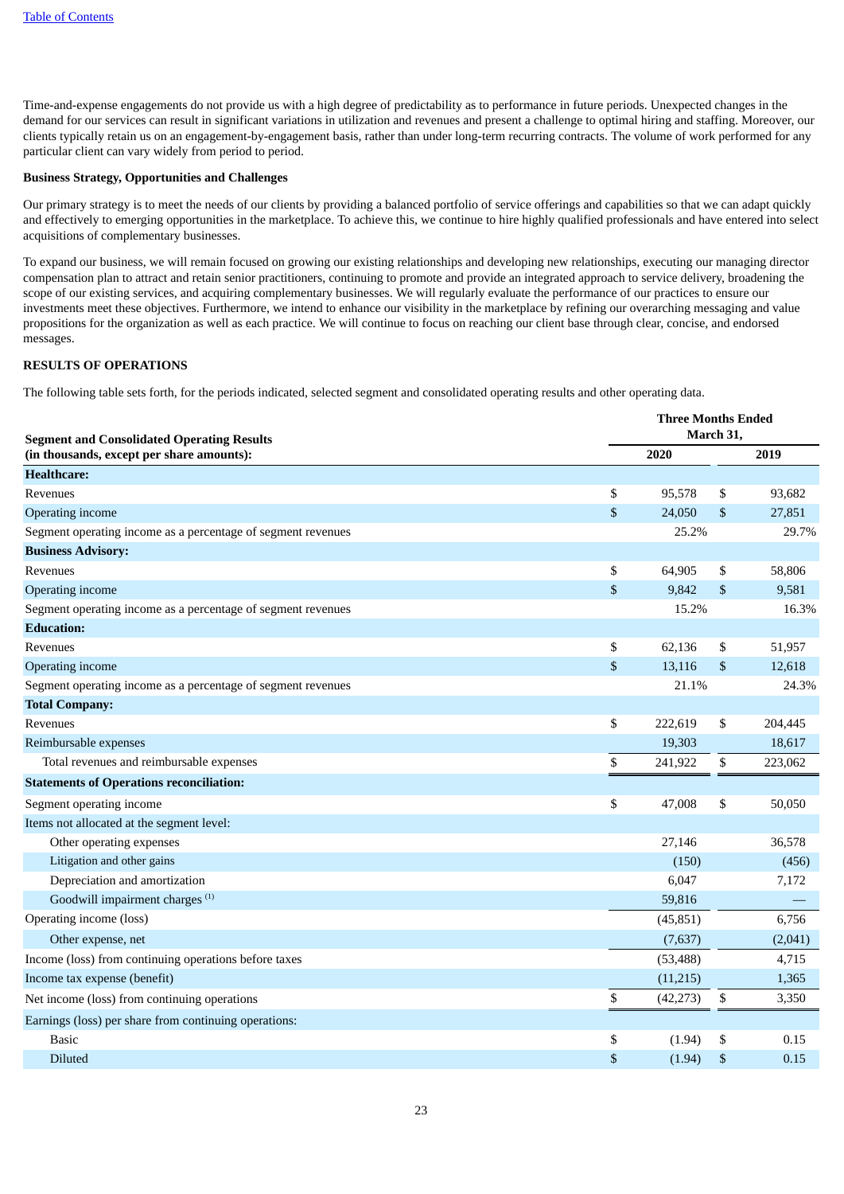Time-and-expense engagements do not provide us with a high degree of predictability as to performance in future periods. Unexpected changes in the demand for our services can result in significant variations in utilization and revenues and present a challenge to optimal hiring and staffing. Moreover, our clients typically retain us on an engagement-by-engagement basis, rather than under long-term recurring contracts. The volume of work performed for any particular client can vary widely from period to period.

**Business Strategy, Opportunities and Challenges**

Our primary strategy is to meet the needs of our clients by providing a balanced portfolio of service offerings and capabilities so that we can adapt quickly and effectively to emerging opportunities in the marketplace. To achieve this, we continue to hire highly qualified professionals and have entered into select acquisitions of complementary businesses.

To expand our business, we will remain focused on growing our existing relationships and developing new relationships, executing our managing director compensation plan to attract and retain senior practitioners, continuing to promote and provide an integrated approach to service delivery, broadening the scope of our existing services, and acquiring complementary businesses. We will regularly evaluate the performance of our practices to ensure our investments meet these objectives. Furthermore, we intend to enhance our visibility in the marketplace by refining our overarching messaging and value propositions for the organization as well as each practice. We will continue to focus on reaching our client base through clear, concise, and endorsed messages.

**RESULTS OF OPERATIONS**

The following table sets forth, for the periods indicated, selected segment and consolidated operating results and other operating data.

| Segment and Consolidated Operating Results (in thousands, except per share amounts): | Three Months Ended March 31, 2020 | 2019 |
|---|---|---|
| **Healthcare:** | | |
| Revenues | $ 95,578 | $ 93,682 |
| Operating income | $ 24,050 | $ 27,851 |
| Segment operating income as a percentage of segment revenues | 25.2% | 29.7% |
| **Business Advisory:** | | |
| Revenues | $ 64,905 | $ 58,806 |
| Operating income | $ 9,842 | $ 9,581 |
| Segment operating income as a percentage of segment revenues | 15.2% | 16.3% |
| **Education:** | | |
| Revenues | $ 62,136 | $ 51,957 |
| Operating income | $ 13,116 | $ 12,618 |
| Segment operating income as a percentage of segment revenues | 21.1% | 24.3% |
| **Total Company:** | | |
| Revenues | $ 222,619 | $ 204,445 |
| Reimbursable expenses | 19,303 | 18,617 |
| Total revenues and reimbursable expenses | $ 241,922 | $ 223,062 |
| **Statements of Operations reconciliation:** | | |
| Segment operating income | $ 47,008 | $ 50,050 |
| Items not allocated at the segment level: | | |
| Other operating expenses | 27,146 | 36,578 |
| Litigation and other gains | (150) | (456) |
| Depreciation and amortization | 6,047 | 7,172 |
| Goodwill impairment charges [(1)] | 59,816 | — |
| Operating income (loss) | (45,851) | 6,756 |
| Other expense, net | (7,637) | (2,041) |
| Income (loss) from continuing operations before taxes | (53,488) | 4,715 |
| Income tax expense (benefit) | (11,215) | 1,365 |
| Net income (loss) from continuing operations | $ (42,273) | $ 3,350 |
| Earnings (loss) per share from continuing operations: | | |
| Basic | $ (1.94) | $ 0.15 |
| Diluted | $ (1.94) | $ 0.15 |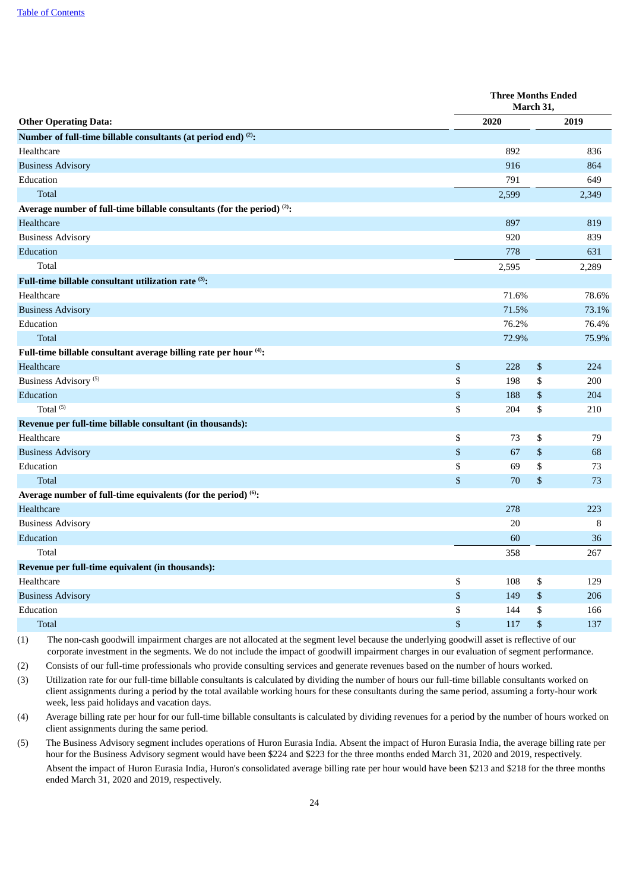| Other Operating Data: | Three Months Ended March 31, 2020 | 2019 |
|---|---|---|
| **Number of full-time billable consultants (at period end) (2):** | | |
| Healthcare | 892 | 836 |
| Business Advisory | 916 | 864 |
| Education | 791 | 649 |
| Total | 2,599 | 2,349 |
| **Average number of full-time billable consultants (for the period) (2):** | | |
| Healthcare | 897 | 819 |
| Business Advisory | 920 | 839 |
| Education | 778 | 631 |
| Total | 2,595 | 2,289 |
| **Full-time billable consultant utilization rate (3):** | | |
| Healthcare | 71.6% | 78.6% |
| Business Advisory | 71.5% | 73.1% |
| Education | 76.2% | 76.4% |
| Total | 72.9% | 75.9% |
| **Full-time billable consultant average billing rate per hour (4):** | | |
| Healthcare | $ 228 | $ 224 |
| Business Advisory (5) | $ 198 | $ 200 |
| Education | $ 188 | $ 204 |
| Total (5) | $ 204 | $ 210 |
| **Revenue per full-time billable consultant (in thousands):** | | |
| Healthcare | $ 73 | $ 79 |
| Business Advisory | $ 67 | $ 68 |
| Education | $ 69 | $ 73 |
| Total | $ 70 | $ 73 |
| **Average number of full-time equivalents (for the period) (6):** | | |
| Healthcare | 278 | 223 |
| Business Advisory | 20 | 8 |
| Education | 60 | 36 |
| Total | 358 | 267 |
| **Revenue per full-time equivalent (in thousands):** | | |
| Healthcare | $ 108 | $ 129 |
| Business Advisory | $ 149 | $ 206 |
| Education | $ 144 | $ 166 |
| Total | $ 117 | $ 137 |

(1) The non-cash goodwill impairment charges are not allocated at the segment level because the underlying goodwill asset is reflective of our corporate investment in the segments. We do not include the impact of goodwill impairment charges in our evaluation of segment performance.

(2) Consists of our full-time professionals who provide consulting services and generate revenues based on the number of hours worked.

(3) Utilization rate for our full-time billable consultants is calculated by dividing the number of hours our full-time billable consultants worked on client assignments during a period by the total available working hours for these consultants during the same period, assuming a forty-hour work week, less paid holidays and vacation days.

(4) Average billing rate per hour for our full-time billable consultants is calculated by dividing revenues for a period by the number of hours worked on client assignments during the same period.

(5) The Business Advisory segment includes operations of Huron Eurasia India. Absent the impact of Huron Eurasia India, the average billing rate per hour for the Business Advisory segment would have been $224 and $223 for the three months ended March 31, 2020 and 2019, respectively.
Absent the impact of Huron Eurasia India, Huron's consolidated average billing rate per hour would have been $213 and $218 for the three months ended March 31, 2020 and 2019, respectively.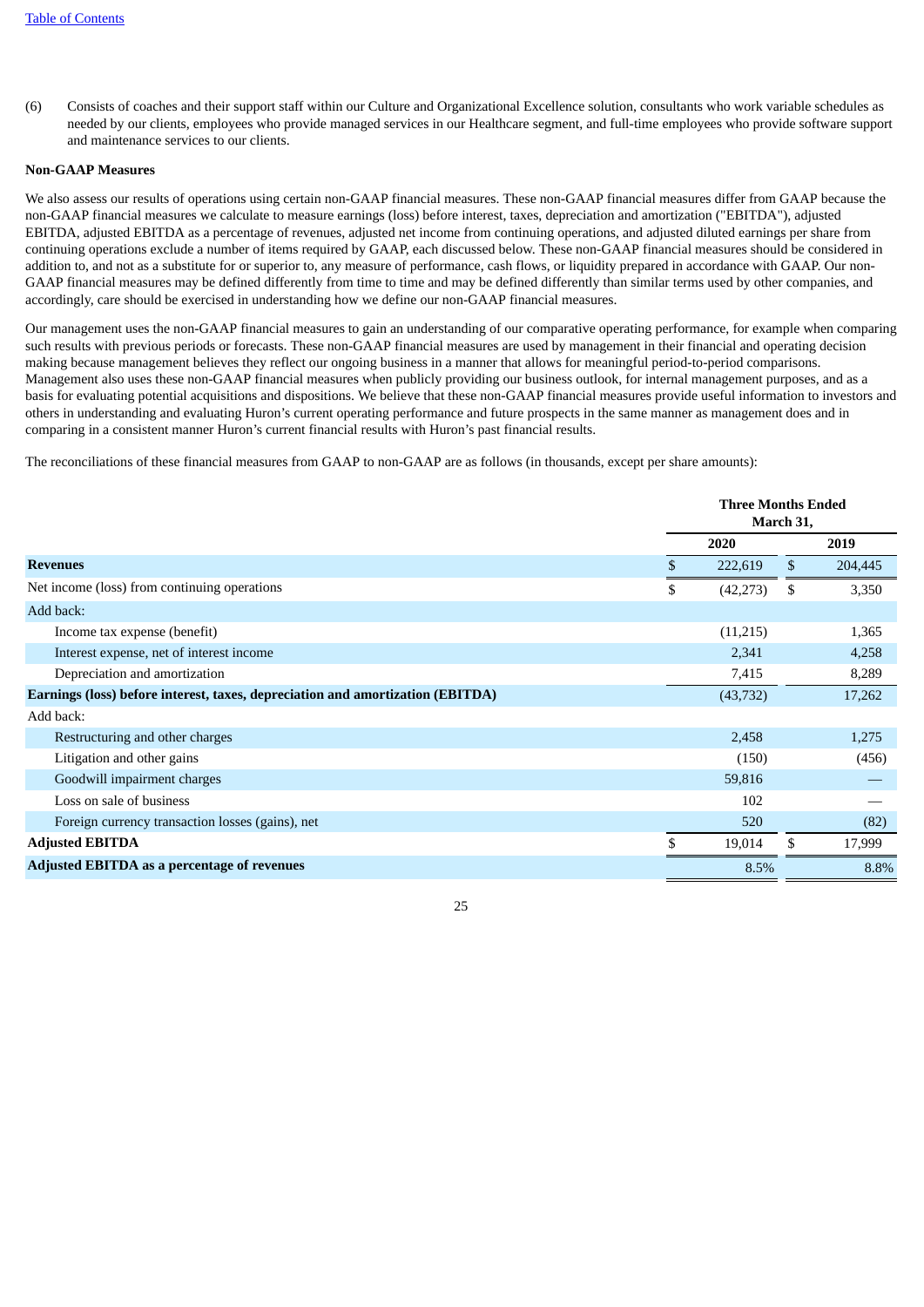(6) Consists of coaches and their support staff within our Culture and Organizational Excellence solution, consultants who work variable schedules as needed by our clients, employees who provide managed services in our Healthcare segment, and full-time employees who provide software support and maintenance services to our clients.

**Non-GAAP Measures**

We also assess our results of operations using certain non-GAAP financial measures. These non-GAAP financial measures differ from GAAP because the non-GAAP financial measures we calculate to measure earnings (loss) before interest, taxes, depreciation and amortization ("EBITDA"), adjusted EBITDA, adjusted EBITDA as a percentage of revenues, adjusted net income from continuing operations, and adjusted diluted earnings per share from continuing operations exclude a number of items required by GAAP, each discussed below. These non-GAAP financial measures should be considered in addition to, and not as a substitute for or superior to, any measure of performance, cash flows, or liquidity prepared in accordance with GAAP. Our non-GAAP financial measures may be defined differently from time to time and may be defined differently than similar terms used by other companies, and accordingly, care should be exercised in understanding how we define our non-GAAP financial measures.

Our management uses the non-GAAP financial measures to gain an understanding of our comparative operating performance, for example when comparing such results with previous periods or forecasts. These non-GAAP financial measures are used by management in their financial and operating decision making because management believes they reflect our ongoing business in a manner that allows for meaningful period-to-period comparisons. Management also uses these non-GAAP financial measures when publicly providing our business outlook, for internal management purposes, and as a basis for evaluating potential acquisitions and dispositions. We believe that these non-GAAP financial measures provide useful information to investors and others in understanding and evaluating Huron's current operating performance and future prospects in the same manner as management does and in comparing in a consistent manner Huron's current financial results with Huron's past financial results.

The reconciliations of these financial measures from GAAP to non-GAAP are as follows (in thousands, except per share amounts):

| | Three Months Ended March 31, | |
|---|---|---|
| | 2020 | 2019 |
| **Revenues** | $ 222,619 | $ 204,445 |
| Net income (loss) from continuing operations | $ (42,273) | $ 3,350 |
| Add back: | | |
| Income tax expense (benefit) | (11,215) | 1,365 |
| Interest expense, net of interest income | 2,341 | 4,258 |
| Depreciation and amortization | 7,415 | 8,289 |
| **Earnings (loss) before interest, taxes, depreciation and amortization (EBITDA)** | (43,732) | 17,262 |
| Add back: | | |
| Restructuring and other charges | 2,458 | 1,275 |
| Litigation and other gains | (150) | (456) |
| Goodwill impairment charges | 59,816 | — |
| Loss on sale of business | 102 | — |
| Foreign currency transaction losses (gains), net | 520 | (82) |
| **Adjusted EBITDA** | $ 19,014 | $ 17,999 |
| **Adjusted EBITDA as a percentage of revenues** | 8.5% | 8.8% |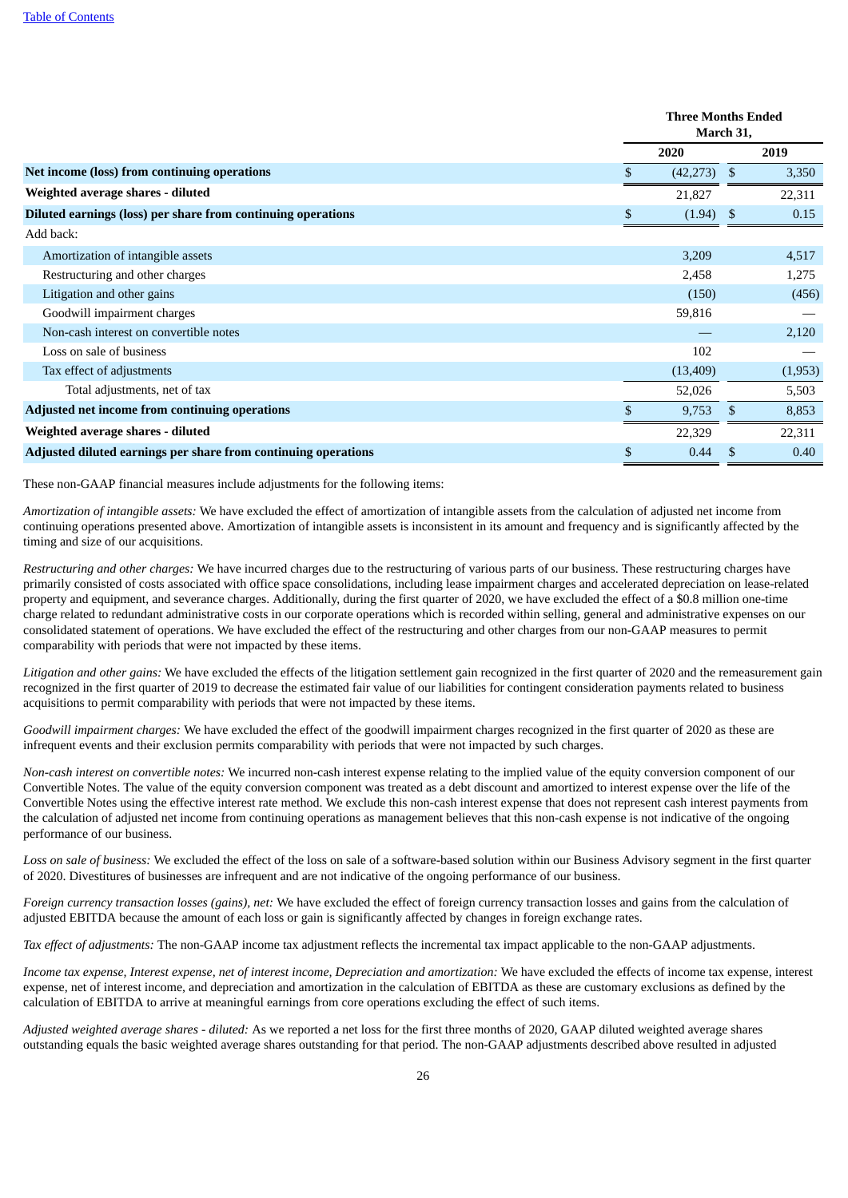| | Three Months Ended March 31, | |
|---|---|---|
| | 2020 | 2019 |
| **Net income (loss) from continuing operations** | $ (42,273) | $ 3,350 |
| **Weighted average shares - diluted** | 21,827 | 22,311 |
| **Diluted earnings (loss) per share from continuing operations** | $ (1.94) | $ 0.15 |
| Add back: | | |
| Amortization of intangible assets | 3,209 | 4,517 |
| Restructuring and other charges | 2,458 | 1,275 |
| Litigation and other gains | (150) | (456) |
| Goodwill impairment charges | 59,816 | — |
| Non-cash interest on convertible notes | — | 2,120 |
| Loss on sale of business | 102 | — |
| Tax effect of adjustments | (13,409) | (1,953) |
| Total adjustments, net of tax | 52,026 | 5,503 |
| **Adjusted net income from continuing operations** | $ 9,753 | $ 8,853 |
| **Weighted average shares - diluted** | 22,329 | 22,311 |
| **Adjusted diluted earnings per share from continuing operations** | $ 0.44 | $ 0.40 |

These non-GAAP financial measures include adjustments for the following items:

*Amortization of intangible assets:* We have excluded the effect of amortization of intangible assets from the calculation of adjusted net income from continuing operations presented above. Amortization of intangible assets is inconsistent in its amount and frequency and is significantly affected by the timing and size of our acquisitions.

*Restructuring and other charges:* We have incurred charges due to the restructuring of various parts of our business. These restructuring charges have primarily consisted of costs associated with office space consolidations, including lease impairment charges and accelerated depreciation on lease-related property and equipment, and severance charges. Additionally, during the first quarter of 2020, we have excluded the effect of a $0.8 million one-time charge related to redundant administrative costs in our corporate operations which is recorded within selling, general and administrative expenses on our consolidated statement of operations. We have excluded the effect of the restructuring and other charges from our non-GAAP measures to permit comparability with periods that were not impacted by these items.

*Litigation and other gains:* We have excluded the effects of the litigation settlement gain recognized in the first quarter of 2020 and the remeasurement gain recognized in the first quarter of 2019 to decrease the estimated fair value of our liabilities for contingent consideration payments related to business acquisitions to permit comparability with periods that were not impacted by these items.

*Goodwill impairment charges:* We have excluded the effect of the goodwill impairment charges recognized in the first quarter of 2020 as these are infrequent events and their exclusion permits comparability with periods that were not impacted by such charges.

*Non-cash interest on convertible notes:* We incurred non-cash interest expense relating to the implied value of the equity conversion component of our Convertible Notes. The value of the equity conversion component was treated as a debt discount and amortized to interest expense over the life of the Convertible Notes using the effective interest rate method. We exclude this non-cash interest expense that does not represent cash interest payments from the calculation of adjusted net income from continuing operations as management believes that this non-cash expense is not indicative of the ongoing performance of our business.

*Loss on sale of business:* We excluded the effect of the loss on sale of a software-based solution within our Business Advisory segment in the first quarter of 2020. Divestitures of businesses are infrequent and are not indicative of the ongoing performance of our business.

*Foreign currency transaction losses (gains), net:* We have excluded the effect of foreign currency transaction losses and gains from the calculation of adjusted EBITDA because the amount of each loss or gain is significantly affected by changes in foreign exchange rates.

*Tax effect of adjustments:* The non-GAAP income tax adjustment reflects the incremental tax impact applicable to the non-GAAP adjustments.

*Income tax expense, Interest expense, net of interest income, Depreciation and amortization:* We have excluded the effects of income tax expense, interest expense, net of interest income, and depreciation and amortization in the calculation of EBITDA as these are customary exclusions as defined by the calculation of EBITDA to arrive at meaningful earnings from core operations excluding the effect of such items.

*Adjusted weighted average shares - diluted:* As we reported a net loss for the first three months of 2020, GAAP diluted weighted average shares outstanding equals the basic weighted average shares outstanding for that period. The non-GAAP adjustments described above resulted in adjusted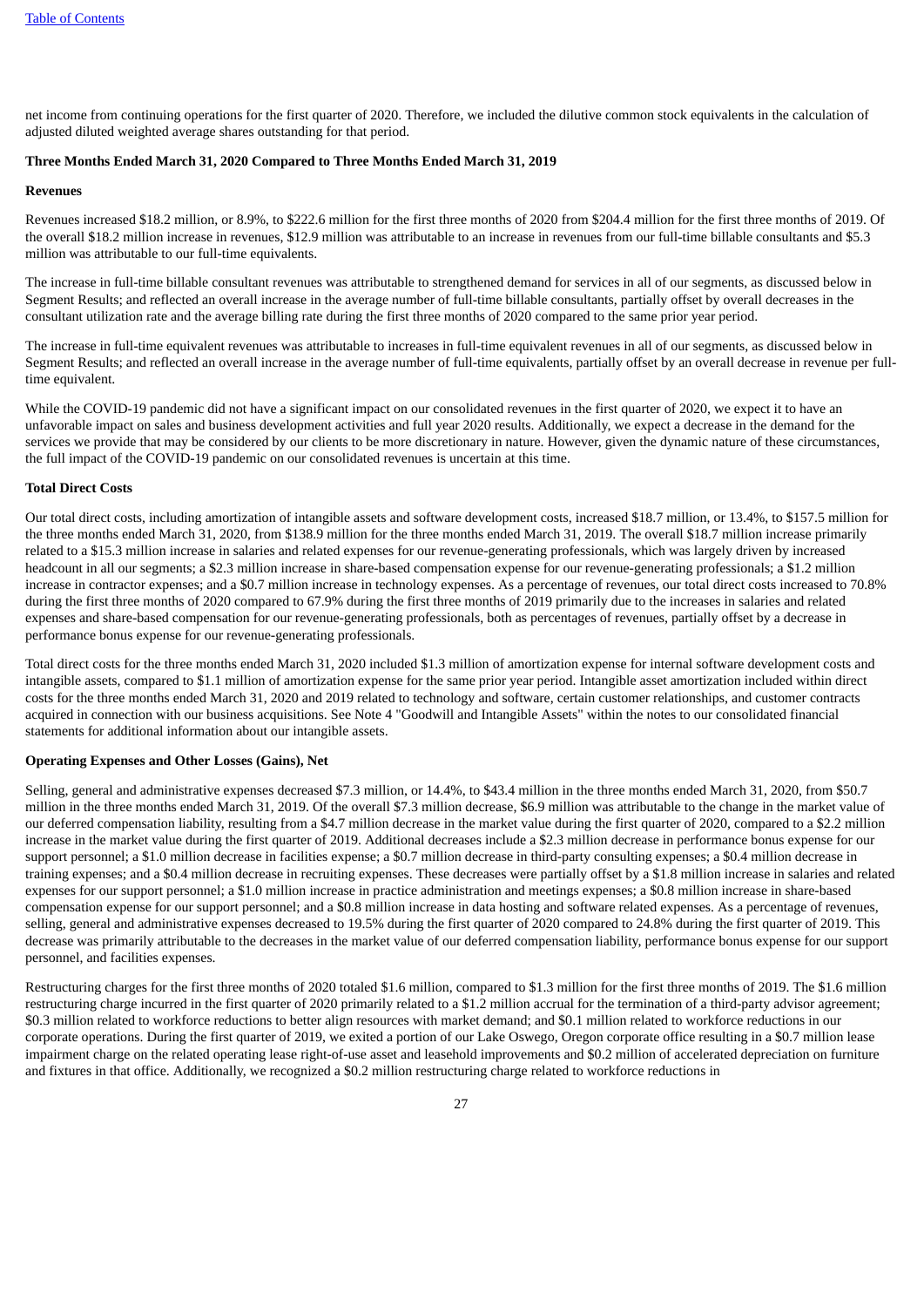net income from continuing operations for the first quarter of 2020. Therefore, we included the dilutive common stock equivalents in the calculation of adjusted diluted weighted average shares outstanding for that period.

**Three Months Ended March 31, 2020 Compared to Three Months Ended March 31, 2019**

**Revenues**

Revenues increased $18.2 million, or 8.9%, to $222.6 million for the first three months of 2020 from $204.4 million for the first three months of 2019. Of the overall $18.2 million increase in revenues, $12.9 million was attributable to an increase in revenues from our full-time billable consultants and $5.3 million was attributable to our full-time equivalents.

The increase in full-time billable consultant revenues was attributable to strengthened demand for services in all of our segments, as discussed below in Segment Results; and reflected an overall increase in the average number of full-time billable consultants, partially offset by overall decreases in the consultant utilization rate and the average billing rate during the first three months of 2020 compared to the same prior year period.

The increase in full-time equivalent revenues was attributable to increases in full-time equivalent revenues in all of our segments, as discussed below in Segment Results; and reflected an overall increase in the average number of full-time equivalents, partially offset by an overall decrease in revenue per full-time equivalent.

While the COVID-19 pandemic did not have a significant impact on our consolidated revenues in the first quarter of 2020, we expect it to have an unfavorable impact on sales and business development activities and full year 2020 results. Additionally, we expect a decrease in the demand for the services we provide that may be considered by our clients to be more discretionary in nature. However, given the dynamic nature of these circumstances, the full impact of the COVID-19 pandemic on our consolidated revenues is uncertain at this time.

**Total Direct Costs**

Our total direct costs, including amortization of intangible assets and software development costs, increased $18.7 million, or 13.4%, to $157.5 million for the three months ended March 31, 2020, from $138.9 million for the three months ended March 31, 2019. The overall $18.7 million increase primarily related to a $15.3 million increase in salaries and related expenses for our revenue-generating professionals, which was largely driven by increased headcount in all our segments; a $2.3 million increase in share-based compensation expense for our revenue-generating professionals; a $1.2 million increase in contractor expenses; and a $0.7 million increase in technology expenses. As a percentage of revenues, our total direct costs increased to 70.8% during the first three months of 2020 compared to 67.9% during the first three months of 2019 primarily due to the increases in salaries and related expenses and share-based compensation for our revenue-generating professionals, both as percentages of revenues, partially offset by a decrease in performance bonus expense for our revenue-generating professionals.

Total direct costs for the three months ended March 31, 2020 included $1.3 million of amortization expense for internal software development costs and intangible assets, compared to $1.1 million of amortization expense for the same prior year period. Intangible asset amortization included within direct costs for the three months ended March 31, 2020 and 2019 related to technology and software, certain customer relationships, and customer contracts acquired in connection with our business acquisitions. See Note 4 "Goodwill and Intangible Assets" within the notes to our consolidated financial statements for additional information about our intangible assets.

**Operating Expenses and Other Losses (Gains), Net**

Selling, general and administrative expenses decreased $7.3 million, or 14.4%, to $43.4 million in the three months ended March 31, 2020, from $50.7 million in the three months ended March 31, 2019. Of the overall $7.3 million decrease, $6.9 million was attributable to the change in the market value of our deferred compensation liability, resulting from a $4.7 million decrease in the market value during the first quarter of 2020, compared to a $2.2 million increase in the market value during the first quarter of 2019. Additional decreases include a $2.3 million decrease in performance bonus expense for our support personnel; a $1.0 million decrease in facilities expense; a $0.7 million decrease in third-party consulting expenses; a $0.4 million decrease in training expenses; and a $0.4 million decrease in recruiting expenses. These decreases were partially offset by a $1.8 million increase in salaries and related expenses for our support personnel; a $1.0 million increase in practice administration and meetings expenses; a $0.8 million increase in share-based compensation expense for our support personnel; and a $0.8 million increase in data hosting and software related expenses. As a percentage of revenues, selling, general and administrative expenses decreased to 19.5% during the first quarter of 2020 compared to 24.8% during the first quarter of 2019. This decrease was primarily attributable to the decreases in the market value of our deferred compensation liability, performance bonus expense for our support personnel, and facilities expenses.

Restructuring charges for the first three months of 2020 totaled $1.6 million, compared to $1.3 million for the first three months of 2019. The $1.6 million restructuring charge incurred in the first quarter of 2020 primarily related to a $1.2 million accrual for the termination of a third-party advisor agreement; $0.3 million related to workforce reductions to better align resources with market demand; and $0.1 million related to workforce reductions in our corporate operations. During the first quarter of 2019, we exited a portion of our Lake Oswego, Oregon corporate office resulting in a $0.7 million lease impairment charge on the related operating lease right-of-use asset and leasehold improvements and $0.2 million of accelerated depreciation on furniture and fixtures in that office. Additionally, we recognized a $0.2 million restructuring charge related to workforce reductions in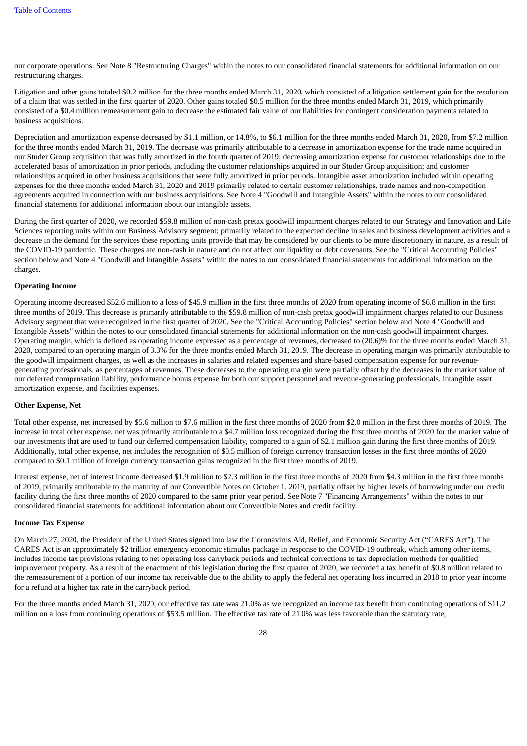our corporate operations. See Note 8 "Restructuring Charges" within the notes to our consolidated financial statements for additional information on our restructuring charges.

Litigation and other gains totaled $0.2 million for the three months ended March 31, 2020, which consisted of a litigation settlement gain for the resolution of a claim that was settled in the first quarter of 2020. Other gains totaled $0.5 million for the three months ended March 31, 2019, which primarily consisted of a $0.4 million remeasurement gain to decrease the estimated fair value of our liabilities for contingent consideration payments related to business acquisitions.

Depreciation and amortization expense decreased by $1.1 million, or 14.8%, to $6.1 million for the three months ended March 31, 2020, from $7.2 million for the three months ended March 31, 2019. The decrease was primarily attributable to a decrease in amortization expense for the trade name acquired in our Studer Group acquisition that was fully amortized in the fourth quarter of 2019; decreasing amortization expense for customer relationships due to the accelerated basis of amortization in prior periods, including the customer relationships acquired in our Studer Group acquisition; and customer relationships acquired in other business acquisitions that were fully amortized in prior periods. Intangible asset amortization included within operating expenses for the three months ended March 31, 2020 and 2019 primarily related to certain customer relationships, trade names and non-competition agreements acquired in connection with our business acquisitions. See Note 4 "Goodwill and Intangible Assets" within the notes to our consolidated financial statements for additional information about our intangible assets.

During the first quarter of 2020, we recorded $59.8 million of non-cash pretax goodwill impairment charges related to our Strategy and Innovation and Life Sciences reporting units within our Business Advisory segment; primarily related to the expected decline in sales and business development activities and a decrease in the demand for the services these reporting units provide that may be considered by our clients to be more discretionary in nature, as a result of the COVID-19 pandemic. These charges are non-cash in nature and do not affect our liquidity or debt covenants. See the "Critical Accounting Policies" section below and Note 4 "Goodwill and Intangible Assets" within the notes to our consolidated financial statements for additional information on the charges.

**Operating Income**

Operating income decreased $52.6 million to a loss of $45.9 million in the first three months of 2020 from operating income of $6.8 million in the first three months of 2019. This decrease is primarily attributable to the $59.8 million of non-cash pretax goodwill impairment charges related to our Business Advisory segment that were recognized in the first quarter of 2020. See the "Critical Accounting Policies" section below and Note 4 "Goodwill and Intangible Assets" within the notes to our consolidated financial statements for additional information on the non-cash goodwill impairment charges. Operating margin, which is defined as operating income expressed as a percentage of revenues, decreased to (20.6)% for the three months ended March 31, 2020, compared to an operating margin of 3.3% for the three months ended March 31, 2019. The decrease in operating margin was primarily attributable to the goodwill impairment charges, as well as the increases in salaries and related expenses and share-based compensation expense for our revenue-generating professionals, as percentages of revenues. These decreases to the operating margin were partially offset by the decreases in the market value of our deferred compensation liability, performance bonus expense for both our support personnel and revenue-generating professionals, intangible asset amortization expense, and facilities expenses.

**Other Expense, Net**

Total other expense, net increased by $5.6 million to $7.6 million in the first three months of 2020 from $2.0 million in the first three months of 2019. The increase in total other expense, net was primarily attributable to a $4.7 million loss recognized during the first three months of 2020 for the market value of our investments that are used to fund our deferred compensation liability, compared to a gain of $2.1 million gain during the first three months of 2019. Additionally, total other expense, net includes the recognition of $0.5 million of foreign currency transaction losses in the first three months of 2020 compared to $0.1 million of foreign currency transaction gains recognized in the first three months of 2019.

Interest expense, net of interest income decreased $1.9 million to $2.3 million in the first three months of 2020 from $4.3 million in the first three months of 2019, primarily attributable to the maturity of our Convertible Notes on October 1, 2019, partially offset by higher levels of borrowing under our credit facility during the first three months of 2020 compared to the same prior year period. See Note 7 "Financing Arrangements" within the notes to our consolidated financial statements for additional information about our Convertible Notes and credit facility.

**Income Tax Expense**

On March 27, 2020, the President of the United States signed into law the Coronavirus Aid, Relief, and Economic Security Act ("CARES Act"). The CARES Act is an approximately $2 trillion emergency economic stimulus package in response to the COVID-19 outbreak, which among other items, includes income tax provisions relating to net operating loss carryback periods and technical corrections to tax depreciation methods for qualified improvement property. As a result of the enactment of this legislation during the first quarter of 2020, we recorded a tax benefit of $0.8 million related to the remeasurement of a portion of our income tax receivable due to the ability to apply the federal net operating loss incurred in 2018 to prior year income for a refund at a higher tax rate in the carryback period.

For the three months ended March 31, 2020, our effective tax rate was 21.0% as we recognized an income tax benefit from continuing operations of $11.2 million on a loss from continuing operations of $53.5 million. The effective tax rate of 21.0% was less favorable than the statutory rate,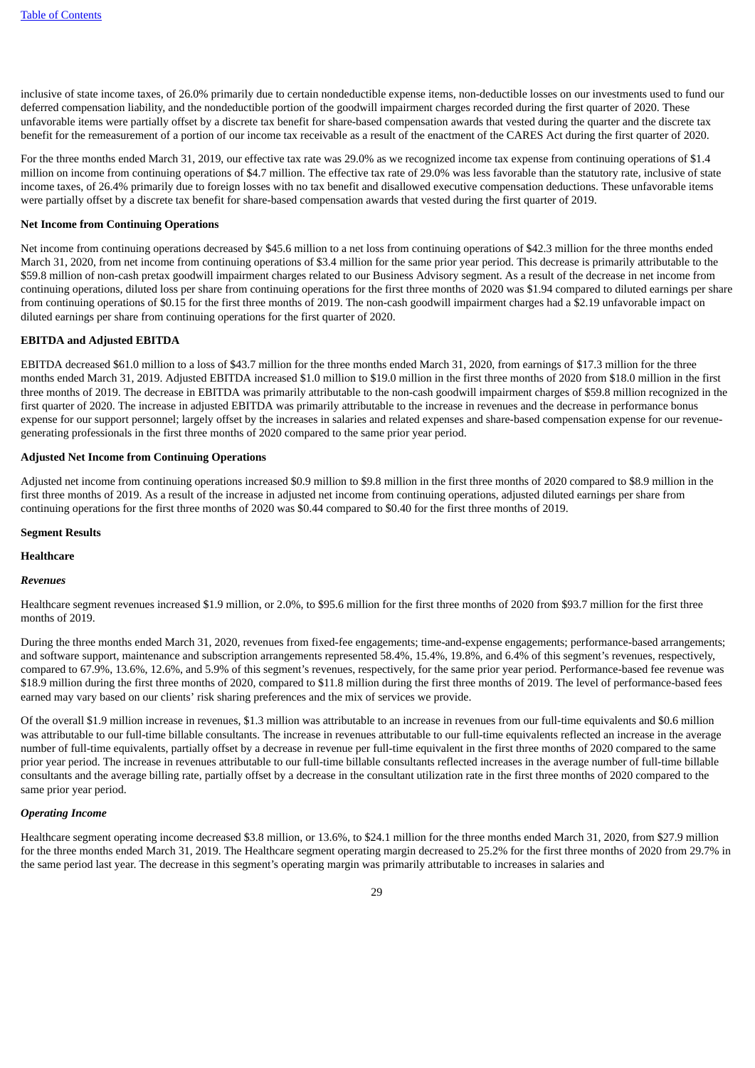inclusive of state income taxes, of 26.0% primarily due to certain nondeductible expense items, non-deductible losses on our investments used to fund our deferred compensation liability, and the nondeductible portion of the goodwill impairment charges recorded during the first quarter of 2020. These unfavorable items were partially offset by a discrete tax benefit for share-based compensation awards that vested during the quarter and the discrete tax benefit for the remeasurement of a portion of our income tax receivable as a result of the enactment of the CARES Act during the first quarter of 2020.

For the three months ended March 31, 2019, our effective tax rate was 29.0% as we recognized income tax expense from continuing operations of $1.4 million on income from continuing operations of $4.7 million. The effective tax rate of 29.0% was less favorable than the statutory rate, inclusive of state income taxes, of 26.4% primarily due to foreign losses with no tax benefit and disallowed executive compensation deductions. These unfavorable items were partially offset by a discrete tax benefit for share-based compensation awards that vested during the first quarter of 2019.

**Net Income from Continuing Operations**

Net income from continuing operations decreased by $45.6 million to a net loss from continuing operations of $42.3 million for the three months ended March 31, 2020, from net income from continuing operations of $3.4 million for the same prior year period. This decrease is primarily attributable to the $59.8 million of non-cash pretax goodwill impairment charges related to our Business Advisory segment. As a result of the decrease in net income from continuing operations, diluted loss per share from continuing operations for the first three months of 2020 was $1.94 compared to diluted earnings per share from continuing operations of $0.15 for the first three months of 2019. The non-cash goodwill impairment charges had a $2.19 unfavorable impact on diluted earnings per share from continuing operations for the first quarter of 2020.

**EBITDA and Adjusted EBITDA**

EBITDA decreased $61.0 million to a loss of $43.7 million for the three months ended March 31, 2020, from earnings of $17.3 million for the three months ended March 31, 2019. Adjusted EBITDA increased $1.0 million to $19.0 million in the first three months of 2020 from $18.0 million in the first three months of 2019. The decrease in EBITDA was primarily attributable to the non-cash goodwill impairment charges of $59.8 million recognized in the first quarter of 2020. The increase in adjusted EBITDA was primarily attributable to the increase in revenues and the decrease in performance bonus expense for our support personnel; largely offset by the increases in salaries and related expenses and share-based compensation expense for our revenue-generating professionals in the first three months of 2020 compared to the same prior year period.

**Adjusted Net Income from Continuing Operations**

Adjusted net income from continuing operations increased $0.9 million to $9.8 million in the first three months of 2020 compared to $8.9 million in the first three months of 2019. As a result of the increase in adjusted net income from continuing operations, adjusted diluted earnings per share from continuing operations for the first three months of 2020 was $0.44 compared to $0.40 for the first three months of 2019.

**Segment Results**

**Healthcare**

***Revenues***

Healthcare segment revenues increased $1.9 million, or 2.0%, to $95.6 million for the first three months of 2020 from $93.7 million for the first three months of 2019.

During the three months ended March 31, 2020, revenues from fixed-fee engagements; time-and-expense engagements; performance-based arrangements; and software support, maintenance and subscription arrangements represented 58.4%, 15.4%, 19.8%, and 6.4% of this segment's revenues, respectively, compared to 67.9%, 13.6%, 12.6%, and 5.9% of this segment's revenues, respectively, for the same prior year period. Performance-based fee revenue was $18.9 million during the first three months of 2020, compared to $11.8 million during the first three months of 2019. The level of performance-based fees earned may vary based on our clients' risk sharing preferences and the mix of services we provide.

Of the overall $1.9 million increase in revenues, $1.3 million was attributable to an increase in revenues from our full-time equivalents and $0.6 million was attributable to our full-time billable consultants. The increase in revenues attributable to our full-time equivalents reflected an increase in the average number of full-time equivalents, partially offset by a decrease in revenue per full-time equivalent in the first three months of 2020 compared to the same prior year period. The increase in revenues attributable to our full-time billable consultants reflected increases in the average number of full-time billable consultants and the average billing rate, partially offset by a decrease in the consultant utilization rate in the first three months of 2020 compared to the same prior year period.

***Operating Income***

Healthcare segment operating income decreased $3.8 million, or 13.6%, to $24.1 million for the three months ended March 31, 2020, from $27.9 million for the three months ended March 31, 2019. The Healthcare segment operating margin decreased to 25.2% for the first three months of 2020 from 29.7% in the same period last year. The decrease in this segment's operating margin was primarily attributable to increases in salaries and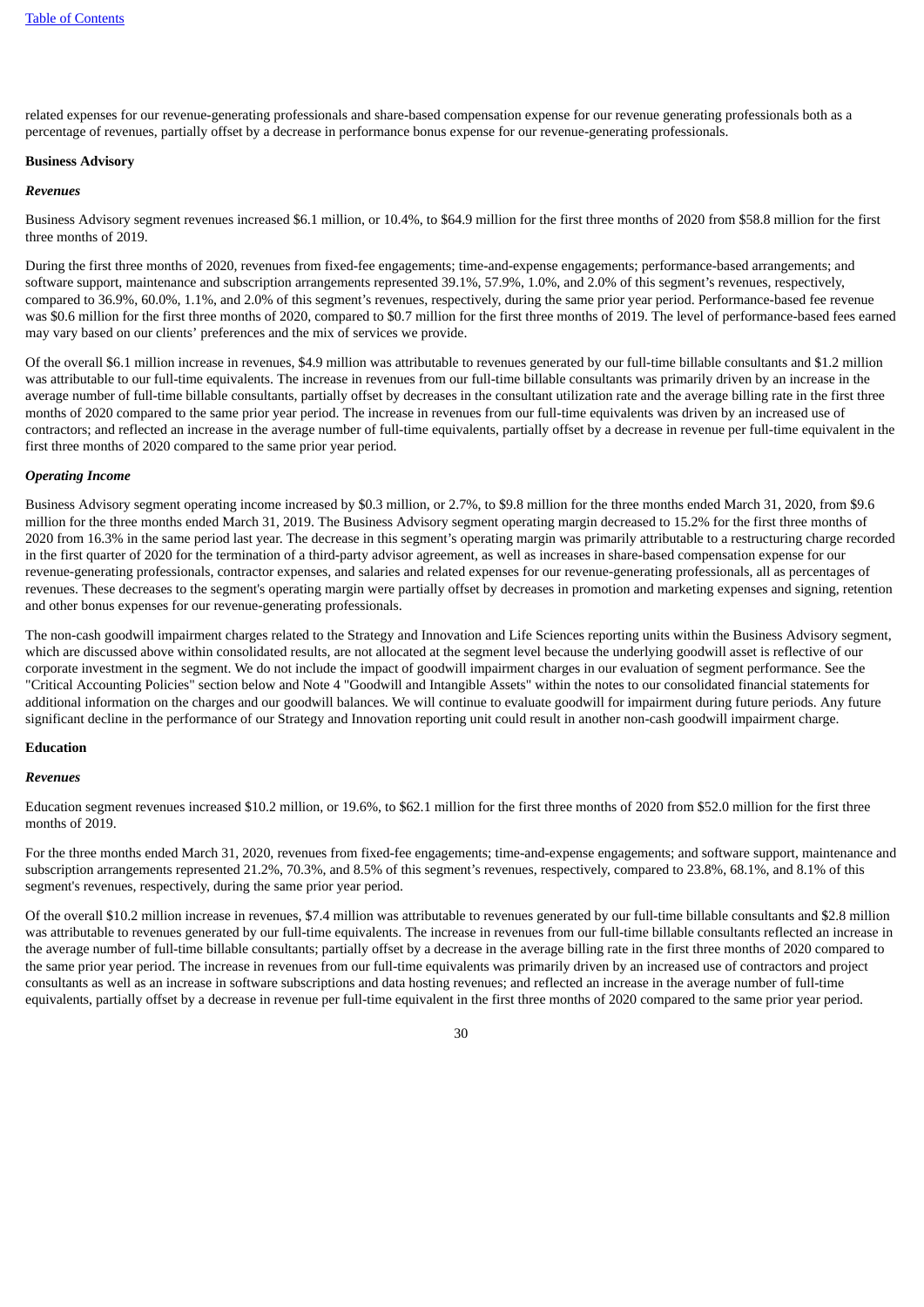related expenses for our revenue-generating professionals and share-based compensation expense for our revenue generating professionals both as a percentage of revenues, partially offset by a decrease in performance bonus expense for our revenue-generating professionals.

**Business Advisory**

***Revenues***

Business Advisory segment revenues increased $6.1 million, or 10.4%, to $64.9 million for the first three months of 2020 from $58.8 million for the first three months of 2019.

During the first three months of 2020, revenues from fixed-fee engagements; time-and-expense engagements; performance-based arrangements; and software support, maintenance and subscription arrangements represented 39.1%, 57.9%, 1.0%, and 2.0% of this segment's revenues, respectively, compared to 36.9%, 60.0%, 1.1%, and 2.0% of this segment's revenues, respectively, during the same prior year period. Performance-based fee revenue was $0.6 million for the first three months of 2020, compared to $0.7 million for the first three months of 2019. The level of performance-based fees earned may vary based on our clients' preferences and the mix of services we provide.

Of the overall $6.1 million increase in revenues, $4.9 million was attributable to revenues generated by our full-time billable consultants and $1.2 million was attributable to our full-time equivalents. The increase in revenues from our full-time billable consultants was primarily driven by an increase in the average number of full-time billable consultants, partially offset by decreases in the consultant utilization rate and the average billing rate in the first three months of 2020 compared to the same prior year period. The increase in revenues from our full-time equivalents was driven by an increased use of contractors; and reflected an increase in the average number of full-time equivalents, partially offset by a decrease in revenue per full-time equivalent in the first three months of 2020 compared to the same prior year period.

***Operating Income***

Business Advisory segment operating income increased by $0.3 million, or 2.7%, to $9.8 million for the three months ended March 31, 2020, from $9.6 million for the three months ended March 31, 2019. The Business Advisory segment operating margin decreased to 15.2% for the first three months of 2020 from 16.3% in the same period last year. The decrease in this segment's operating margin was primarily attributable to a restructuring charge recorded in the first quarter of 2020 for the termination of a third-party advisor agreement, as well as increases in share-based compensation expense for our revenue-generating professionals, contractor expenses, and salaries and related expenses for our revenue-generating professionals, all as percentages of revenues. These decreases to the segment's operating margin were partially offset by decreases in promotion and marketing expenses and signing, retention and other bonus expenses for our revenue-generating professionals.

The non-cash goodwill impairment charges related to the Strategy and Innovation and Life Sciences reporting units within the Business Advisory segment, which are discussed above within consolidated results, are not allocated at the segment level because the underlying goodwill asset is reflective of our corporate investment in the segment. We do not include the impact of goodwill impairment charges in our evaluation of segment performance. See the "Critical Accounting Policies" section below and Note 4 "Goodwill and Intangible Assets" within the notes to our consolidated financial statements for additional information on the charges and our goodwill balances. We will continue to evaluate goodwill for impairment during future periods. Any future significant decline in the performance of our Strategy and Innovation reporting unit could result in another non-cash goodwill impairment charge.

**Education**

***Revenues***

Education segment revenues increased $10.2 million, or 19.6%, to $62.1 million for the first three months of 2020 from $52.0 million for the first three months of 2019.

For the three months ended March 31, 2020, revenues from fixed-fee engagements; time-and-expense engagements; and software support, maintenance and subscription arrangements represented 21.2%, 70.3%, and 8.5% of this segment's revenues, respectively, compared to 23.8%, 68.1%, and 8.1% of this segment's revenues, respectively, during the same prior year period.

Of the overall $10.2 million increase in revenues, $7.4 million was attributable to revenues generated by our full-time billable consultants and $2.8 million was attributable to revenues generated by our full-time equivalents. The increase in revenues from our full-time billable consultants reflected an increase in the average number of full-time billable consultants; partially offset by a decrease in the average billing rate in the first three months of 2020 compared to the same prior year period. The increase in revenues from our full-time equivalents was primarily driven by an increased use of contractors and project consultants as well as an increase in software subscriptions and data hosting revenues; and reflected an increase in the average number of full-time equivalents, partially offset by a decrease in revenue per full-time equivalent in the first three months of 2020 compared to the same prior year period.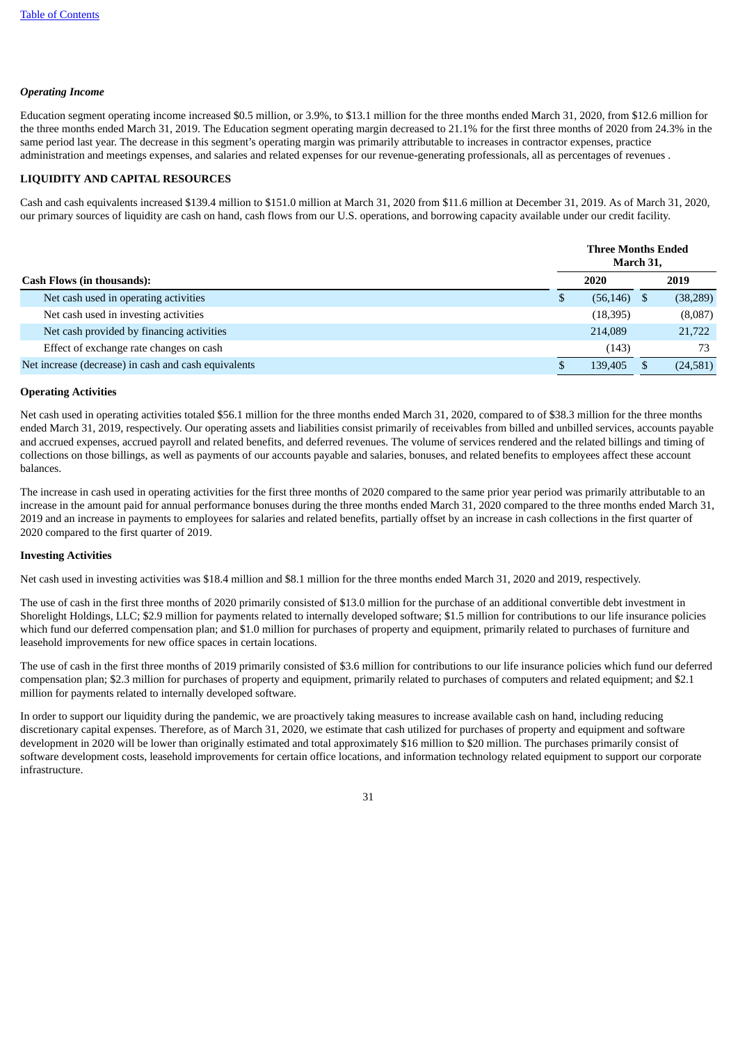### *Operating Income*

Education segment operating income increased $0.5 million, or 3.9%, to $13.1 million for the three months ended March 31, 2020, from $12.6 million for the three months ended March 31, 2019. The Education segment operating margin decreased to 21.1% for the first three months of 2020 from 24.3% in the same period last year. The decrease in this segment's operating margin was primarily attributable to increases in contractor expenses, practice administration and meetings expenses, and salaries and related expenses for our revenue-generating professionals, all as percentages of revenues .

## LIQUIDITY AND CAPITAL RESOURCES

Cash and cash equivalents increased $139.4 million to $151.0 million at March 31, 2020 from $11.6 million at December 31, 2019. As of March 31, 2020, our primary sources of liquidity are cash on hand, cash flows from our U.S. operations, and borrowing capacity available under our credit facility.

| | Three Months Ended March 31, | |
|---|---|---|
| **Cash Flows (in thousands):** | **2020** | **2019** |
| Net cash used in operating activities | $ (56,146) | $ (38,289) |
| Net cash used in investing activities | (18,395) | (8,087) |
| Net cash provided by financing activities | 214,089 | 21,722 |
| Effect of exchange rate changes on cash | (143) | 73 |
| Net increase (decrease) in cash and cash equivalents | $ 139,405 | $ (24,581) |

### Operating Activities

Net cash used in operating activities totaled $56.1 million for the three months ended March 31, 2020, compared to of $38.3 million for the three months ended March 31, 2019, respectively. Our operating assets and liabilities consist primarily of receivables from billed and unbilled services, accounts payable and accrued expenses, accrued payroll and related benefits, and deferred revenues. The volume of services rendered and the related billings and timing of collections on those billings, as well as payments of our accounts payable and salaries, bonuses, and related benefits to employees affect these account balances.

The increase in cash used in operating activities for the first three months of 2020 compared to the same prior year period was primarily attributable to an increase in the amount paid for annual performance bonuses during the three months ended March 31, 2020 compared to the three months ended March 31, 2019 and an increase in payments to employees for salaries and related benefits, partially offset by an increase in cash collections in the first quarter of 2020 compared to the first quarter of 2019.

### Investing Activities

Net cash used in investing activities was $18.4 million and $8.1 million for the three months ended March 31, 2020 and 2019, respectively.

The use of cash in the first three months of 2020 primarily consisted of $13.0 million for the purchase of an additional convertible debt investment in Shorelight Holdings, LLC; $2.9 million for payments related to internally developed software; $1.5 million for contributions to our life insurance policies which fund our deferred compensation plan; and $1.0 million for purchases of property and equipment, primarily related to purchases of furniture and leasehold improvements for new office spaces in certain locations.

The use of cash in the first three months of 2019 primarily consisted of $3.6 million for contributions to our life insurance policies which fund our deferred compensation plan; $2.3 million for purchases of property and equipment, primarily related to purchases of computers and related equipment; and $2.1 million for payments related to internally developed software.

In order to support our liquidity during the pandemic, we are proactively taking measures to increase available cash on hand, including reducing discretionary capital expenses. Therefore, as of March 31, 2020, we estimate that cash utilized for purchases of property and equipment and software development in 2020 will be lower than originally estimated and total approximately $16 million to $20 million. The purchases primarily consist of software development costs, leasehold improvements for certain office locations, and information technology related equipment to support our corporate infrastructure.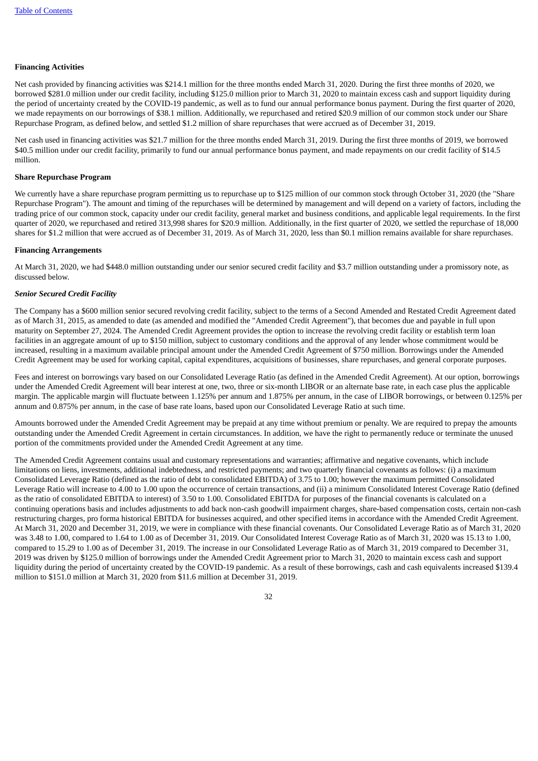**Financing Activities**

Net cash provided by financing activities was $214.1 million for the three months ended March 31, 2020. During the first three months of 2020, we borrowed $281.0 million under our credit facility, including $125.0 million prior to March 31, 2020 to maintain excess cash and support liquidity during the period of uncertainty created by the COVID-19 pandemic, as well as to fund our annual performance bonus payment. During the first quarter of 2020, we made repayments on our borrowings of $38.1 million. Additionally, we repurchased and retired $20.9 million of our common stock under our Share Repurchase Program, as defined below, and settled $1.2 million of share repurchases that were accrued as of December 31, 2019.

Net cash used in financing activities was $21.7 million for the three months ended March 31, 2019. During the first three months of 2019, we borrowed $40.5 million under our credit facility, primarily to fund our annual performance bonus payment, and made repayments on our credit facility of $14.5 million.

**Share Repurchase Program**

We currently have a share repurchase program permitting us to repurchase up to $125 million of our common stock through October 31, 2020 (the "Share Repurchase Program"). The amount and timing of the repurchases will be determined by management and will depend on a variety of factors, including the trading price of our common stock, capacity under our credit facility, general market and business conditions, and applicable legal requirements. In the first quarter of 2020, we repurchased and retired 313,998 shares for $20.9 million. Additionally, in the first quarter of 2020, we settled the repurchase of 18,000 shares for $1.2 million that were accrued as of December 31, 2019. As of March 31, 2020, less than $0.1 million remains available for share repurchases.

**Financing Arrangements**

At March 31, 2020, we had $448.0 million outstanding under our senior secured credit facility and $3.7 million outstanding under a promissory note, as discussed below.

***Senior Secured Credit Facility***

The Company has a $600 million senior secured revolving credit facility, subject to the terms of a Second Amended and Restated Credit Agreement dated as of March 31, 2015, as amended to date (as amended and modified the "Amended Credit Agreement"), that becomes due and payable in full upon maturity on September 27, 2024. The Amended Credit Agreement provides the option to increase the revolving credit facility or establish term loan facilities in an aggregate amount of up to $150 million, subject to customary conditions and the approval of any lender whose commitment would be increased, resulting in a maximum available principal amount under the Amended Credit Agreement of $750 million. Borrowings under the Amended Credit Agreement may be used for working capital, capital expenditures, acquisitions of businesses, share repurchases, and general corporate purposes.

Fees and interest on borrowings vary based on our Consolidated Leverage Ratio (as defined in the Amended Credit Agreement). At our option, borrowings under the Amended Credit Agreement will bear interest at one, two, three or six-month LIBOR or an alternate base rate, in each case plus the applicable margin. The applicable margin will fluctuate between 1.125% per annum and 1.875% per annum, in the case of LIBOR borrowings, or between 0.125% per annum and 0.875% per annum, in the case of base rate loans, based upon our Consolidated Leverage Ratio at such time.

Amounts borrowed under the Amended Credit Agreement may be prepaid at any time without premium or penalty. We are required to prepay the amounts outstanding under the Amended Credit Agreement in certain circumstances. In addition, we have the right to permanently reduce or terminate the unused portion of the commitments provided under the Amended Credit Agreement at any time.

The Amended Credit Agreement contains usual and customary representations and warranties; affirmative and negative covenants, which include limitations on liens, investments, additional indebtedness, and restricted payments; and two quarterly financial covenants as follows: (i) a maximum Consolidated Leverage Ratio (defined as the ratio of debt to consolidated EBITDA) of 3.75 to 1.00; however the maximum permitted Consolidated Leverage Ratio will increase to 4.00 to 1.00 upon the occurrence of certain transactions, and (ii) a minimum Consolidated Interest Coverage Ratio (defined as the ratio of consolidated EBITDA to interest) of 3.50 to 1.00. Consolidated EBITDA for purposes of the financial covenants is calculated on a continuing operations basis and includes adjustments to add back non-cash goodwill impairment charges, share-based compensation costs, certain non-cash restructuring charges, pro forma historical EBITDA for businesses acquired, and other specified items in accordance with the Amended Credit Agreement. At March 31, 2020 and December 31, 2019, we were in compliance with these financial covenants. Our Consolidated Leverage Ratio as of March 31, 2020 was 3.48 to 1.00, compared to 1.64 to 1.00 as of December 31, 2019. Our Consolidated Interest Coverage Ratio as of March 31, 2020 was 15.13 to 1.00, compared to 15.29 to 1.00 as of December 31, 2019. The increase in our Consolidated Leverage Ratio as of March 31, 2019 compared to December 31, 2019 was driven by $125.0 million of borrowings under the Amended Credit Agreement prior to March 31, 2020 to maintain excess cash and support liquidity during the period of uncertainty created by the COVID-19 pandemic. As a result of these borrowings, cash and cash equivalents increased $139.4 million to $151.0 million at March 31, 2020 from $11.6 million at December 31, 2019.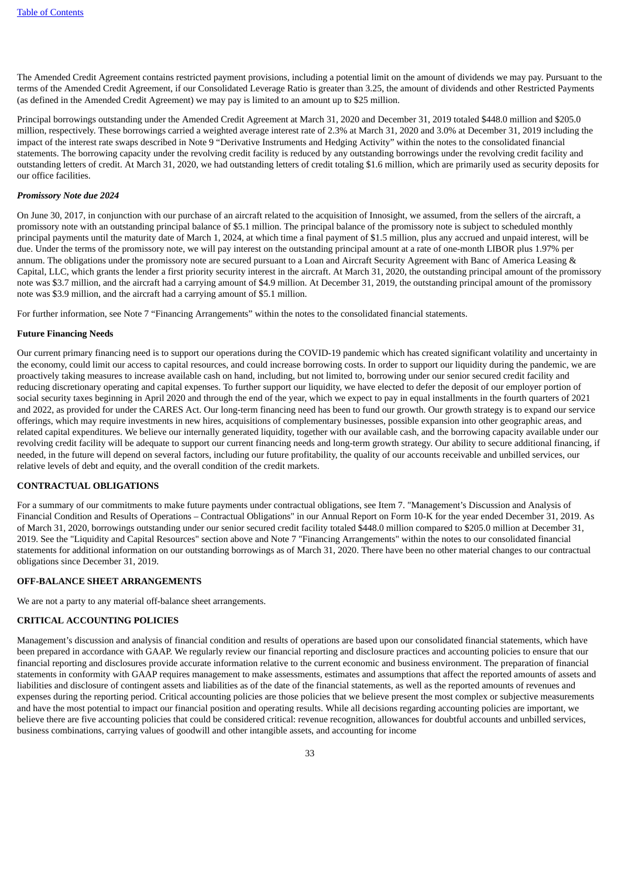The Amended Credit Agreement contains restricted payment provisions, including a potential limit on the amount of dividends we may pay. Pursuant to the terms of the Amended Credit Agreement, if our Consolidated Leverage Ratio is greater than 3.25, the amount of dividends and other Restricted Payments (as defined in the Amended Credit Agreement) we may pay is limited to an amount up to $25 million.

Principal borrowings outstanding under the Amended Credit Agreement at March 31, 2020 and December 31, 2019 totaled $448.0 million and $205.0 million, respectively. These borrowings carried a weighted average interest rate of 2.3% at March 31, 2020 and 3.0% at December 31, 2019 including the impact of the interest rate swaps described in Note 9 "Derivative Instruments and Hedging Activity" within the notes to the consolidated financial statements. The borrowing capacity under the revolving credit facility is reduced by any outstanding borrowings under the revolving credit facility and outstanding letters of credit. At March 31, 2020, we had outstanding letters of credit totaling $1.6 million, which are primarily used as security deposits for our office facilities.

***Promissory Note due 2024***

On June 30, 2017, in conjunction with our purchase of an aircraft related to the acquisition of Innosight, we assumed, from the sellers of the aircraft, a promissory note with an outstanding principal balance of $5.1 million. The principal balance of the promissory note is subject to scheduled monthly principal payments until the maturity date of March 1, 2024, at which time a final payment of $1.5 million, plus any accrued and unpaid interest, will be due. Under the terms of the promissory note, we will pay interest on the outstanding principal amount at a rate of one-month LIBOR plus 1.97% per annum. The obligations under the promissory note are secured pursuant to a Loan and Aircraft Security Agreement with Banc of America Leasing & Capital, LLC, which grants the lender a first priority security interest in the aircraft. At March 31, 2020, the outstanding principal amount of the promissory note was $3.7 million, and the aircraft had a carrying amount of $4.9 million. At December 31, 2019, the outstanding principal amount of the promissory note was $3.9 million, and the aircraft had a carrying amount of $5.1 million.

For further information, see Note 7 "Financing Arrangements" within the notes to the consolidated financial statements.

**Future Financing Needs**

Our current primary financing need is to support our operations during the COVID-19 pandemic which has created significant volatility and uncertainty in the economy, could limit our access to capital resources, and could increase borrowing costs. In order to support our liquidity during the pandemic, we are proactively taking measures to increase available cash on hand, including, but not limited to, borrowing under our senior secured credit facility and reducing discretionary operating and capital expenses. To further support our liquidity, we have elected to defer the deposit of our employer portion of social security taxes beginning in April 2020 and through the end of the year, which we expect to pay in equal installments in the fourth quarters of 2021 and 2022, as provided for under the CARES Act. Our long-term financing need has been to fund our growth. Our growth strategy is to expand our service offerings, which may require investments in new hires, acquisitions of complementary businesses, possible expansion into other geographic areas, and related capital expenditures. We believe our internally generated liquidity, together with our available cash, and the borrowing capacity available under our revolving credit facility will be adequate to support our current financing needs and long-term growth strategy. Our ability to secure additional financing, if needed, in the future will depend on several factors, including our future profitability, the quality of our accounts receivable and unbilled services, our relative levels of debt and equity, and the overall condition of the credit markets.

## CONTRACTUAL OBLIGATIONS

For a summary of our commitments to make future payments under contractual obligations, see Item 7. "Management's Discussion and Analysis of Financial Condition and Results of Operations – Contractual Obligations" in our Annual Report on Form 10-K for the year ended December 31, 2019. As of March 31, 2020, borrowings outstanding under our senior secured credit facility totaled $448.0 million compared to $205.0 million at December 31, 2019. See the "Liquidity and Capital Resources" section above and Note 7 "Financing Arrangements" within the notes to our consolidated financial statements for additional information on our outstanding borrowings as of March 31, 2020. There have been no other material changes to our contractual obligations since December 31, 2019.

## OFF-BALANCE SHEET ARRANGEMENTS

We are not a party to any material off-balance sheet arrangements.

## CRITICAL ACCOUNTING POLICIES

Management's discussion and analysis of financial condition and results of operations are based upon our consolidated financial statements, which have been prepared in accordance with GAAP. We regularly review our financial reporting and disclosure practices and accounting policies to ensure that our financial reporting and disclosures provide accurate information relative to the current economic and business environment. The preparation of financial statements in conformity with GAAP requires management to make assessments, estimates and assumptions that affect the reported amounts of assets and liabilities and disclosure of contingent assets and liabilities as of the date of the financial statements, as well as the reported amounts of revenues and expenses during the reporting period. Critical accounting policies are those policies that we believe present the most complex or subjective measurements and have the most potential to impact our financial position and operating results. While all decisions regarding accounting policies are important, we believe there are five accounting policies that could be considered critical: revenue recognition, allowances for doubtful accounts and unbilled services, business combinations, carrying values of goodwill and other intangible assets, and accounting for income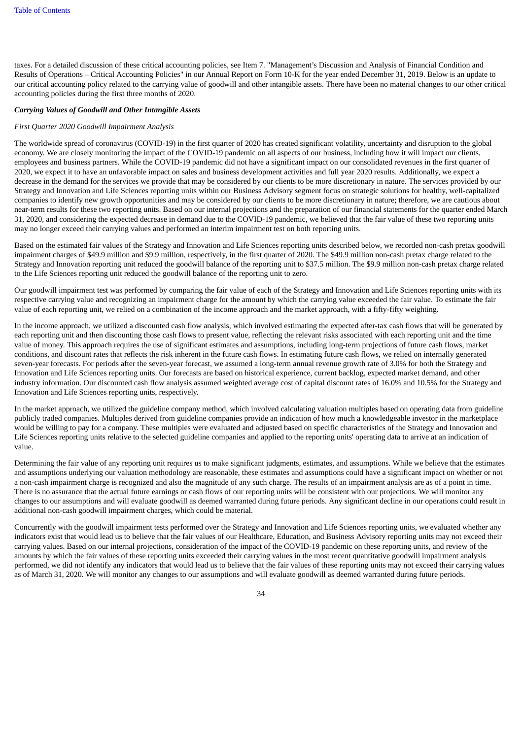taxes. For a detailed discussion of these critical accounting policies, see Item 7. "Management's Discussion and Analysis of Financial Condition and Results of Operations – Critical Accounting Policies" in our Annual Report on Form 10-K for the year ended December 31, 2019. Below is an update to our critical accounting policy related to the carrying value of goodwill and other intangible assets. There have been no material changes to our other critical accounting policies during the first three months of 2020.

***Carrying Values of Goodwill and Other Intangible Assets***

*First Quarter 2020 Goodwill Impairment Analysis*

The worldwide spread of coronavirus (COVID-19) in the first quarter of 2020 has created significant volatility, uncertainty and disruption to the global economy. We are closely monitoring the impact of the COVID-19 pandemic on all aspects of our business, including how it will impact our clients, employees and business partners. While the COVID-19 pandemic did not have a significant impact on our consolidated revenues in the first quarter of 2020, we expect it to have an unfavorable impact on sales and business development activities and full year 2020 results. Additionally, we expect a decrease in the demand for the services we provide that may be considered by our clients to be more discretionary in nature. The services provided by our Strategy and Innovation and Life Sciences reporting units within our Business Advisory segment focus on strategic solutions for healthy, well-capitalized companies to identify new growth opportunities and may be considered by our clients to be more discretionary in nature; therefore, we are cautious about near-term results for these two reporting units. Based on our internal projections and the preparation of our financial statements for the quarter ended March 31, 2020, and considering the expected decrease in demand due to the COVID-19 pandemic, we believed that the fair value of these two reporting units may no longer exceed their carrying values and performed an interim impairment test on both reporting units.

Based on the estimated fair values of the Strategy and Innovation and Life Sciences reporting units described below, we recorded non-cash pretax goodwill impairment charges of $49.9 million and $9.9 million, respectively, in the first quarter of 2020. The $49.9 million non-cash pretax charge related to the Strategy and Innovation reporting unit reduced the goodwill balance of the reporting unit to $37.5 million. The $9.9 million non-cash pretax charge related to the Life Sciences reporting unit reduced the goodwill balance of the reporting unit to zero.

Our goodwill impairment test was performed by comparing the fair value of each of the Strategy and Innovation and Life Sciences reporting units with its respective carrying value and recognizing an impairment charge for the amount by which the carrying value exceeded the fair value. To estimate the fair value of each reporting unit, we relied on a combination of the income approach and the market approach, with a fifty-fifty weighting.

In the income approach, we utilized a discounted cash flow analysis, which involved estimating the expected after-tax cash flows that will be generated by each reporting unit and then discounting those cash flows to present value, reflecting the relevant risks associated with each reporting unit and the time value of money. This approach requires the use of significant estimates and assumptions, including long-term projections of future cash flows, market conditions, and discount rates that reflects the risk inherent in the future cash flows. In estimating future cash flows, we relied on internally generated seven-year forecasts. For periods after the seven-year forecast, we assumed a long-term annual revenue growth rate of 3.0% for both the Strategy and Innovation and Life Sciences reporting units. Our forecasts are based on historical experience, current backlog, expected market demand, and other industry information. Our discounted cash flow analysis assumed weighted average cost of capital discount rates of 16.0% and 10.5% for the Strategy and Innovation and Life Sciences reporting units, respectively.

In the market approach, we utilized the guideline company method, which involved calculating valuation multiples based on operating data from guideline publicly traded companies. Multiples derived from guideline companies provide an indication of how much a knowledgeable investor in the marketplace would be willing to pay for a company. These multiples were evaluated and adjusted based on specific characteristics of the Strategy and Innovation and Life Sciences reporting units relative to the selected guideline companies and applied to the reporting units' operating data to arrive at an indication of value.

Determining the fair value of any reporting unit requires us to make significant judgments, estimates, and assumptions. While we believe that the estimates and assumptions underlying our valuation methodology are reasonable, these estimates and assumptions could have a significant impact on whether or not a non-cash impairment charge is recognized and also the magnitude of any such charge. The results of an impairment analysis are as of a point in time. There is no assurance that the actual future earnings or cash flows of our reporting units will be consistent with our projections. We will monitor any changes to our assumptions and will evaluate goodwill as deemed warranted during future periods. Any significant decline in our operations could result in additional non-cash goodwill impairment charges, which could be material.

Concurrently with the goodwill impairment tests performed over the Strategy and Innovation and Life Sciences reporting units, we evaluated whether any indicators exist that would lead us to believe that the fair values of our Healthcare, Education, and Business Advisory reporting units may not exceed their carrying values. Based on our internal projections, consideration of the impact of the COVID-19 pandemic on these reporting units, and review of the amounts by which the fair values of these reporting units exceeded their carrying values in the most recent quantitative goodwill impairment analysis performed, we did not identify any indicators that would lead us to believe that the fair values of these reporting units may not exceed their carrying values as of March 31, 2020. We will monitor any changes to our assumptions and will evaluate goodwill as deemed warranted during future periods.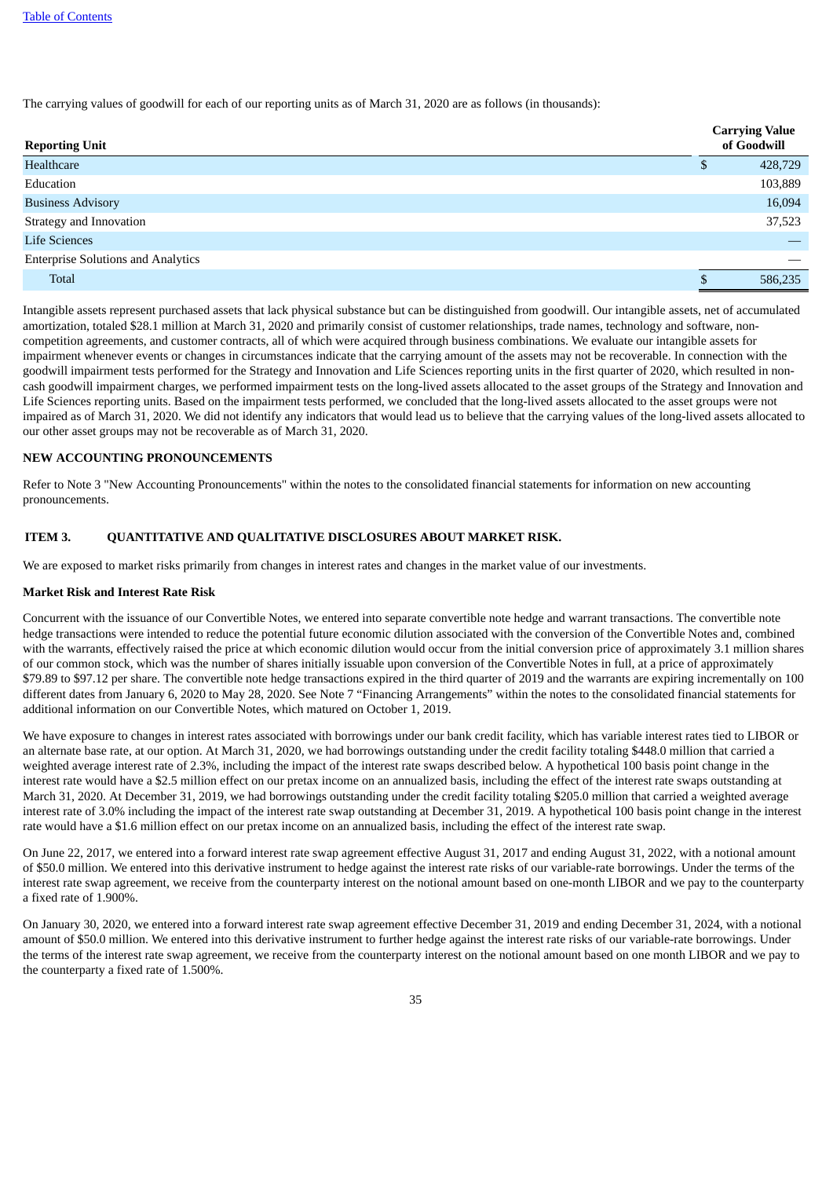The carrying values of goodwill for each of our reporting units as of March 31, 2020 are as follows (in thousands):

| Reporting Unit | Carrying Value of Goodwill |
|---|---|
| Healthcare | $ 428,729 |
| Education | 103,889 |
| Business Advisory | 16,094 |
| Strategy and Innovation | 37,523 |
| Life Sciences | — |
| Enterprise Solutions and Analytics | — |
| Total | $ 586,235 |

Intangible assets represent purchased assets that lack physical substance but can be distinguished from goodwill. Our intangible assets, net of accumulated amortization, totaled $28.1 million at March 31, 2020 and primarily consist of customer relationships, trade names, technology and software, non-competition agreements, and customer contracts, all of which were acquired through business combinations. We evaluate our intangible assets for impairment whenever events or changes in circumstances indicate that the carrying amount of the assets may not be recoverable. In connection with the goodwill impairment tests performed for the Strategy and Innovation and Life Sciences reporting units in the first quarter of 2020, which resulted in non-cash goodwill impairment charges, we performed impairment tests on the long-lived assets allocated to the asset groups of the Strategy and Innovation and Life Sciences reporting units. Based on the impairment tests performed, we concluded that the long-lived assets allocated to the asset groups were not impaired as of March 31, 2020. We did not identify any indicators that would lead us to believe that the carrying values of the long-lived assets allocated to our other asset groups may not be recoverable as of March 31, 2020.

## NEW ACCOUNTING PRONOUNCEMENTS

Refer to Note 3 "New Accounting Pronouncements" within the notes to the consolidated financial statements for information on new accounting pronouncements.

## ITEM 3. QUANTITATIVE AND QUALITATIVE DISCLOSURES ABOUT MARKET RISK.

We are exposed to market risks primarily from changes in interest rates and changes in the market value of our investments.

**Market Risk and Interest Rate Risk**

Concurrent with the issuance of our Convertible Notes, we entered into separate convertible note hedge and warrant transactions. The convertible note hedge transactions were intended to reduce the potential future economic dilution associated with the conversion of the Convertible Notes and, combined with the warrants, effectively raised the price at which economic dilution would occur from the initial conversion price of approximately 3.1 million shares of our common stock, which was the number of shares initially issuable upon conversion of the Convertible Notes in full, at a price of approximately $79.89 to $97.12 per share. The convertible note hedge transactions expired in the third quarter of 2019 and the warrants are expiring incrementally on 100 different dates from January 6, 2020 to May 28, 2020. See Note 7 "Financing Arrangements" within the notes to the consolidated financial statements for additional information on our Convertible Notes, which matured on October 1, 2019.

We have exposure to changes in interest rates associated with borrowings under our bank credit facility, which has variable interest rates tied to LIBOR or an alternate base rate, at our option. At March 31, 2020, we had borrowings outstanding under the credit facility totaling $448.0 million that carried a weighted average interest rate of 2.3%, including the impact of the interest rate swaps described below. A hypothetical 100 basis point change in the interest rate would have a $2.5 million effect on our pretax income on an annualized basis, including the effect of the interest rate swaps outstanding at March 31, 2020. At December 31, 2019, we had borrowings outstanding under the credit facility totaling $205.0 million that carried a weighted average interest rate of 3.0% including the impact of the interest rate swap outstanding at December 31, 2019. A hypothetical 100 basis point change in the interest rate would have a $1.6 million effect on our pretax income on an annualized basis, including the effect of the interest rate swap.

On June 22, 2017, we entered into a forward interest rate swap agreement effective August 31, 2017 and ending August 31, 2022, with a notional amount of $50.0 million. We entered into this derivative instrument to hedge against the interest rate risks of our variable-rate borrowings. Under the terms of the interest rate swap agreement, we receive from the counterparty interest on the notional amount based on one-month LIBOR and we pay to the counterparty a fixed rate of 1.900%.

On January 30, 2020, we entered into a forward interest rate swap agreement effective December 31, 2019 and ending December 31, 2024, with a notional amount of $50.0 million. We entered into this derivative instrument to further hedge against the interest rate risks of our variable-rate borrowings. Under the terms of the interest rate swap agreement, we receive from the counterparty interest on the notional amount based on one month LIBOR and we pay to the counterparty a fixed rate of 1.500%.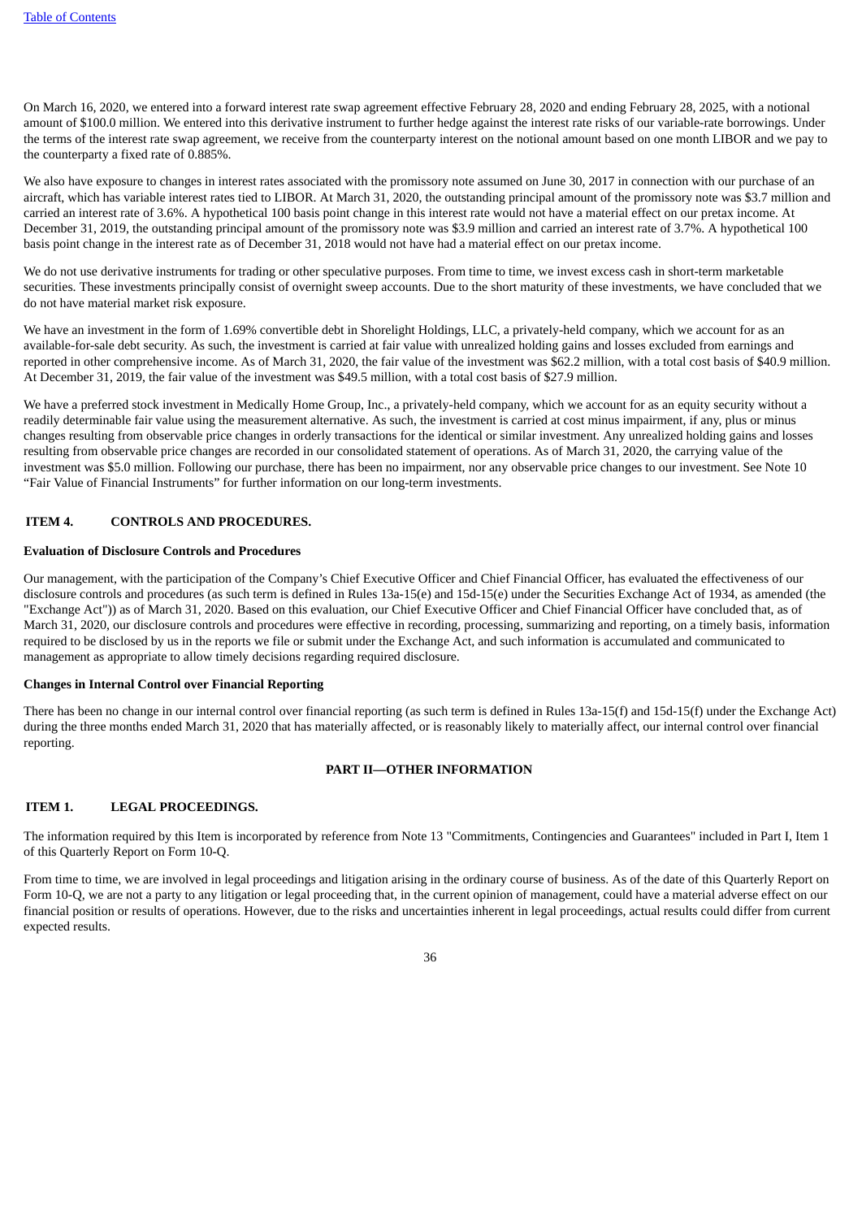On March 16, 2020, we entered into a forward interest rate swap agreement effective February 28, 2020 and ending February 28, 2025, with a notional amount of $100.0 million. We entered into this derivative instrument to further hedge against the interest rate risks of our variable-rate borrowings. Under the terms of the interest rate swap agreement, we receive from the counterparty interest on the notional amount based on one month LIBOR and we pay to the counterparty a fixed rate of 0.885%.

We also have exposure to changes in interest rates associated with the promissory note assumed on June 30, 2017 in connection with our purchase of an aircraft, which has variable interest rates tied to LIBOR. At March 31, 2020, the outstanding principal amount of the promissory note was $3.7 million and carried an interest rate of 3.6%. A hypothetical 100 basis point change in this interest rate would not have a material effect on our pretax income. At December 31, 2019, the outstanding principal amount of the promissory note was $3.9 million and carried an interest rate of 3.7%. A hypothetical 100 basis point change in the interest rate as of December 31, 2018 would not have had a material effect on our pretax income.

We do not use derivative instruments for trading or other speculative purposes. From time to time, we invest excess cash in short-term marketable securities. These investments principally consist of overnight sweep accounts. Due to the short maturity of these investments, we have concluded that we do not have material market risk exposure.

We have an investment in the form of 1.69% convertible debt in Shorelight Holdings, LLC, a privately-held company, which we account for as an available-for-sale debt security. As such, the investment is carried at fair value with unrealized holding gains and losses excluded from earnings and reported in other comprehensive income. As of March 31, 2020, the fair value of the investment was $62.2 million, with a total cost basis of $40.9 million. At December 31, 2019, the fair value of the investment was $49.5 million, with a total cost basis of $27.9 million.

We have a preferred stock investment in Medically Home Group, Inc., a privately-held company, which we account for as an equity security without a readily determinable fair value using the measurement alternative. As such, the investment is carried at cost minus impairment, if any, plus or minus changes resulting from observable price changes in orderly transactions for the identical or similar investment. Any unrealized holding gains and losses resulting from observable price changes are recorded in our consolidated statement of operations. As of March 31, 2020, the carrying value of the investment was $5.0 million. Following our purchase, there has been no impairment, nor any observable price changes to our investment. See Note 10 "Fair Value of Financial Instruments" for further information on our long-term investments.

## ITEM 4. CONTROLS AND PROCEDURES.

**Evaluation of Disclosure Controls and Procedures**

Our management, with the participation of the Company's Chief Executive Officer and Chief Financial Officer, has evaluated the effectiveness of our disclosure controls and procedures (as such term is defined in Rules 13a-15(e) and 15d-15(e) under the Securities Exchange Act of 1934, as amended (the "Exchange Act")) as of March 31, 2020. Based on this evaluation, our Chief Executive Officer and Chief Financial Officer have concluded that, as of March 31, 2020, our disclosure controls and procedures were effective in recording, processing, summarizing and reporting, on a timely basis, information required to be disclosed by us in the reports we file or submit under the Exchange Act, and such information is accumulated and communicated to management as appropriate to allow timely decisions regarding required disclosure.

**Changes in Internal Control over Financial Reporting**

There has been no change in our internal control over financial reporting (as such term is defined in Rules 13a-15(f) and 15d-15(f) under the Exchange Act) during the three months ended March 31, 2020 that has materially affected, or is reasonably likely to materially affect, our internal control over financial reporting.

# PART II—OTHER INFORMATION

## ITEM 1. LEGAL PROCEEDINGS.

The information required by this Item is incorporated by reference from Note 13 "Commitments, Contingencies and Guarantees" included in Part I, Item 1 of this Quarterly Report on Form 10-Q.

From time to time, we are involved in legal proceedings and litigation arising in the ordinary course of business. As of the date of this Quarterly Report on Form 10-Q, we are not a party to any litigation or legal proceeding that, in the current opinion of management, could have a material adverse effect on our financial position or results of operations. However, due to the risks and uncertainties inherent in legal proceedings, actual results could differ from current expected results.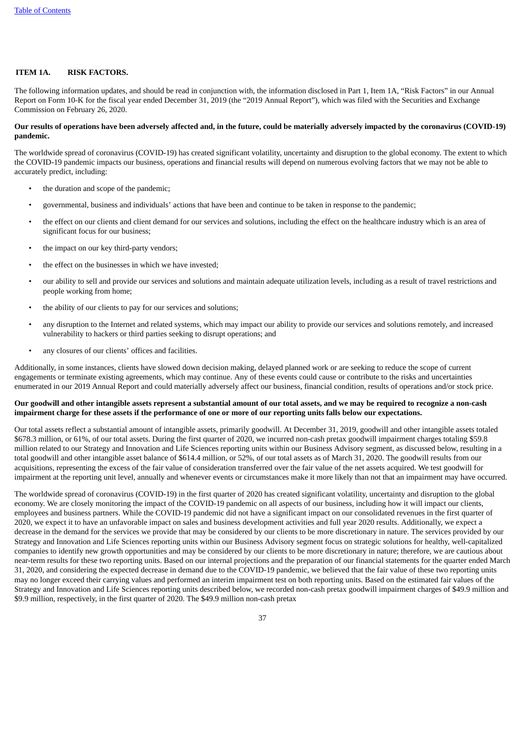## ITEM 1A. RISK FACTORS.

The following information updates, and should be read in conjunction with, the information disclosed in Part 1, Item 1A, "Risk Factors" in our Annual Report on Form 10-K for the fiscal year ended December 31, 2019 (the "2019 Annual Report"), which was filed with the Securities and Exchange Commission on February 26, 2020.

**Our results of operations have been adversely affected and, in the future, could be materially adversely impacted by the coronavirus (COVID-19) pandemic.**

The worldwide spread of coronavirus (COVID-19) has created significant volatility, uncertainty and disruption to the global economy. The extent to which the COVID-19 pandemic impacts our business, operations and financial results will depend on numerous evolving factors that we may not be able to accurately predict, including:

- the duration and scope of the pandemic;
- governmental, business and individuals' actions that have been and continue to be taken in response to the pandemic;
- the effect on our clients and client demand for our services and solutions, including the effect on the healthcare industry which is an area of significant focus for our business;
- the impact on our key third-party vendors;
- the effect on the businesses in which we have invested;
- our ability to sell and provide our services and solutions and maintain adequate utilization levels, including as a result of travel restrictions and people working from home;
- the ability of our clients to pay for our services and solutions;
- any disruption to the Internet and related systems, which may impact our ability to provide our services and solutions remotely, and increased vulnerability to hackers or third parties seeking to disrupt operations; and
- any closures of our clients' offices and facilities.

Additionally, in some instances, clients have slowed down decision making, delayed planned work or are seeking to reduce the scope of current engagements or terminate existing agreements, which may continue. Any of these events could cause or contribute to the risks and uncertainties enumerated in our 2019 Annual Report and could materially adversely affect our business, financial condition, results of operations and/or stock price.

**Our goodwill and other intangible assets represent a substantial amount of our total assets, and we may be required to recognize a non-cash impairment charge for these assets if the performance of one or more of our reporting units falls below our expectations.**

Our total assets reflect a substantial amount of intangible assets, primarily goodwill. At December 31, 2019, goodwill and other intangible assets totaled $678.3 million, or 61%, of our total assets. During the first quarter of 2020, we incurred non-cash pretax goodwill impairment charges totaling $59.8 million related to our Strategy and Innovation and Life Sciences reporting units within our Business Advisory segment, as discussed below, resulting in a total goodwill and other intangible asset balance of $614.4 million, or 52%, of our total assets as of March 31, 2020. The goodwill results from our acquisitions, representing the excess of the fair value of consideration transferred over the fair value of the net assets acquired. We test goodwill for impairment at the reporting unit level, annually and whenever events or circumstances make it more likely than not that an impairment may have occurred.

The worldwide spread of coronavirus (COVID-19) in the first quarter of 2020 has created significant volatility, uncertainty and disruption to the global economy. We are closely monitoring the impact of the COVID-19 pandemic on all aspects of our business, including how it will impact our clients, employees and business partners. While the COVID-19 pandemic did not have a significant impact on our consolidated revenues in the first quarter of 2020, we expect it to have an unfavorable impact on sales and business development activities and full year 2020 results. Additionally, we expect a decrease in the demand for the services we provide that may be considered by our clients to be more discretionary in nature. The services provided by our Strategy and Innovation and Life Sciences reporting units within our Business Advisory segment focus on strategic solutions for healthy, well-capitalized companies to identify new growth opportunities and may be considered by our clients to be more discretionary in nature; therefore, we are cautious about near-term results for these two reporting units. Based on our internal projections and the preparation of our financial statements for the quarter ended March 31, 2020, and considering the expected decrease in demand due to the COVID-19 pandemic, we believed that the fair value of these two reporting units may no longer exceed their carrying values and performed an interim impairment test on both reporting units. Based on the estimated fair values of the Strategy and Innovation and Life Sciences reporting units described below, we recorded non-cash pretax goodwill impairment charges of $49.9 million and $9.9 million, respectively, in the first quarter of 2020. The $49.9 million non-cash pretax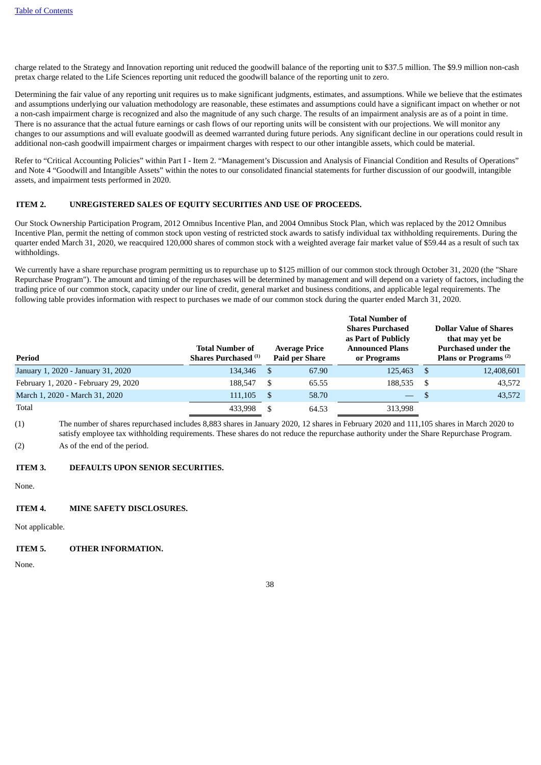charge related to the Strategy and Innovation reporting unit reduced the goodwill balance of the reporting unit to $37.5 million. The $9.9 million non-cash pretax charge related to the Life Sciences reporting unit reduced the goodwill balance of the reporting unit to zero.

Determining the fair value of any reporting unit requires us to make significant judgments, estimates, and assumptions. While we believe that the estimates and assumptions underlying our valuation methodology are reasonable, these estimates and assumptions could have a significant impact on whether or not a non-cash impairment charge is recognized and also the magnitude of any such charge. The results of an impairment analysis are as of a point in time. There is no assurance that the actual future earnings or cash flows of our reporting units will be consistent with our projections. We will monitor any changes to our assumptions and will evaluate goodwill as deemed warranted during future periods. Any significant decline in our operations could result in additional non-cash goodwill impairment charges or impairment charges with respect to our other intangible assets, which could be material.

Refer to "Critical Accounting Policies" within Part I - Item 2. "Management's Discussion and Analysis of Financial Condition and Results of Operations" and Note 4 "Goodwill and Intangible Assets" within the notes to our consolidated financial statements for further discussion of our goodwill, intangible assets, and impairment tests performed in 2020.

## ITEM 2. UNREGISTERED SALES OF EQUITY SECURITIES AND USE OF PROCEEDS.

Our Stock Ownership Participation Program, 2012 Omnibus Incentive Plan, and 2004 Omnibus Stock Plan, which was replaced by the 2012 Omnibus Incentive Plan, permit the netting of common stock upon vesting of restricted stock awards to satisfy individual tax withholding requirements. During the quarter ended March 31, 2020, we reacquired 120,000 shares of common stock with a weighted average fair market value of $59.44 as a result of such tax withholdings.

We currently have a share repurchase program permitting us to repurchase up to $125 million of our common stock through October 31, 2020 (the "Share Repurchase Program"). The amount and timing of the repurchases will be determined by management and will depend on a variety of factors, including the trading price of our common stock, capacity under our line of credit, general market and business conditions, and applicable legal requirements. The following table provides information with respect to purchases we made of our common stock during the quarter ended March 31, 2020.

| Period | Total Number of Shares Purchased (1) | Average Price Paid per Share | Total Number of Shares Purchased as Part of Publicly Announced Plans or Programs | Dollar Value of Shares that may yet be Purchased under the Plans or Programs (2) |
|---|---|---|---|---|
| January 1, 2020 - January 31, 2020 | 134,346 | $ 67.90 | 125,463 | $ 12,408,601 |
| February 1, 2020 - February 29, 2020 | 188,547 | $ 65.55 | 188,535 | $ 43,572 |
| March 1, 2020 - March 31, 2020 | 111,105 | $ 58.70 | — | $ 43,572 |
| Total | 433,998 | $ 64.53 | 313,998 | |

(1) The number of shares repurchased includes 8,883 shares in January 2020, 12 shares in February 2020 and 111,105 shares in March 2020 to satisfy employee tax withholding requirements. These shares do not reduce the repurchase authority under the Share Repurchase Program.

(2) As of the end of the period.

## ITEM 3. DEFAULTS UPON SENIOR SECURITIES.

None.

## ITEM 4. MINE SAFETY DISCLOSURES.

Not applicable.

## ITEM 5. OTHER INFORMATION.

None.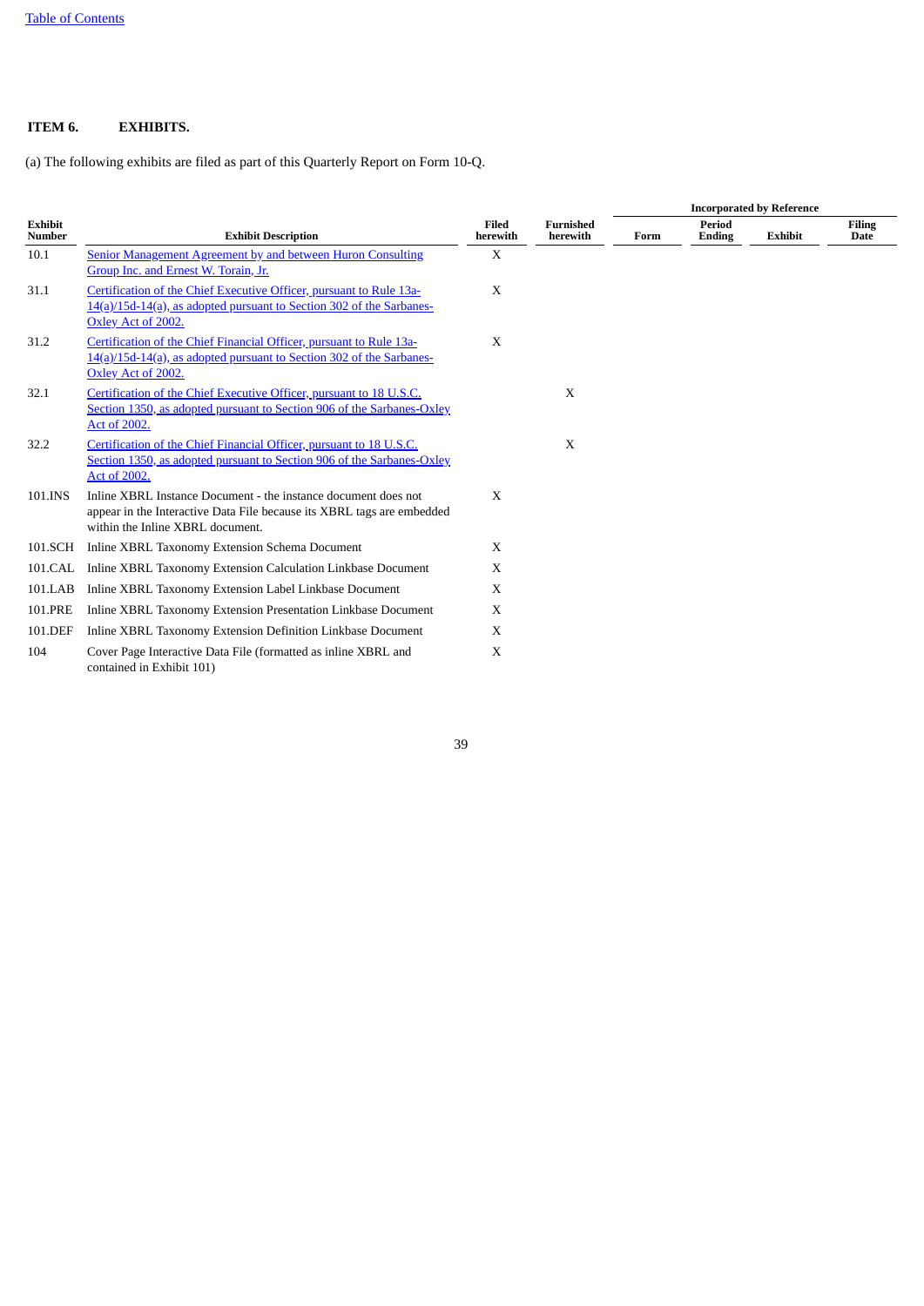## ITEM 6. EXHIBITS.

(a) The following exhibits are filed as part of this Quarterly Report on Form 10-Q.

| | | | | Incorporated by Reference | | | |
|---|---|---|---|---|---|---|---|
| Exhibit Number | Exhibit Description | Filed herewith | Furnished herewith | Form | Period Ending | Exhibit | Filing Date |
| 10.1 | Senior Management Agreement by and between Huron Consulting Group Inc. and Ernest W. Torain, Jr. | X | | | | | |
| 31.1 | Certification of the Chief Executive Officer, pursuant to Rule 13a-14(a)/15d-14(a), as adopted pursuant to Section 302 of the Sarbanes-Oxley Act of 2002. | X | | | | | |
| 31.2 | Certification of the Chief Financial Officer, pursuant to Rule 13a-14(a)/15d-14(a), as adopted pursuant to Section 302 of the Sarbanes-Oxley Act of 2002. | X | | | | | |
| 32.1 | Certification of the Chief Executive Officer, pursuant to 18 U.S.C. Section 1350, as adopted pursuant to Section 906 of the Sarbanes-Oxley Act of 2002. | | X | | | | |
| 32.2 | Certification of the Chief Financial Officer, pursuant to 18 U.S.C. Section 1350, as adopted pursuant to Section 906 of the Sarbanes-Oxley Act of 2002. | | X | | | | |
| 101.INS | Inline XBRL Instance Document - the instance document does not appear in the Interactive Data File because its XBRL tags are embedded within the Inline XBRL document. | X | | | | | |
| 101.SCH | Inline XBRL Taxonomy Extension Schema Document | X | | | | | |
| 101.CAL | Inline XBRL Taxonomy Extension Calculation Linkbase Document | X | | | | | |
| 101.LAB | Inline XBRL Taxonomy Extension Label Linkbase Document | X | | | | | |
| 101.PRE | Inline XBRL Taxonomy Extension Presentation Linkbase Document | X | | | | | |
| 101.DEF | Inline XBRL Taxonomy Extension Definition Linkbase Document | X | | | | | |
| 104 | Cover Page Interactive Data File (formatted as inline XBRL and contained in Exhibit 101) | X | | | | | |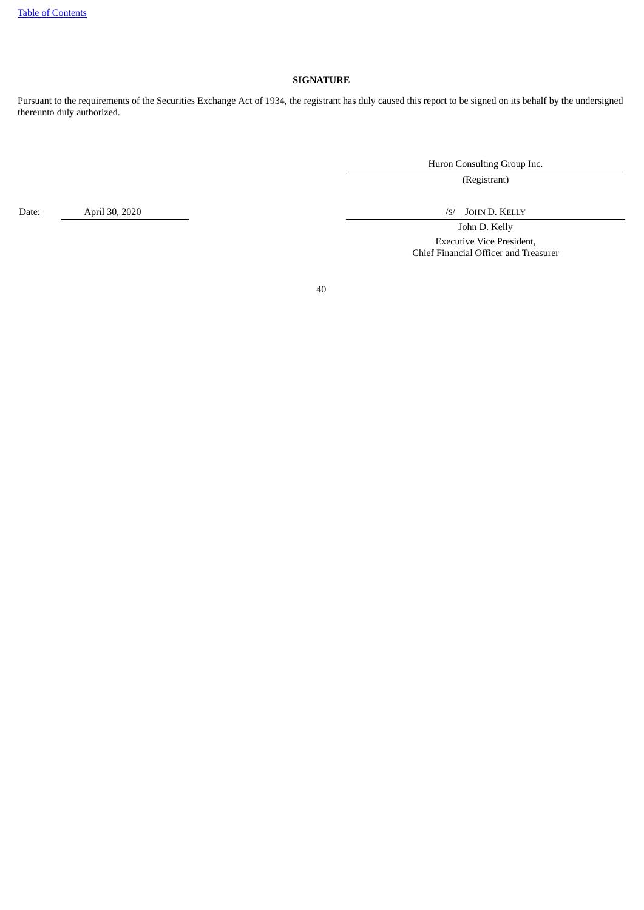**SIGNATURE**

Pursuant to the requirements of the Securities Exchange Act of 1934, the registrant has duly caused this report to be signed on its behalf by the undersigned thereunto duly authorized.

Huron Consulting Group Inc.

(Registrant)

Date: April 30, 2020

/S/ JOHN D. KELLY

John D. Kelly

Executive Vice President,
Chief Financial Officer and Treasurer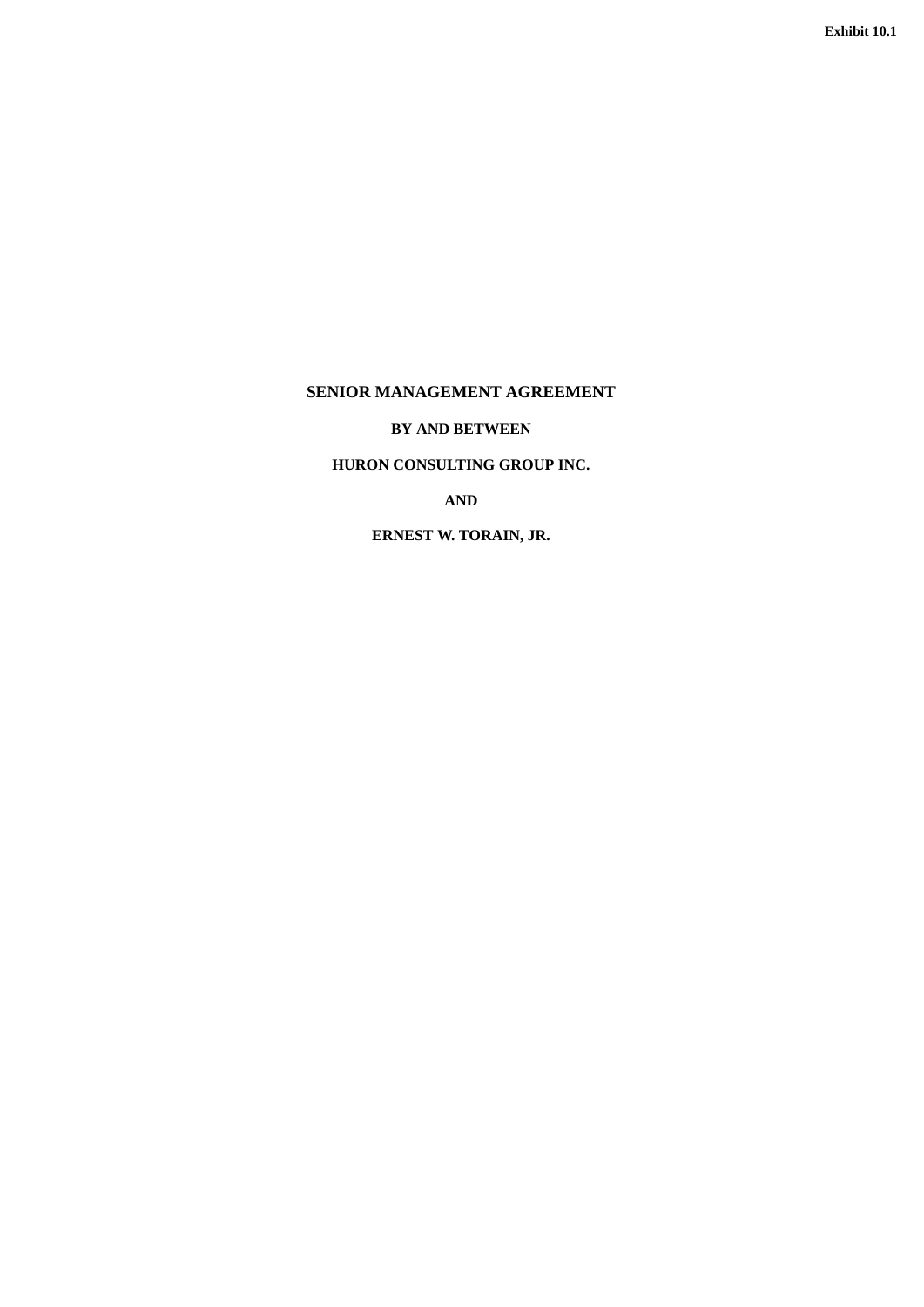**Exhibit 10.1**

# SENIOR MANAGEMENT AGREEMENT

**BY AND BETWEEN**

**HURON CONSULTING GROUP INC.**

**AND**

**ERNEST W. TORAIN, JR.**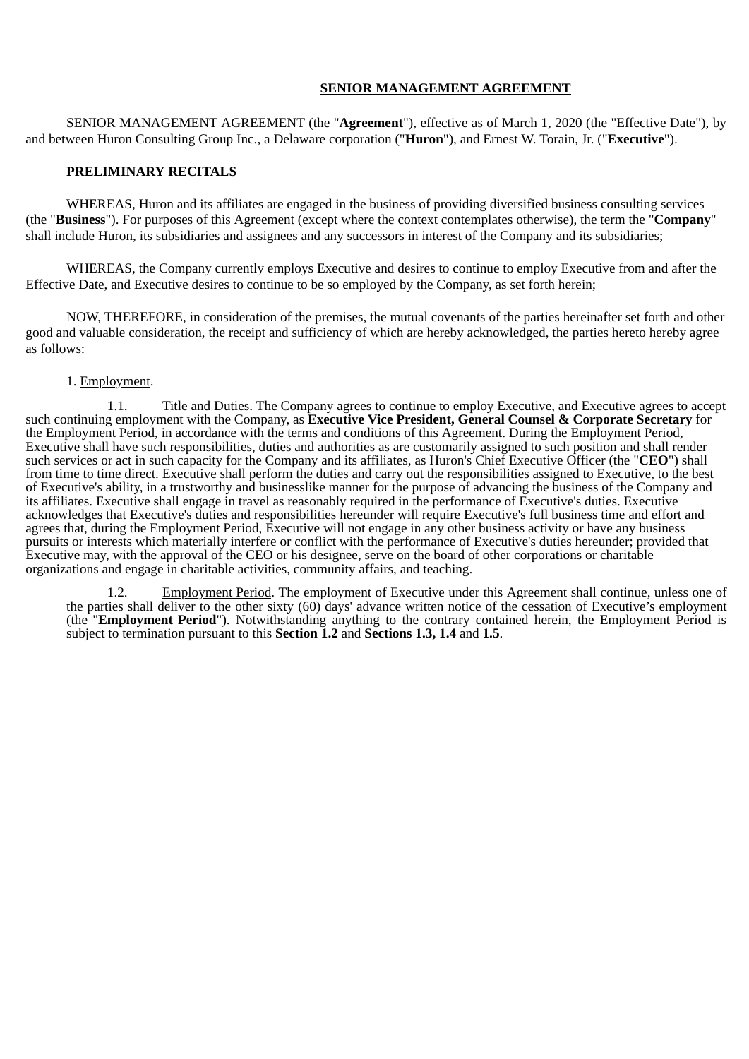**SENIOR MANAGEMENT AGREEMENT**

SENIOR MANAGEMENT AGREEMENT (the "**Agreement**"), effective as of March 1, 2020 (the "Effective Date"), by and between Huron Consulting Group Inc., a Delaware corporation ("**Huron**"), and Ernest W. Torain, Jr. ("**Executive**").

**PRELIMINARY RECITALS**

WHEREAS, Huron and its affiliates are engaged in the business of providing diversified business consulting services (the "**Business**"). For purposes of this Agreement (except where the context contemplates otherwise), the term the "**Company**" shall include Huron, its subsidiaries and assignees and any successors in interest of the Company and its subsidiaries;

WHEREAS, the Company currently employs Executive and desires to continue to employ Executive from and after the Effective Date, and Executive desires to continue to be so employed by the Company, as set forth herein;

NOW, THEREFORE, in consideration of the premises, the mutual covenants of the parties hereinafter set forth and other good and valuable consideration, the receipt and sufficiency of which are hereby acknowledged, the parties hereto hereby agree as follows:

1. Employment.

1.1. Title and Duties. The Company agrees to continue to employ Executive, and Executive agrees to accept such continuing employment with the Company, as **Executive Vice President, General Counsel & Corporate Secretary** for the Employment Period, in accordance with the terms and conditions of this Agreement. During the Employment Period, Executive shall have such responsibilities, duties and authorities as are customarily assigned to such position and shall render such services or act in such capacity for the Company and its affiliates, as Huron's Chief Executive Officer (the "**CEO**") shall from time to time direct. Executive shall perform the duties and carry out the responsibilities assigned to Executive, to the best of Executive's ability, in a trustworthy and businesslike manner for the purpose of advancing the business of the Company and its affiliates. Executive shall engage in travel as reasonably required in the performance of Executive's duties. Executive acknowledges that Executive's duties and responsibilities hereunder will require Executive's full business time and effort and agrees that, during the Employment Period, Executive will not engage in any other business activity or have any business pursuits or interests which materially interfere or conflict with the performance of Executive's duties hereunder; provided that Executive may, with the approval of the CEO or his designee, serve on the board of other corporations or charitable organizations and engage in charitable activities, community affairs, and teaching.

1.2. Employment Period. The employment of Executive under this Agreement shall continue, unless one of the parties shall deliver to the other sixty (60) days' advance written notice of the cessation of Executive's employment (the "**Employment Period**"). Notwithstanding anything to the contrary contained herein, the Employment Period is subject to termination pursuant to this **Section 1.2** and **Sections 1.3, 1.4** and **1.5**.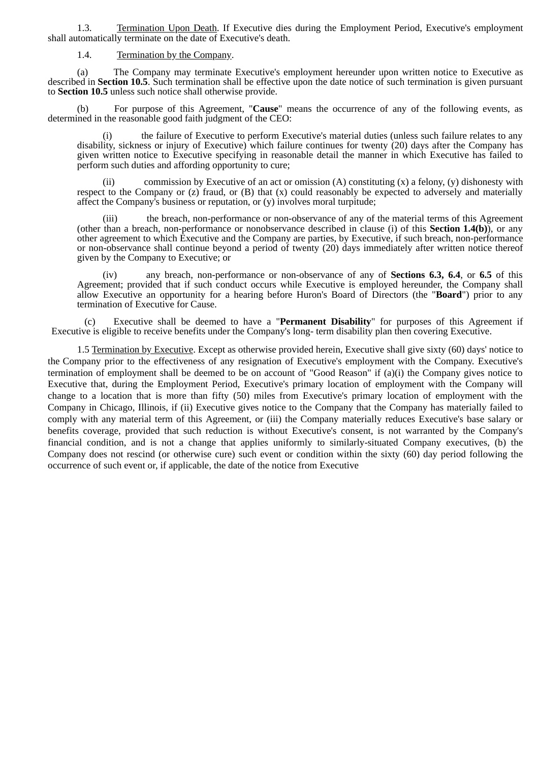1.3. Termination Upon Death. If Executive dies during the Employment Period, Executive's employment shall automatically terminate on the date of Executive's death.

1.4. Termination by the Company.

(a) The Company may terminate Executive's employment hereunder upon written notice to Executive as described in **Section 10.5**. Such termination shall be effective upon the date notice of such termination is given pursuant to **Section 10.5** unless such notice shall otherwise provide.

(b) For purpose of this Agreement, "**Cause**" means the occurrence of any of the following events, as determined in the reasonable good faith judgment of the CEO:

(i) the failure of Executive to perform Executive's material duties (unless such failure relates to any disability, sickness or injury of Executive) which failure continues for twenty (20) days after the Company has given written notice to Executive specifying in reasonable detail the manner in which Executive has failed to perform such duties and affording opportunity to cure;

(ii) commission by Executive of an act or omission (A) constituting (x) a felony, (y) dishonesty with respect to the Company or (z) fraud, or (B) that (x) could reasonably be expected to adversely and materially affect the Company's business or reputation, or (y) involves moral turpitude;

(iii) the breach, non-performance or non-observance of any of the material terms of this Agreement (other than a breach, non-performance or nonobservance described in clause (i) of this **Section 1.4(b)**), or any other agreement to which Executive and the Company are parties, by Executive, if such breach, non-performance or non-observance shall continue beyond a period of twenty (20) days immediately after written notice thereof given by the Company to Executive; or

(iv) any breach, non-performance or non-observance of any of **Sections 6.3, 6.4**, or **6.5** of this Agreement; provided that if such conduct occurs while Executive is employed hereunder, the Company shall allow Executive an opportunity for a hearing before Huron's Board of Directors (the "**Board**") prior to any termination of Executive for Cause.

(c) Executive shall be deemed to have a "**Permanent Disability**" for purposes of this Agreement if Executive is eligible to receive benefits under the Company's long- term disability plan then covering Executive.

1.5 Termination by Executive. Except as otherwise provided herein, Executive shall give sixty (60) days' notice to the Company prior to the effectiveness of any resignation of Executive's employment with the Company. Executive's termination of employment shall be deemed to be on account of "Good Reason" if (a)(i) the Company gives notice to Executive that, during the Employment Period, Executive's primary location of employment with the Company will change to a location that is more than fifty (50) miles from Executive's primary location of employment with the Company in Chicago, Illinois, if (ii) Executive gives notice to the Company that the Company has materially failed to comply with any material term of this Agreement, or (iii) the Company materially reduces Executive's base salary or benefits coverage, provided that such reduction is without Executive's consent, is not warranted by the Company's financial condition, and is not a change that applies uniformly to similarly-situated Company executives, (b) the Company does not rescind (or otherwise cure) such event or condition within the sixty (60) day period following the occurrence of such event or, if applicable, the date of the notice from Executive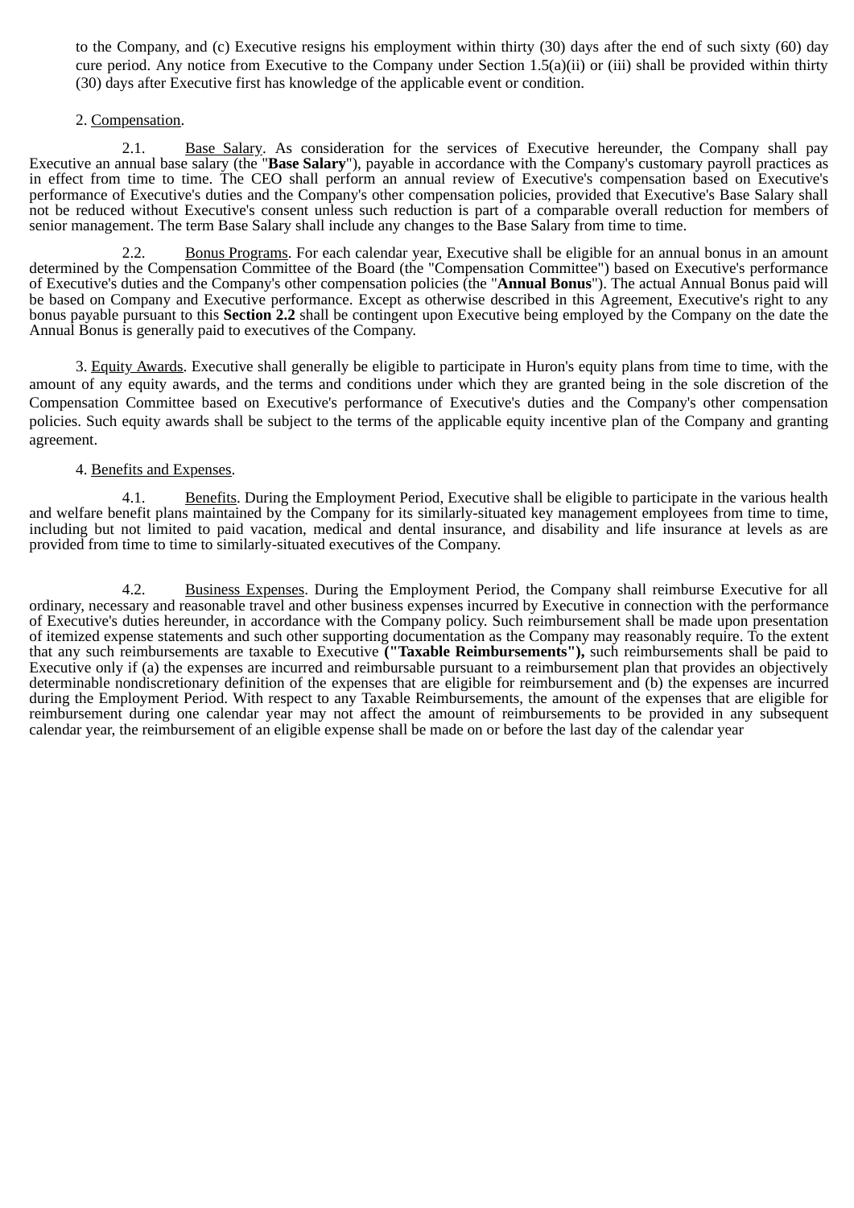to the Company, and (c) Executive resigns his employment within thirty (30) days after the end of such sixty (60) day cure period. Any notice from Executive to the Company under Section 1.5(a)(ii) or (iii) shall be provided within thirty (30) days after Executive first has knowledge of the applicable event or condition.

2. Compensation.

2.1. Base Salary. As consideration for the services of Executive hereunder, the Company shall pay Executive an annual base salary (the "**Base Salary**"), payable in accordance with the Company's customary payroll practices as in effect from time to time. The CEO shall perform an annual review of Executive's compensation based on Executive's performance of Executive's duties and the Company's other compensation policies, provided that Executive's Base Salary shall not be reduced without Executive's consent unless such reduction is part of a comparable overall reduction for members of senior management. The term Base Salary shall include any changes to the Base Salary from time to time.

2.2. Bonus Programs. For each calendar year, Executive shall be eligible for an annual bonus in an amount determined by the Compensation Committee of the Board (the "Compensation Committee") based on Executive's performance of Executive's duties and the Company's other compensation policies (the "**Annual Bonus**"). The actual Annual Bonus paid will be based on Company and Executive performance. Except as otherwise described in this Agreement, Executive's right to any bonus payable pursuant to this **Section 2.2** shall be contingent upon Executive being employed by the Company on the date the Annual Bonus is generally paid to executives of the Company.

3. Equity Awards. Executive shall generally be eligible to participate in Huron's equity plans from time to time, with the amount of any equity awards, and the terms and conditions under which they are granted being in the sole discretion of the Compensation Committee based on Executive's performance of Executive's duties and the Company's other compensation policies. Such equity awards shall be subject to the terms of the applicable equity incentive plan of the Company and granting agreement.

4. Benefits and Expenses.

4.1. Benefits. During the Employment Period, Executive shall be eligible to participate in the various health and welfare benefit plans maintained by the Company for its similarly-situated key management employees from time to time, including but not limited to paid vacation, medical and dental insurance, and disability and life insurance at levels as are provided from time to time to similarly-situated executives of the Company.

4.2. Business Expenses. During the Employment Period, the Company shall reimburse Executive for all ordinary, necessary and reasonable travel and other business expenses incurred by Executive in connection with the performance of Executive's duties hereunder, in accordance with the Company policy. Such reimbursement shall be made upon presentation of itemized expense statements and such other supporting documentation as the Company may reasonably require. To the extent that any such reimbursements are taxable to Executive **("Taxable Reimbursements"),** such reimbursements shall be paid to Executive only if (a) the expenses are incurred and reimbursable pursuant to a reimbursement plan that provides an objectively determinable nondiscretionary definition of the expenses that are eligible for reimbursement and (b) the expenses are incurred during the Employment Period. With respect to any Taxable Reimbursements, the amount of the expenses that are eligible for reimbursement during one calendar year may not affect the amount of reimbursements to be provided in any subsequent calendar year, the reimbursement of an eligible expense shall be made on or before the last day of the calendar year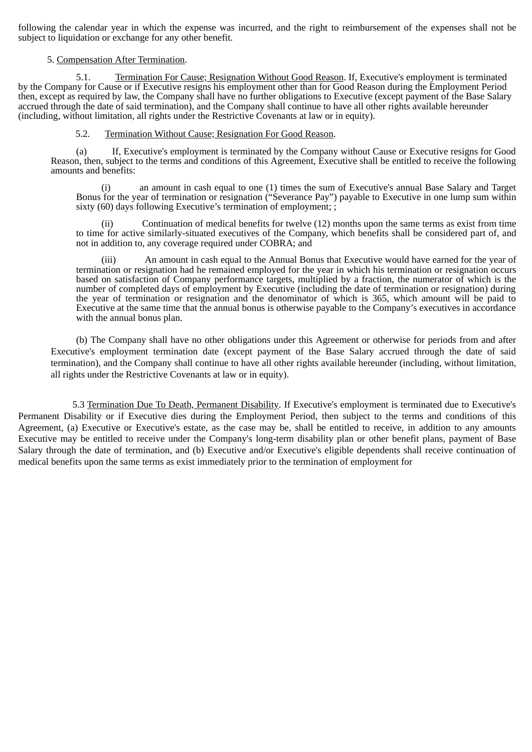following the calendar year in which the expense was incurred, and the right to reimbursement of the expenses shall not be subject to liquidation or exchange for any other benefit.

5. Compensation After Termination.

5.1. Termination For Cause; Resignation Without Good Reason. If, Executive's employment is terminated by the Company for Cause or if Executive resigns his employment other than for Good Reason during the Employment Period then, except as required by law, the Company shall have no further obligations to Executive (except payment of the Base Salary accrued through the date of said termination), and the Company shall continue to have all other rights available hereunder (including, without limitation, all rights under the Restrictive Covenants at law or in equity).

5.2. Termination Without Cause; Resignation For Good Reason.

(a) If, Executive's employment is terminated by the Company without Cause or Executive resigns for Good Reason, then, subject to the terms and conditions of this Agreement, Executive shall be entitled to receive the following amounts and benefits:

(i) an amount in cash equal to one (1) times the sum of Executive's annual Base Salary and Target Bonus for the year of termination or resignation ("Severance Pay") payable to Executive in one lump sum within sixty (60) days following Executive's termination of employment; ;

(ii) Continuation of medical benefits for twelve (12) months upon the same terms as exist from time to time for active similarly-situated executives of the Company, which benefits shall be considered part of, and not in addition to, any coverage required under COBRA; and

(iii) An amount in cash equal to the Annual Bonus that Executive would have earned for the year of termination or resignation had he remained employed for the year in which his termination or resignation occurs based on satisfaction of Company performance targets, multiplied by a fraction, the numerator of which is the number of completed days of employment by Executive (including the date of termination or resignation) during the year of termination or resignation and the denominator of which is 365, which amount will be paid to Executive at the same time that the annual bonus is otherwise payable to the Company's executives in accordance with the annual bonus plan.

(b) The Company shall have no other obligations under this Agreement or otherwise for periods from and after Executive's employment termination date (except payment of the Base Salary accrued through the date of said termination), and the Company shall continue to have all other rights available hereunder (including, without limitation, all rights under the Restrictive Covenants at law or in equity).

5.3 Termination Due To Death, Permanent Disability. If Executive's employment is terminated due to Executive's Permanent Disability or if Executive dies during the Employment Period, then subject to the terms and conditions of this Agreement, (a) Executive or Executive's estate, as the case may be, shall be entitled to receive, in addition to any amounts Executive may be entitled to receive under the Company's long-term disability plan or other benefit plans, payment of Base Salary through the date of termination, and (b) Executive and/or Executive's eligible dependents shall receive continuation of medical benefits upon the same terms as exist immediately prior to the termination of employment for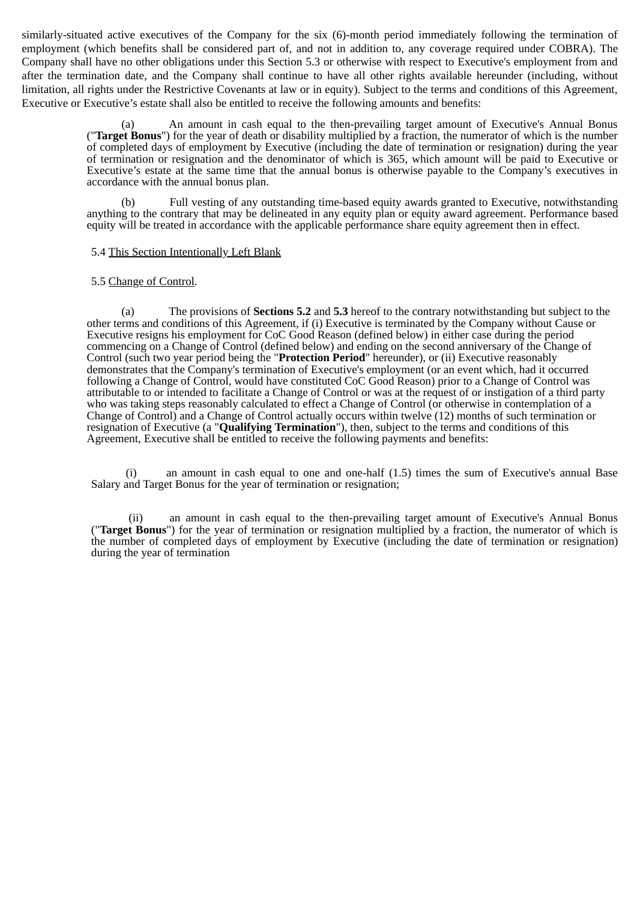similarly-situated active executives of the Company for the six (6)-month period immediately following the termination of employment (which benefits shall be considered part of, and not in addition to, any coverage required under COBRA). The Company shall have no other obligations under this Section 5.3 or otherwise with respect to Executive's employment from and after the termination date, and the Company shall continue to have all other rights available hereunder (including, without limitation, all rights under the Restrictive Covenants at law or in equity). Subject to the terms and conditions of this Agreement, Executive or Executive's estate shall also be entitled to receive the following amounts and benefits:

(a) An amount in cash equal to the then-prevailing target amount of Executive's Annual Bonus ("**Target Bonus**") for the year of death or disability multiplied by a fraction, the numerator of which is the number of completed days of employment by Executive (including the date of termination or resignation) during the year of termination or resignation and the denominator of which is 365, which amount will be paid to Executive or Executive's estate at the same time that the annual bonus is otherwise payable to the Company's executives in accordance with the annual bonus plan.

(b) Full vesting of any outstanding time-based equity awards granted to Executive, notwithstanding anything to the contrary that may be delineated in any equity plan or equity award agreement. Performance based equity will be treated in accordance with the applicable performance share equity agreement then in effect.

5.4 <u>This Section Intentionally Left Blank</u>

5.5 <u>Change of Control</u>.

(a) The provisions of **Sections 5.2** and **5.3** hereof to the contrary notwithstanding but subject to the other terms and conditions of this Agreement, if (i) Executive is terminated by the Company without Cause or Executive resigns his employment for CoC Good Reason (defined below) in either case during the period commencing on a Change of Control (defined below) and ending on the second anniversary of the Change of Control (such two year period being the "**Protection Period**" hereunder), or (ii) Executive reasonably demonstrates that the Company's termination of Executive's employment (or an event which, had it occurred following a Change of Control, would have constituted CoC Good Reason) prior to a Change of Control was attributable to or intended to facilitate a Change of Control or was at the request of or instigation of a third party who was taking steps reasonably calculated to effect a Change of Control (or otherwise in contemplation of a Change of Control) and a Change of Control actually occurs within twelve (12) months of such termination or resignation of Executive (a "**Qualifying Termination**"), then, subject to the terms and conditions of this Agreement, Executive shall be entitled to receive the following payments and benefits:

(i) an amount in cash equal to one and one-half (1.5) times the sum of Executive's annual Base Salary and Target Bonus for the year of termination or resignation;

(ii) an amount in cash equal to the then-prevailing target amount of Executive's Annual Bonus ("**Target Bonus**") for the year of termination or resignation multiplied by a fraction, the numerator of which is the number of completed days of employment by Executive (including the date of termination or resignation) during the year of termination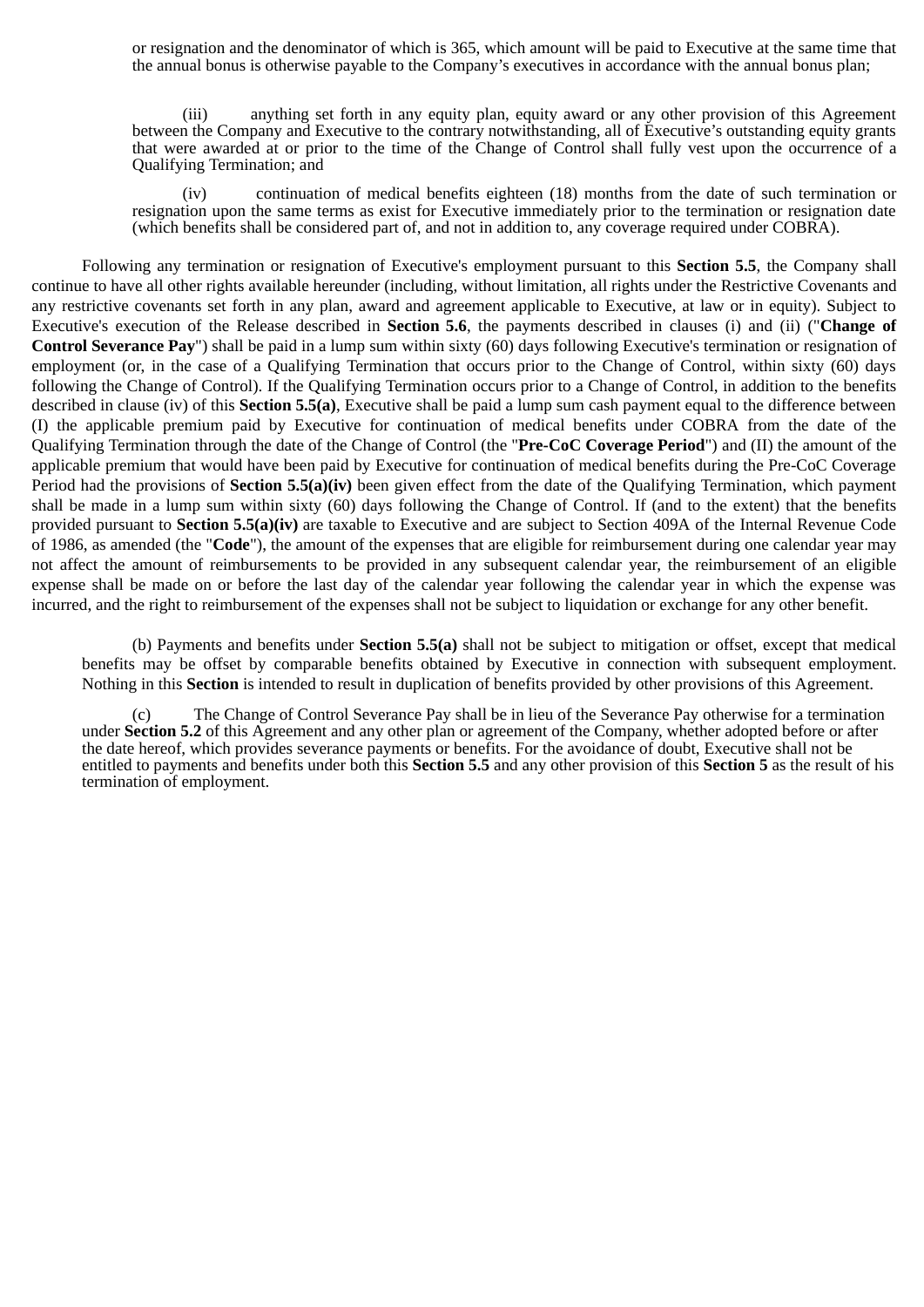or resignation and the denominator of which is 365, which amount will be paid to Executive at the same time that the annual bonus is otherwise payable to the Company's executives in accordance with the annual bonus plan;

(iii) anything set forth in any equity plan, equity award or any other provision of this Agreement between the Company and Executive to the contrary notwithstanding, all of Executive's outstanding equity grants that were awarded at or prior to the time of the Change of Control shall fully vest upon the occurrence of a Qualifying Termination; and

(iv) continuation of medical benefits eighteen (18) months from the date of such termination or resignation upon the same terms as exist for Executive immediately prior to the termination or resignation date (which benefits shall be considered part of, and not in addition to, any coverage required under COBRA).

Following any termination or resignation of Executive's employment pursuant to this **Section 5.5**, the Company shall continue to have all other rights available hereunder (including, without limitation, all rights under the Restrictive Covenants and any restrictive covenants set forth in any plan, award and agreement applicable to Executive, at law or in equity). Subject to Executive's execution of the Release described in **Section 5.6**, the payments described in clauses (i) and (ii) ("**Change of Control Severance Pay**") shall be paid in a lump sum within sixty (60) days following Executive's termination or resignation of employment (or, in the case of a Qualifying Termination that occurs prior to the Change of Control, within sixty (60) days following the Change of Control). If the Qualifying Termination occurs prior to a Change of Control, in addition to the benefits described in clause (iv) of this **Section 5.5(a)**, Executive shall be paid a lump sum cash payment equal to the difference between (I) the applicable premium paid by Executive for continuation of medical benefits under COBRA from the date of the Qualifying Termination through the date of the Change of Control (the "**Pre-CoC Coverage Period**") and (II) the amount of the applicable premium that would have been paid by Executive for continuation of medical benefits during the Pre-CoC Coverage Period had the provisions of **Section 5.5(a)(iv)** been given effect from the date of the Qualifying Termination, which payment shall be made in a lump sum within sixty (60) days following the Change of Control. If (and to the extent) that the benefits provided pursuant to **Section 5.5(a)(iv)** are taxable to Executive and are subject to Section 409A of the Internal Revenue Code of 1986, as amended (the "**Code**"), the amount of the expenses that are eligible for reimbursement during one calendar year may not affect the amount of reimbursements to be provided in any subsequent calendar year, the reimbursement of an eligible expense shall be made on or before the last day of the calendar year following the calendar year in which the expense was incurred, and the right to reimbursement of the expenses shall not be subject to liquidation or exchange for any other benefit.

(b) Payments and benefits under **Section 5.5(a)** shall not be subject to mitigation or offset, except that medical benefits may be offset by comparable benefits obtained by Executive in connection with subsequent employment. Nothing in this **Section** is intended to result in duplication of benefits provided by other provisions of this Agreement.

(c) The Change of Control Severance Pay shall be in lieu of the Severance Pay otherwise for a termination under **Section 5.2** of this Agreement and any other plan or agreement of the Company, whether adopted before or after the date hereof, which provides severance payments or benefits. For the avoidance of doubt, Executive shall not be entitled to payments and benefits under both this **Section 5.5** and any other provision of this **Section 5** as the result of his termination of employment.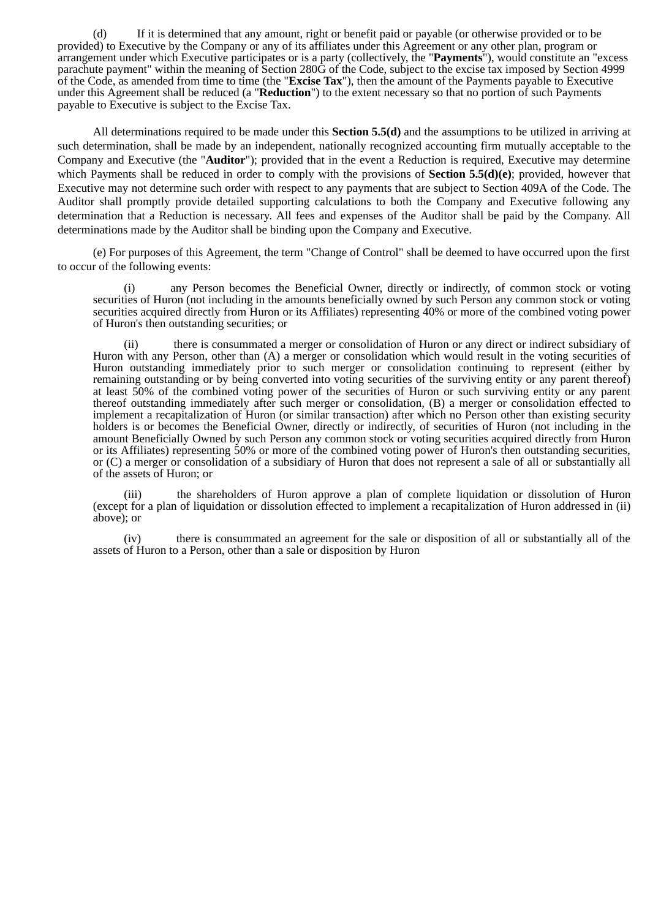(d) If it is determined that any amount, right or benefit paid or payable (or otherwise provided or to be provided) to Executive by the Company or any of its affiliates under this Agreement or any other plan, program or arrangement under which Executive participates or is a party (collectively, the "**Payments**"), would constitute an "excess parachute payment" within the meaning of Section 280G of the Code, subject to the excise tax imposed by Section 4999 of the Code, as amended from time to time (the "**Excise Tax**"), then the amount of the Payments payable to Executive under this Agreement shall be reduced (a "**Reduction**") to the extent necessary so that no portion of such Payments payable to Executive is subject to the Excise Tax.

All determinations required to be made under this **Section 5.5(d)** and the assumptions to be utilized in arriving at such determination, shall be made by an independent, nationally recognized accounting firm mutually acceptable to the Company and Executive (the "**Auditor**"); provided that in the event a Reduction is required, Executive may determine which Payments shall be reduced in order to comply with the provisions of **Section 5.5(d)(e)**; provided, however that Executive may not determine such order with respect to any payments that are subject to Section 409A of the Code. The Auditor shall promptly provide detailed supporting calculations to both the Company and Executive following any determination that a Reduction is necessary. All fees and expenses of the Auditor shall be paid by the Company. All determinations made by the Auditor shall be binding upon the Company and Executive.

(e) For purposes of this Agreement, the term "Change of Control" shall be deemed to have occurred upon the first to occur of the following events:

(i) any Person becomes the Beneficial Owner, directly or indirectly, of common stock or voting securities of Huron (not including in the amounts beneficially owned by such Person any common stock or voting securities acquired directly from Huron or its Affiliates) representing 40% or more of the combined voting power of Huron's then outstanding securities; or

(ii) there is consummated a merger or consolidation of Huron or any direct or indirect subsidiary of Huron with any Person, other than (A) a merger or consolidation which would result in the voting securities of Huron outstanding immediately prior to such merger or consolidation continuing to represent (either by remaining outstanding or by being converted into voting securities of the surviving entity or any parent thereof) at least 50% of the combined voting power of the securities of Huron or such surviving entity or any parent thereof outstanding immediately after such merger or consolidation, (B) a merger or consolidation effected to implement a recapitalization of Huron (or similar transaction) after which no Person other than existing security holders is or becomes the Beneficial Owner, directly or indirectly, of securities of Huron (not including in the amount Beneficially Owned by such Person any common stock or voting securities acquired directly from Huron or its Affiliates) representing 50% or more of the combined voting power of Huron's then outstanding securities, or (C) a merger or consolidation of a subsidiary of Huron that does not represent a sale of all or substantially all of the assets of Huron; or

(iii) the shareholders of Huron approve a plan of complete liquidation or dissolution of Huron (except for a plan of liquidation or dissolution effected to implement a recapitalization of Huron addressed in (ii) above); or

(iv) there is consummated an agreement for the sale or disposition of all or substantially all of the assets of Huron to a Person, other than a sale or disposition by Huron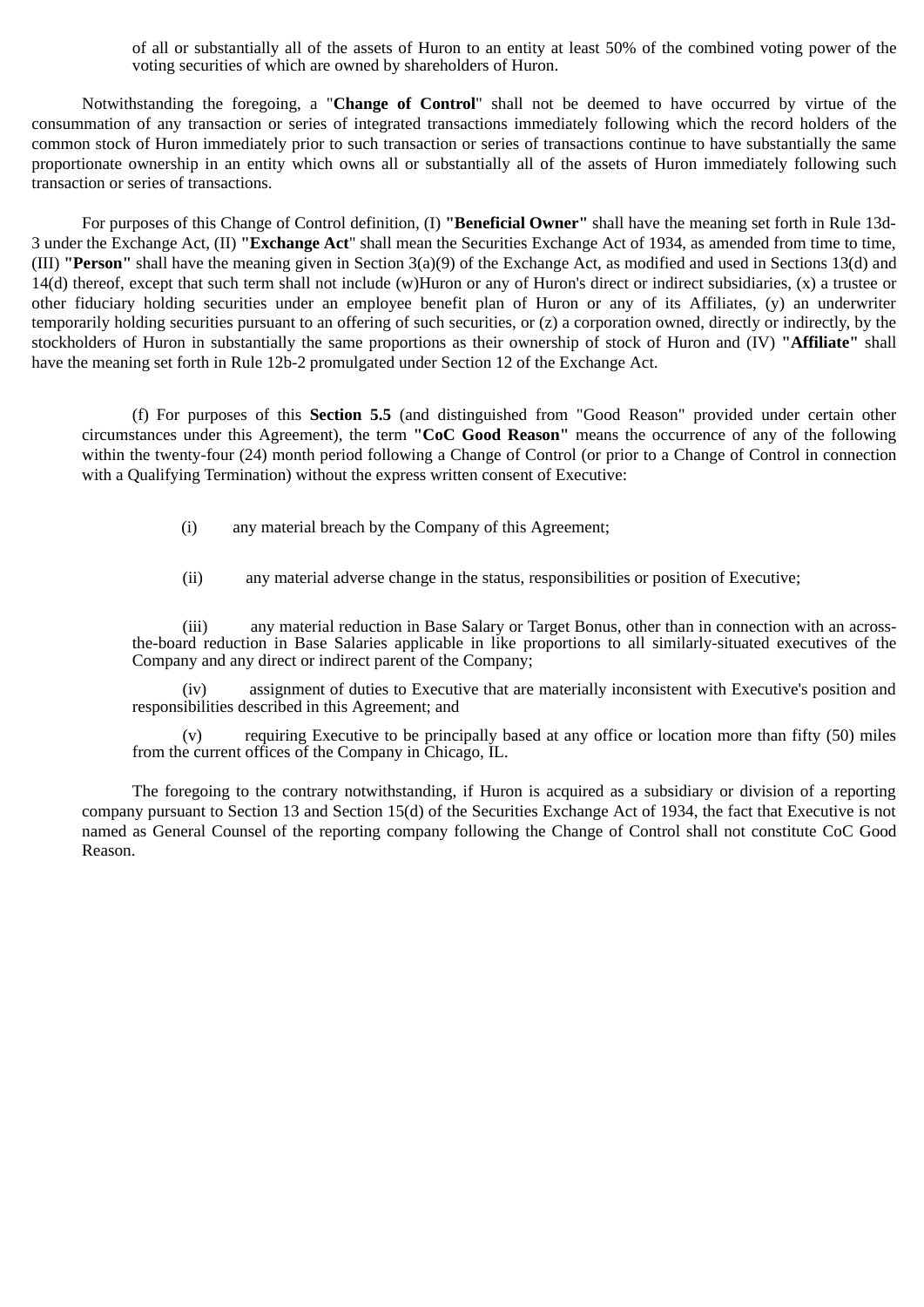of all or substantially all of the assets of Huron to an entity at least 50% of the combined voting power of the voting securities of which are owned by shareholders of Huron.

Notwithstanding the foregoing, a "**Change of Control**" shall not be deemed to have occurred by virtue of the consummation of any transaction or series of integrated transactions immediately following which the record holders of the common stock of Huron immediately prior to such transaction or series of transactions continue to have substantially the same proportionate ownership in an entity which owns all or substantially all of the assets of Huron immediately following such transaction or series of transactions.

For purposes of this Change of Control definition, (I) **"Beneficial Owner"** shall have the meaning set forth in Rule 13d-3 under the Exchange Act, (II) **"Exchange Act**" shall mean the Securities Exchange Act of 1934, as amended from time to time, (III) **"Person"** shall have the meaning given in Section 3(a)(9) of the Exchange Act, as modified and used in Sections 13(d) and 14(d) thereof, except that such term shall not include (w)Huron or any of Huron's direct or indirect subsidiaries, (x) a trustee or other fiduciary holding securities under an employee benefit plan of Huron or any of its Affiliates, (y) an underwriter temporarily holding securities pursuant to an offering of such securities, or (z) a corporation owned, directly or indirectly, by the stockholders of Huron in substantially the same proportions as their ownership of stock of Huron and (IV) **"Affiliate"** shall have the meaning set forth in Rule 12b-2 promulgated under Section 12 of the Exchange Act.

(f) For purposes of this **Section 5.5** (and distinguished from "Good Reason" provided under certain other circumstances under this Agreement), the term **"CoC Good Reason"** means the occurrence of any of the following within the twenty-four (24) month period following a Change of Control (or prior to a Change of Control in connection with a Qualifying Termination) without the express written consent of Executive:

(i) any material breach by the Company of this Agreement;

(ii) any material adverse change in the status, responsibilities or position of Executive;

(iii) any material reduction in Base Salary or Target Bonus, other than in connection with an across-the-board reduction in Base Salaries applicable in like proportions to all similarly-situated executives of the Company and any direct or indirect parent of the Company;

(iv) assignment of duties to Executive that are materially inconsistent with Executive's position and responsibilities described in this Agreement; and

(v) requiring Executive to be principally based at any office or location more than fifty (50) miles from the current offices of the Company in Chicago, IL.

The foregoing to the contrary notwithstanding, if Huron is acquired as a subsidiary or division of a reporting company pursuant to Section 13 and Section 15(d) of the Securities Exchange Act of 1934, the fact that Executive is not named as General Counsel of the reporting company following the Change of Control shall not constitute CoC Good Reason.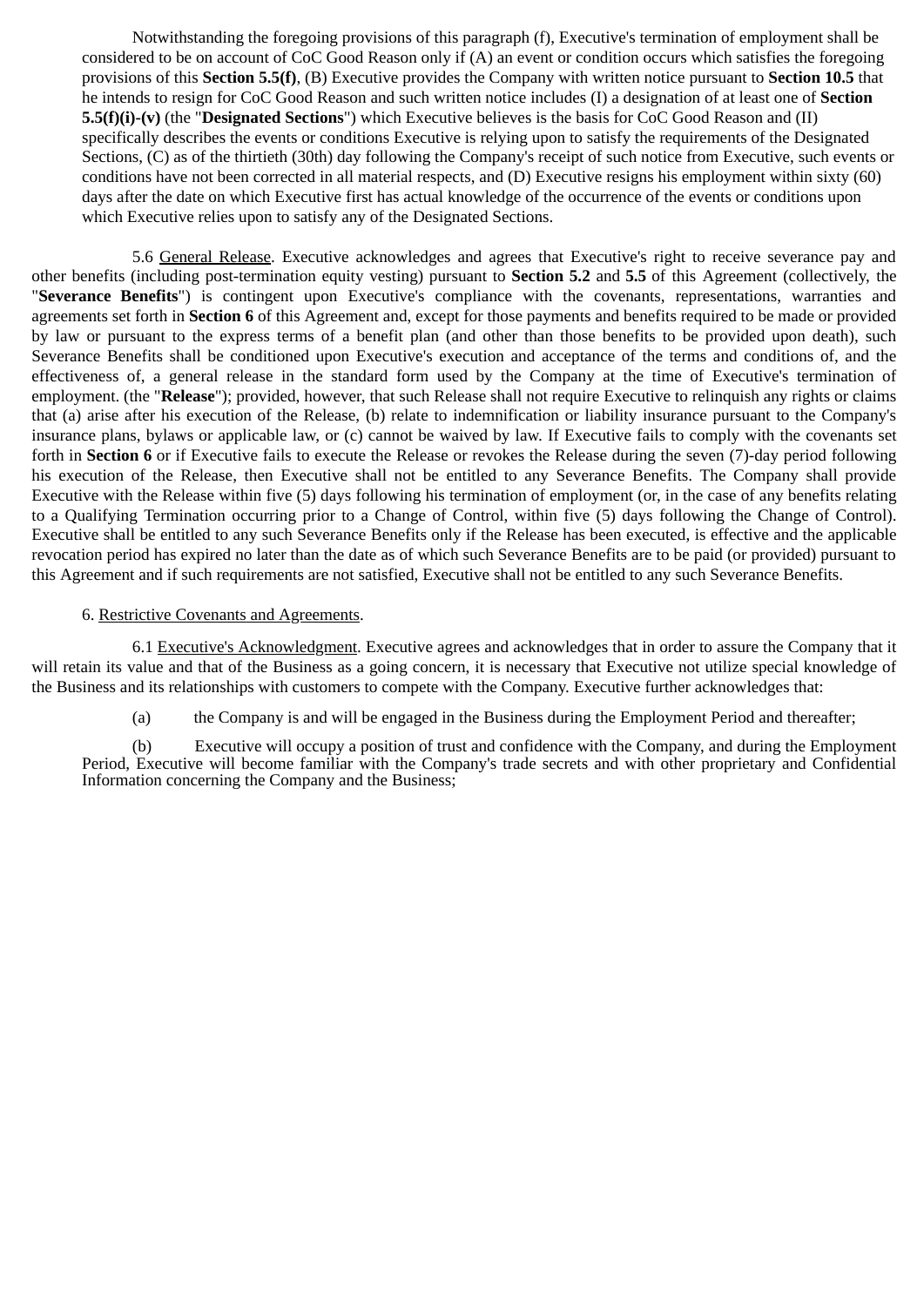Notwithstanding the foregoing provisions of this paragraph (f), Executive's termination of employment shall be considered to be on account of CoC Good Reason only if (A) an event or condition occurs which satisfies the foregoing provisions of this **Section 5.5(f)**, (B) Executive provides the Company with written notice pursuant to **Section 10.5** that he intends to resign for CoC Good Reason and such written notice includes (I) a designation of at least one of **Section 5.5(f)(i)-(v)** (the "**Designated Sections**") which Executive believes is the basis for CoC Good Reason and (II) specifically describes the events or conditions Executive is relying upon to satisfy the requirements of the Designated Sections, (C) as of the thirtieth (30th) day following the Company's receipt of such notice from Executive, such events or conditions have not been corrected in all material respects, and (D) Executive resigns his employment within sixty (60) days after the date on which Executive first has actual knowledge of the occurrence of the events or conditions upon which Executive relies upon to satisfy any of the Designated Sections.

5.6 General Release. Executive acknowledges and agrees that Executive's right to receive severance pay and other benefits (including post-termination equity vesting) pursuant to **Section 5.2** and **5.5** of this Agreement (collectively, the "**Severance Benefits**") is contingent upon Executive's compliance with the covenants, representations, warranties and agreements set forth in **Section 6** of this Agreement and, except for those payments and benefits required to be made or provided by law or pursuant to the express terms of a benefit plan (and other than those benefits to be provided upon death), such Severance Benefits shall be conditioned upon Executive's execution and acceptance of the terms and conditions of, and the effectiveness of, a general release in the standard form used by the Company at the time of Executive's termination of employment. (the "**Release**"); provided, however, that such Release shall not require Executive to relinquish any rights or claims that (a) arise after his execution of the Release, (b) relate to indemnification or liability insurance pursuant to the Company's insurance plans, bylaws or applicable law, or (c) cannot be waived by law. If Executive fails to comply with the covenants set forth in **Section 6** or if Executive fails to execute the Release or revokes the Release during the seven (7)-day period following his execution of the Release, then Executive shall not be entitled to any Severance Benefits. The Company shall provide Executive with the Release within five (5) days following his termination of employment (or, in the case of any benefits relating to a Qualifying Termination occurring prior to a Change of Control, within five (5) days following the Change of Control). Executive shall be entitled to any such Severance Benefits only if the Release has been executed, is effective and the applicable revocation period has expired no later than the date as of which such Severance Benefits are to be paid (or provided) pursuant to this Agreement and if such requirements are not satisfied, Executive shall not be entitled to any such Severance Benefits.

6. Restrictive Covenants and Agreements.

6.1 Executive's Acknowledgment. Executive agrees and acknowledges that in order to assure the Company that it will retain its value and that of the Business as a going concern, it is necessary that Executive not utilize special knowledge of the Business and its relationships with customers to compete with the Company. Executive further acknowledges that:

(a) the Company is and will be engaged in the Business during the Employment Period and thereafter;

(b) Executive will occupy a position of trust and confidence with the Company, and during the Employment Period, Executive will become familiar with the Company's trade secrets and with other proprietary and Confidential Information concerning the Company and the Business;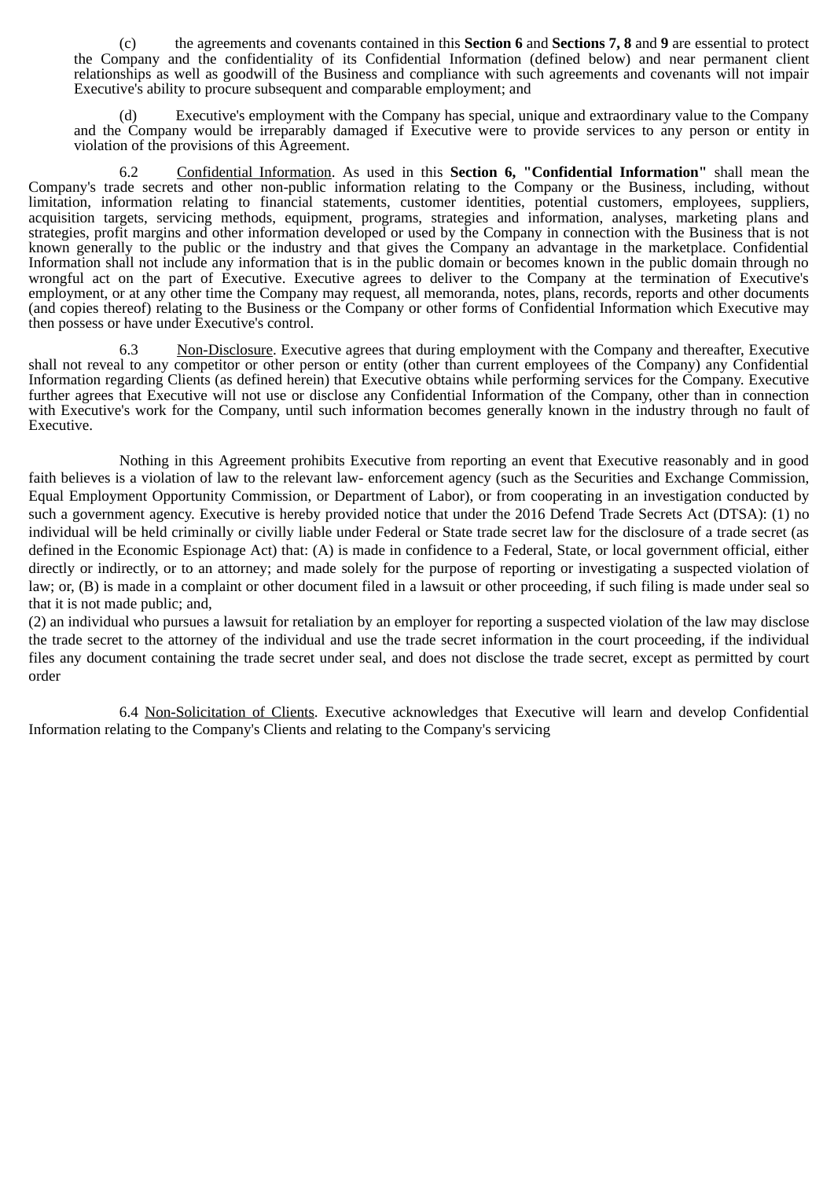(c) the agreements and covenants contained in this **Section 6** and **Sections 7, 8** and **9** are essential to protect the Company and the confidentiality of its Confidential Information (defined below) and near permanent client relationships as well as goodwill of the Business and compliance with such agreements and covenants will not impair Executive's ability to procure subsequent and comparable employment; and

(d) Executive's employment with the Company has special, unique and extraordinary value to the Company and the Company would be irreparably damaged if Executive were to provide services to any person or entity in violation of the provisions of this Agreement.

6.2 Confidential Information. As used in this **Section 6, "Confidential Information"** shall mean the Company's trade secrets and other non-public information relating to the Company or the Business, including, without limitation, information relating to financial statements, customer identities, potential customers, employees, suppliers, acquisition targets, servicing methods, equipment, programs, strategies and information, analyses, marketing plans and strategies, profit margins and other information developed or used by the Company in connection with the Business that is not known generally to the public or the industry and that gives the Company an advantage in the marketplace. Confidential Information shall not include any information that is in the public domain or becomes known in the public domain through no wrongful act on the part of Executive. Executive agrees to deliver to the Company at the termination of Executive's employment, or at any other time the Company may request, all memoranda, notes, plans, records, reports and other documents (and copies thereof) relating to the Business or the Company or other forms of Confidential Information which Executive may then possess or have under Executive's control.

6.3 Non-Disclosure. Executive agrees that during employment with the Company and thereafter, Executive shall not reveal to any competitor or other person or entity (other than current employees of the Company) any Confidential Information regarding Clients (as defined herein) that Executive obtains while performing services for the Company. Executive further agrees that Executive will not use or disclose any Confidential Information of the Company, other than in connection with Executive's work for the Company, until such information becomes generally known in the industry through no fault of Executive.

Nothing in this Agreement prohibits Executive from reporting an event that Executive reasonably and in good faith believes is a violation of law to the relevant law- enforcement agency (such as the Securities and Exchange Commission, Equal Employment Opportunity Commission, or Department of Labor), or from cooperating in an investigation conducted by such a government agency. Executive is hereby provided notice that under the 2016 Defend Trade Secrets Act (DTSA): (1) no individual will be held criminally or civilly liable under Federal or State trade secret law for the disclosure of a trade secret (as defined in the Economic Espionage Act) that: (A) is made in confidence to a Federal, State, or local government official, either directly or indirectly, or to an attorney; and made solely for the purpose of reporting or investigating a suspected violation of law; or, (B) is made in a complaint or other document filed in a lawsuit or other proceeding, if such filing is made under seal so that it is not made public; and,
(2) an individual who pursues a lawsuit for retaliation by an employer for reporting a suspected violation of the law may disclose the trade secret to the attorney of the individual and use the trade secret information in the court proceeding, if the individual files any document containing the trade secret under seal, and does not disclose the trade secret, except as permitted by court order

6.4 Non-Solicitation of Clients. Executive acknowledges that Executive will learn and develop Confidential Information relating to the Company's Clients and relating to the Company's servicing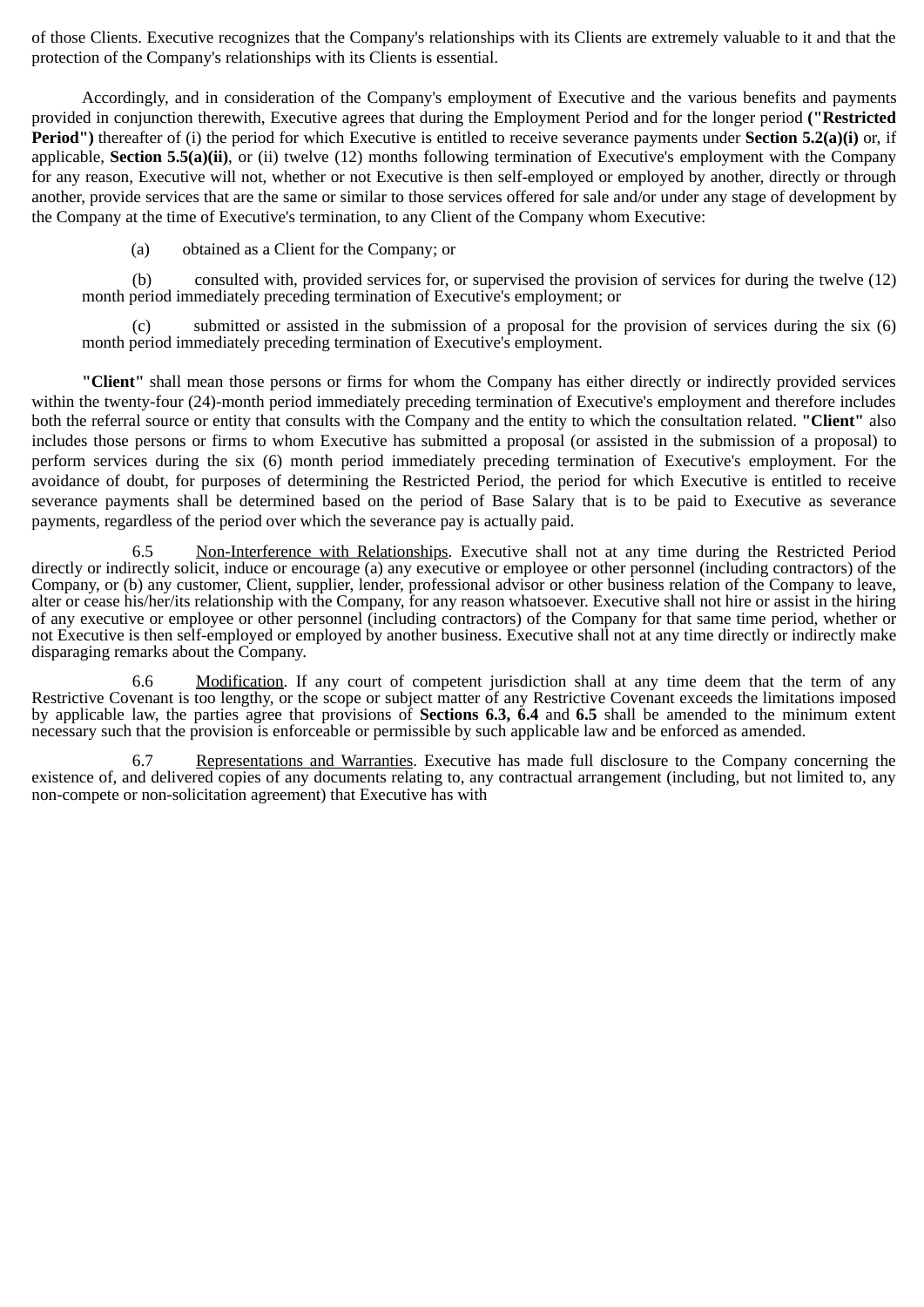of those Clients. Executive recognizes that the Company's relationships with its Clients are extremely valuable to it and that the protection of the Company's relationships with its Clients is essential.

Accordingly, and in consideration of the Company's employment of Executive and the various benefits and payments provided in conjunction therewith, Executive agrees that during the Employment Period and for the longer period **("Restricted Period")** thereafter of (i) the period for which Executive is entitled to receive severance payments under **Section 5.2(a)(i)** or, if applicable, **Section 5.5(a)(ii)**, or (ii) twelve (12) months following termination of Executive's employment with the Company for any reason, Executive will not, whether or not Executive is then self-employed or employed by another, directly or through another, provide services that are the same or similar to those services offered for sale and/or under any stage of development by the Company at the time of Executive's termination, to any Client of the Company whom Executive:

(a) obtained as a Client for the Company; or

(b) consulted with, provided services for, or supervised the provision of services for during the twelve (12) month period immediately preceding termination of Executive's employment; or

(c) submitted or assisted in the submission of a proposal for the provision of services during the six (6) month period immediately preceding termination of Executive's employment.

**"Client"** shall mean those persons or firms for whom the Company has either directly or indirectly provided services within the twenty-four (24)-month period immediately preceding termination of Executive's employment and therefore includes both the referral source or entity that consults with the Company and the entity to which the consultation related. **"Client"** also includes those persons or firms to whom Executive has submitted a proposal (or assisted in the submission of a proposal) to perform services during the six (6) month period immediately preceding termination of Executive's employment. For the avoidance of doubt, for purposes of determining the Restricted Period, the period for which Executive is entitled to receive severance payments shall be determined based on the period of Base Salary that is to be paid to Executive as severance payments, regardless of the period over which the severance pay is actually paid.

6.5 Non-Interference with Relationships. Executive shall not at any time during the Restricted Period directly or indirectly solicit, induce or encourage (a) any executive or employee or other personnel (including contractors) of the Company, or (b) any customer, Client, supplier, lender, professional advisor or other business relation of the Company to leave, alter or cease his/her/its relationship with the Company, for any reason whatsoever. Executive shall not hire or assist in the hiring of any executive or employee or other personnel (including contractors) of the Company for that same time period, whether or not Executive is then self-employed or employed by another business. Executive shall not at any time directly or indirectly make disparaging remarks about the Company.

6.6 Modification. If any court of competent jurisdiction shall at any time deem that the term of any Restrictive Covenant is too lengthy, or the scope or subject matter of any Restrictive Covenant exceeds the limitations imposed by applicable law, the parties agree that provisions of **Sections 6.3, 6.4** and **6.5** shall be amended to the minimum extent necessary such that the provision is enforceable or permissible by such applicable law and be enforced as amended.

6.7 Representations and Warranties. Executive has made full disclosure to the Company concerning the existence of, and delivered copies of any documents relating to, any contractual arrangement (including, but not limited to, any non-compete or non-solicitation agreement) that Executive has with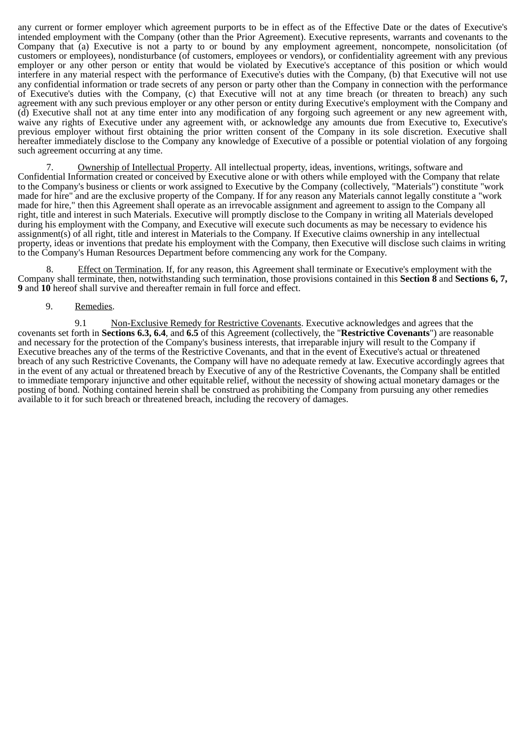any current or former employer which agreement purports to be in effect as of the Effective Date or the dates of Executive's intended employment with the Company (other than the Prior Agreement). Executive represents, warrants and covenants to the Company that (a) Executive is not a party to or bound by any employment agreement, noncompete, nonsolicitation (of customers or employees), nondisturbance (of customers, employees or vendors), or confidentiality agreement with any previous employer or any other person or entity that would be violated by Executive's acceptance of this position or which would interfere in any material respect with the performance of Executive's duties with the Company, (b) that Executive will not use any confidential information or trade secrets of any person or party other than the Company in connection with the performance of Executive's duties with the Company, (c) that Executive will not at any time breach (or threaten to breach) any such agreement with any such previous employer or any other person or entity during Executive's employment with the Company and (d) Executive shall not at any time enter into any modification of any forgoing such agreement or any new agreement with, waive any rights of Executive under any agreement with, or acknowledge any amounts due from Executive to, Executive's previous employer without first obtaining the prior written consent of the Company in its sole discretion. Executive shall hereafter immediately disclose to the Company any knowledge of Executive of a possible or potential violation of any forgoing such agreement occurring at any time.

7. Ownership of Intellectual Property. All intellectual property, ideas, inventions, writings, software and Confidential Information created or conceived by Executive alone or with others while employed with the Company that relate to the Company's business or clients or work assigned to Executive by the Company (collectively, "Materials") constitute "work made for hire" and are the exclusive property of the Company. If for any reason any Materials cannot legally constitute a "work made for hire," then this Agreement shall operate as an irrevocable assignment and agreement to assign to the Company all right, title and interest in such Materials. Executive will promptly disclose to the Company in writing all Materials developed during his employment with the Company, and Executive will execute such documents as may be necessary to evidence his assignment(s) of all right, title and interest in Materials to the Company. If Executive claims ownership in any intellectual property, ideas or inventions that predate his employment with the Company, then Executive will disclose such claims in writing to the Company's Human Resources Department before commencing any work for the Company.

8. Effect on Termination. If, for any reason, this Agreement shall terminate or Executive's employment with the Company shall terminate, then, notwithstanding such termination, those provisions contained in this **Section 8** and **Sections 6, 7, 9** and **10** hereof shall survive and thereafter remain in full force and effect.

9. Remedies.

9.1 Non-Exclusive Remedy for Restrictive Covenants. Executive acknowledges and agrees that the covenants set forth in **Sections 6.3, 6.4**, and **6.5** of this Agreement (collectively, the "**Restrictive Covenants**") are reasonable and necessary for the protection of the Company's business interests, that irreparable injury will result to the Company if Executive breaches any of the terms of the Restrictive Covenants, and that in the event of Executive's actual or threatened breach of any such Restrictive Covenants, the Company will have no adequate remedy at law. Executive accordingly agrees that in the event of any actual or threatened breach by Executive of any of the Restrictive Covenants, the Company shall be entitled to immediate temporary injunctive and other equitable relief, without the necessity of showing actual monetary damages or the posting of bond. Nothing contained herein shall be construed as prohibiting the Company from pursuing any other remedies available to it for such breach or threatened breach, including the recovery of damages.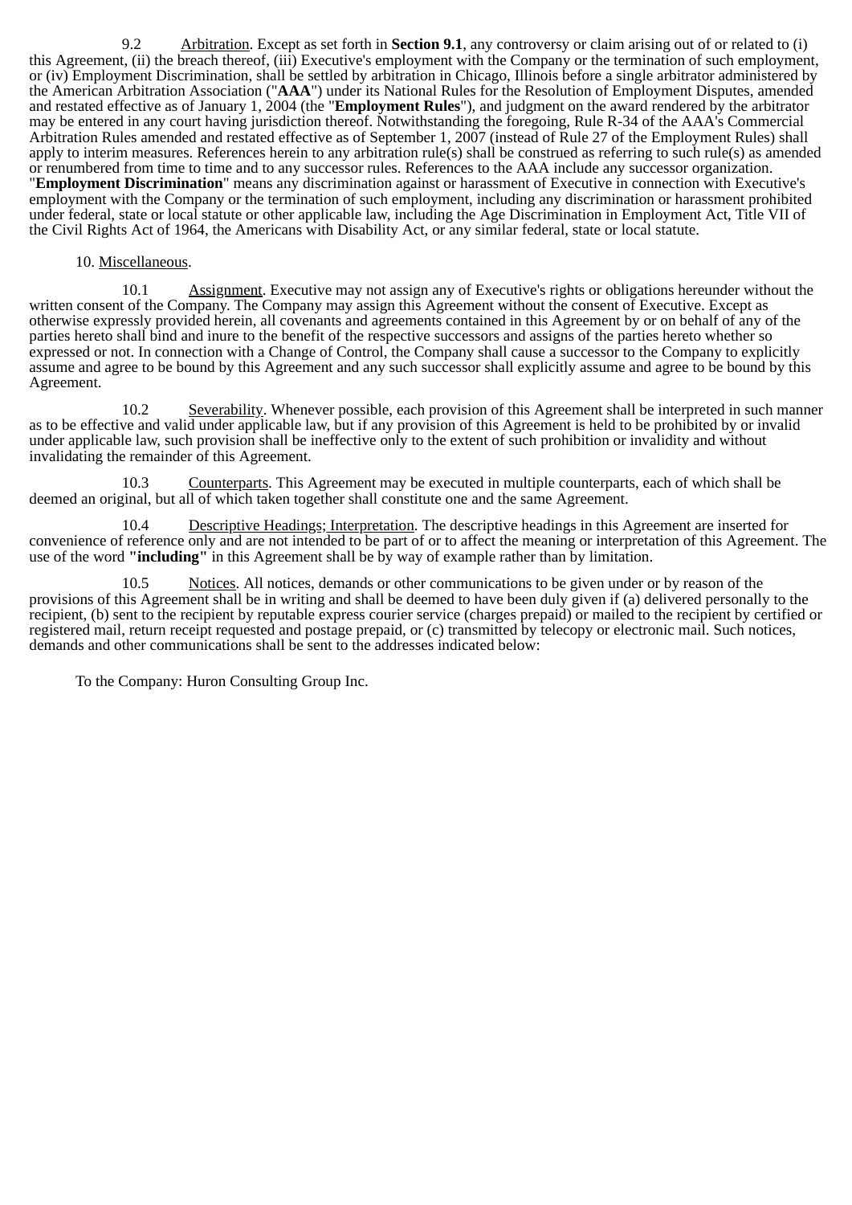9.2 Arbitration. Except as set forth in **Section 9.1**, any controversy or claim arising out of or related to (i) this Agreement, (ii) the breach thereof, (iii) Executive's employment with the Company or the termination of such employment, or (iv) Employment Discrimination, shall be settled by arbitration in Chicago, Illinois before a single arbitrator administered by the American Arbitration Association ("**AAA**") under its National Rules for the Resolution of Employment Disputes, amended and restated effective as of January 1, 2004 (the "**Employment Rules**"), and judgment on the award rendered by the arbitrator may be entered in any court having jurisdiction thereof. Notwithstanding the foregoing, Rule R-34 of the AAA's Commercial Arbitration Rules amended and restated effective as of September 1, 2007 (instead of Rule 27 of the Employment Rules) shall apply to interim measures. References herein to any arbitration rule(s) shall be construed as referring to such rule(s) as amended or renumbered from time to time and to any successor rules. References to the AAA include any successor organization. "**Employment Discrimination**" means any discrimination against or harassment of Executive in connection with Executive's employment with the Company or the termination of such employment, including any discrimination or harassment prohibited under federal, state or local statute or other applicable law, including the Age Discrimination in Employment Act, Title VII of the Civil Rights Act of 1964, the Americans with Disability Act, or any similar federal, state or local statute.

10. Miscellaneous.

10.1 Assignment. Executive may not assign any of Executive's rights or obligations hereunder without the written consent of the Company. The Company may assign this Agreement without the consent of Executive. Except as otherwise expressly provided herein, all covenants and agreements contained in this Agreement by or on behalf of any of the parties hereto shall bind and inure to the benefit of the respective successors and assigns of the parties hereto whether so expressed or not. In connection with a Change of Control, the Company shall cause a successor to the Company to explicitly assume and agree to be bound by this Agreement and any such successor shall explicitly assume and agree to be bound by this Agreement.

10.2 Severability. Whenever possible, each provision of this Agreement shall be interpreted in such manner as to be effective and valid under applicable law, but if any provision of this Agreement is held to be prohibited by or invalid under applicable law, such provision shall be ineffective only to the extent of such prohibition or invalidity and without invalidating the remainder of this Agreement.

10.3 Counterparts. This Agreement may be executed in multiple counterparts, each of which shall be deemed an original, but all of which taken together shall constitute one and the same Agreement.

10.4 Descriptive Headings; Interpretation. The descriptive headings in this Agreement are inserted for convenience of reference only and are not intended to be part of or to affect the meaning or interpretation of this Agreement. The use of the word **"including"** in this Agreement shall be by way of example rather than by limitation.

10.5 Notices. All notices, demands or other communications to be given under or by reason of the provisions of this Agreement shall be in writing and shall be deemed to have been duly given if (a) delivered personally to the recipient, (b) sent to the recipient by reputable express courier service (charges prepaid) or mailed to the recipient by certified or registered mail, return receipt requested and postage prepaid, or (c) transmitted by telecopy or electronic mail. Such notices, demands and other communications shall be sent to the addresses indicated below:

To the Company: Huron Consulting Group Inc.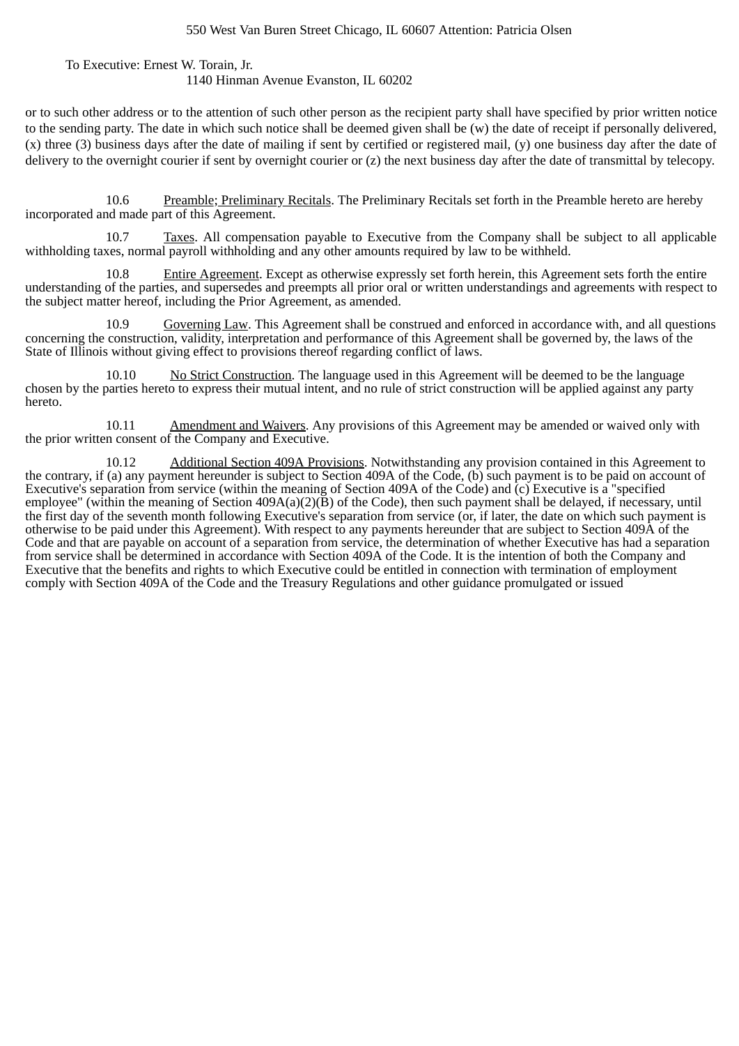550 West Van Buren Street Chicago, IL 60607 Attention: Patricia Olsen

To Executive: Ernest W. Torain, Jr.
1140 Hinman Avenue Evanston, IL 60202

or to such other address or to the attention of such other person as the recipient party shall have specified by prior written notice to the sending party. The date in which such notice shall be deemed given shall be (w) the date of receipt if personally delivered, (x) three (3) business days after the date of mailing if sent by certified or registered mail, (y) one business day after the date of delivery to the overnight courier if sent by overnight courier or (z) the next business day after the date of transmittal by telecopy.

10.6 Preamble; Preliminary Recitals. The Preliminary Recitals set forth in the Preamble hereto are hereby incorporated and made part of this Agreement.

10.7 Taxes. All compensation payable to Executive from the Company shall be subject to all applicable withholding taxes, normal payroll withholding and any other amounts required by law to be withheld.

10.8 Entire Agreement. Except as otherwise expressly set forth herein, this Agreement sets forth the entire understanding of the parties, and supersedes and preempts all prior oral or written understandings and agreements with respect to the subject matter hereof, including the Prior Agreement, as amended.

10.9 Governing Law. This Agreement shall be construed and enforced in accordance with, and all questions concerning the construction, validity, interpretation and performance of this Agreement shall be governed by, the laws of the State of Illinois without giving effect to provisions thereof regarding conflict of laws.

10.10 No Strict Construction. The language used in this Agreement will be deemed to be the language chosen by the parties hereto to express their mutual intent, and no rule of strict construction will be applied against any party hereto.

10.11 Amendment and Waivers. Any provisions of this Agreement may be amended or waived only with the prior written consent of the Company and Executive.

10.12 Additional Section 409A Provisions. Notwithstanding any provision contained in this Agreement to the contrary, if (a) any payment hereunder is subject to Section 409A of the Code, (b) such payment is to be paid on account of Executive's separation from service (within the meaning of Section 409A of the Code) and (c) Executive is a "specified employee" (within the meaning of Section 409A(a)(2)(B) of the Code), then such payment shall be delayed, if necessary, until the first day of the seventh month following Executive's separation from service (or, if later, the date on which such payment is otherwise to be paid under this Agreement). With respect to any payments hereunder that are subject to Section 409A of the Code and that are payable on account of a separation from service, the determination of whether Executive has had a separation from service shall be determined in accordance with Section 409A of the Code. It is the intention of both the Company and Executive that the benefits and rights to which Executive could be entitled in connection with termination of employment comply with Section 409A of the Code and the Treasury Regulations and other guidance promulgated or issued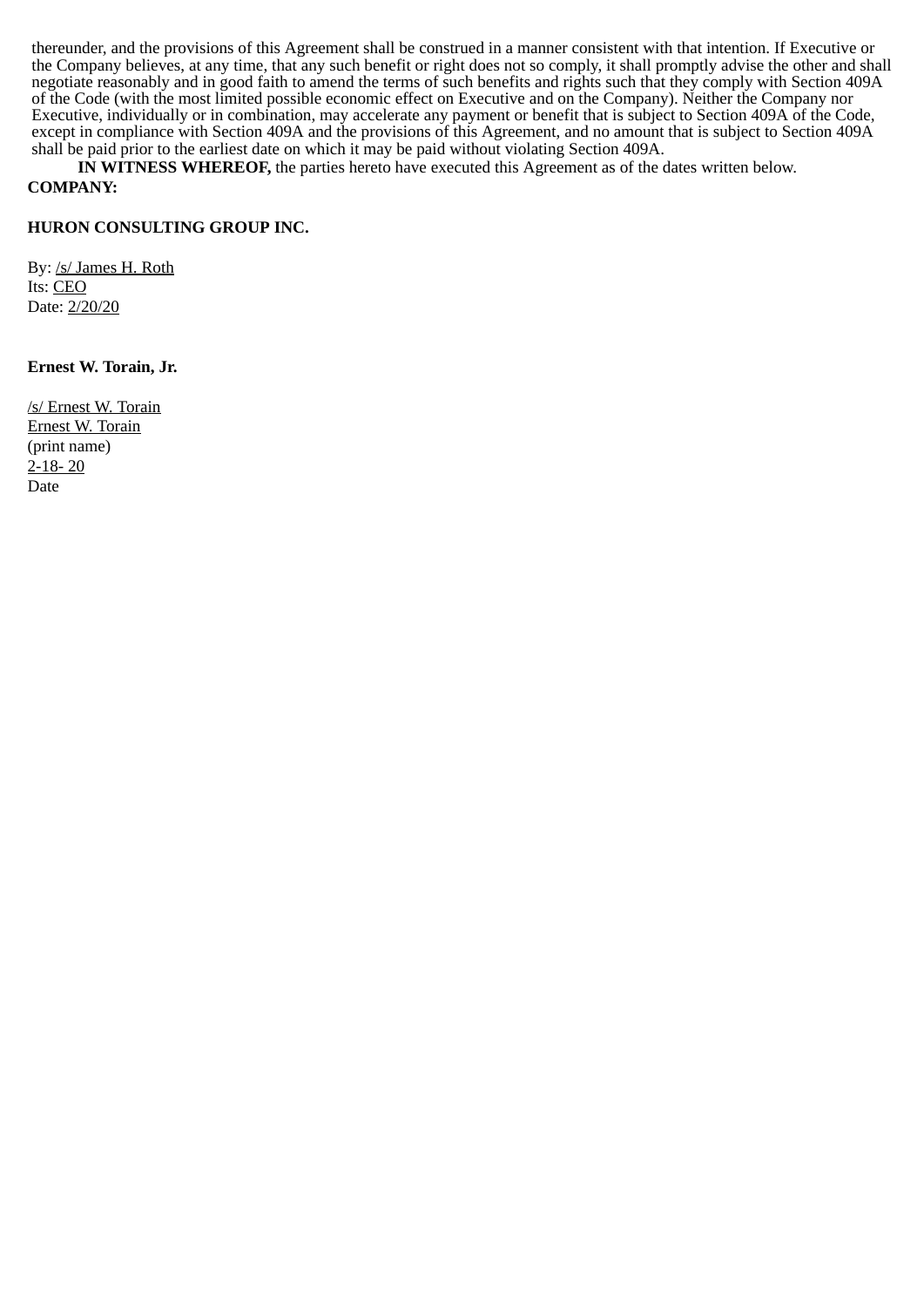thereunder, and the provisions of this Agreement shall be construed in a manner consistent with that intention. If Executive or the Company believes, at any time, that any such benefit or right does not so comply, it shall promptly advise the other and shall negotiate reasonably and in good faith to amend the terms of such benefits and rights such that they comply with Section 409A of the Code (with the most limited possible economic effect on Executive and on the Company). Neither the Company nor Executive, individually or in combination, may accelerate any payment or benefit that is subject to Section 409A of the Code, except in compliance with Section 409A and the provisions of this Agreement, and no amount that is subject to Section 409A shall be paid prior to the earliest date on which it may be paid without violating Section 409A.

**IN WITNESS WHEREOF,** the parties hereto have executed this Agreement as of the dates written below.

**COMPANY:**

**HURON CONSULTING GROUP INC.**

By: /s/ James H. Roth
Its: CEO
Date: 2/20/20

**Ernest W. Torain, Jr.**

/s/ Ernest W. Torain
Ernest W. Torain
(print name)
2-18- 20
Date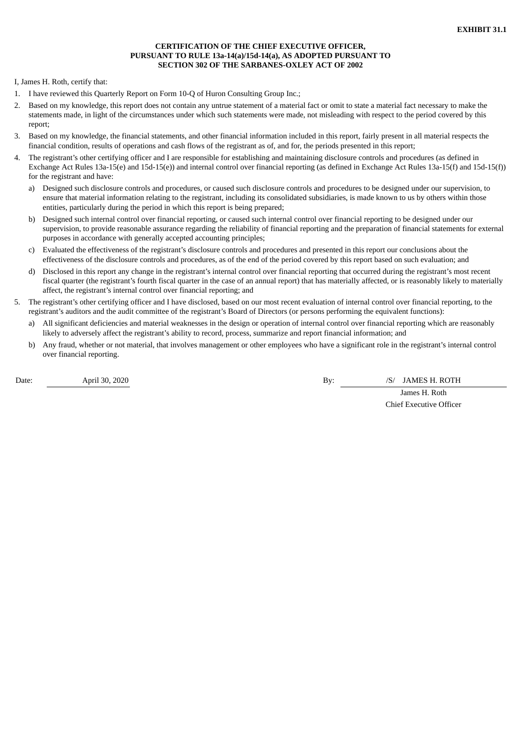**EXHIBIT 31.1**

**CERTIFICATION OF THE CHIEF EXECUTIVE OFFICER,
PURSUANT TO RULE 13a-14(a)/15d-14(a), AS ADOPTED PURSUANT TO
SECTION 302 OF THE SARBANES-OXLEY ACT OF 2002**

I, James H. Roth, certify that:

1. I have reviewed this Quarterly Report on Form 10-Q of Huron Consulting Group Inc.;
2. Based on my knowledge, this report does not contain any untrue statement of a material fact or omit to state a material fact necessary to make the statements made, in light of the circumstances under which such statements were made, not misleading with respect to the period covered by this report;
3. Based on my knowledge, the financial statements, and other financial information included in this report, fairly present in all material respects the financial condition, results of operations and cash flows of the registrant as of, and for, the periods presented in this report;
4. The registrant's other certifying officer and I are responsible for establishing and maintaining disclosure controls and procedures (as defined in Exchange Act Rules 13a-15(e) and 15d-15(e)) and internal control over financial reporting (as defined in Exchange Act Rules 13a-15(f) and 15d-15(f)) for the registrant and have:
   a) Designed such disclosure controls and procedures, or caused such disclosure controls and procedures to be designed under our supervision, to ensure that material information relating to the registrant, including its consolidated subsidiaries, is made known to us by others within those entities, particularly during the period in which this report is being prepared;
   b) Designed such internal control over financial reporting, or caused such internal control over financial reporting to be designed under our supervision, to provide reasonable assurance regarding the reliability of financial reporting and the preparation of financial statements for external purposes in accordance with generally accepted accounting principles;
   c) Evaluated the effectiveness of the registrant's disclosure controls and procedures and presented in this report our conclusions about the effectiveness of the disclosure controls and procedures, as of the end of the period covered by this report based on such evaluation; and
   d) Disclosed in this report any change in the registrant's internal control over financial reporting that occurred during the registrant's most recent fiscal quarter (the registrant's fourth fiscal quarter in the case of an annual report) that has materially affected, or is reasonably likely to materially affect, the registrant's internal control over financial reporting; and
5. The registrant's other certifying officer and I have disclosed, based on our most recent evaluation of internal control over financial reporting, to the registrant's auditors and the audit committee of the registrant's Board of Directors (or persons performing the equivalent functions):
   a) All significant deficiencies and material weaknesses in the design or operation of internal control over financial reporting which are reasonably likely to adversely affect the registrant's ability to record, process, summarize and report financial information; and
   b) Any fraud, whether or not material, that involves management or other employees who have a significant role in the registrant's internal control over financial reporting.

Date: April 30, 2020

By: /S/ JAMES H. ROTH
James H. Roth
Chief Executive Officer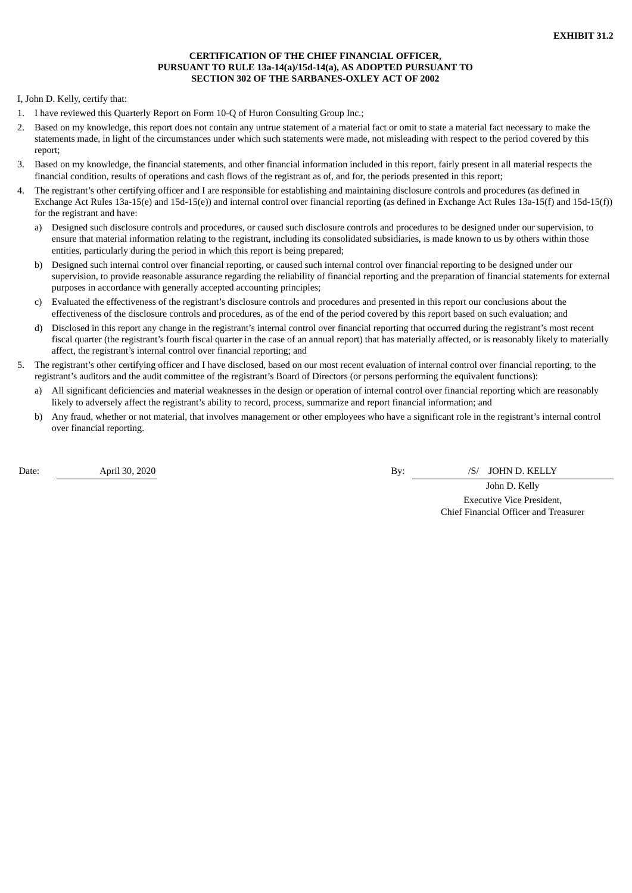**EXHIBIT 31.2**

**CERTIFICATION OF THE CHIEF FINANCIAL OFFICER,
PURSUANT TO RULE 13a-14(a)/15d-14(a), AS ADOPTED PURSUANT TO
SECTION 302 OF THE SARBANES-OXLEY ACT OF 2002**

I, John D. Kelly, certify that:

1. I have reviewed this Quarterly Report on Form 10-Q of Huron Consulting Group Inc.;
2. Based on my knowledge, this report does not contain any untrue statement of a material fact or omit to state a material fact necessary to make the statements made, in light of the circumstances under which such statements were made, not misleading with respect to the period covered by this report;
3. Based on my knowledge, the financial statements, and other financial information included in this report, fairly present in all material respects the financial condition, results of operations and cash flows of the registrant as of, and for, the periods presented in this report;
4. The registrant's other certifying officer and I are responsible for establishing and maintaining disclosure controls and procedures (as defined in Exchange Act Rules 13a-15(e) and 15d-15(e)) and internal control over financial reporting (as defined in Exchange Act Rules 13a-15(f) and 15d-15(f)) for the registrant and have:
   a) Designed such disclosure controls and procedures, or caused such disclosure controls and procedures to be designed under our supervision, to ensure that material information relating to the registrant, including its consolidated subsidiaries, is made known to us by others within those entities, particularly during the period in which this report is being prepared;
   b) Designed such internal control over financial reporting, or caused such internal control over financial reporting to be designed under our supervision, to provide reasonable assurance regarding the reliability of financial reporting and the preparation of financial statements for external purposes in accordance with generally accepted accounting principles;
   c) Evaluated the effectiveness of the registrant's disclosure controls and procedures and presented in this report our conclusions about the effectiveness of the disclosure controls and procedures, as of the end of the period covered by this report based on such evaluation; and
   d) Disclosed in this report any change in the registrant's internal control over financial reporting that occurred during the registrant's most recent fiscal quarter (the registrant's fourth fiscal quarter in the case of an annual report) that has materially affected, or is reasonably likely to materially affect, the registrant's internal control over financial reporting; and
5. The registrant's other certifying officer and I have disclosed, based on our most recent evaluation of internal control over financial reporting, to the registrant's auditors and the audit committee of the registrant's Board of Directors (or persons performing the equivalent functions):
   a) All significant deficiencies and material weaknesses in the design or operation of internal control over financial reporting which are reasonably likely to adversely affect the registrant's ability to record, process, summarize and report financial information; and
   b) Any fraud, whether or not material, that involves management or other employees who have a significant role in the registrant's internal control over financial reporting.

Date: April 30, 2020

By: /S/ JOHN D. KELLY

John D. Kelly
Executive Vice President,
Chief Financial Officer and Treasurer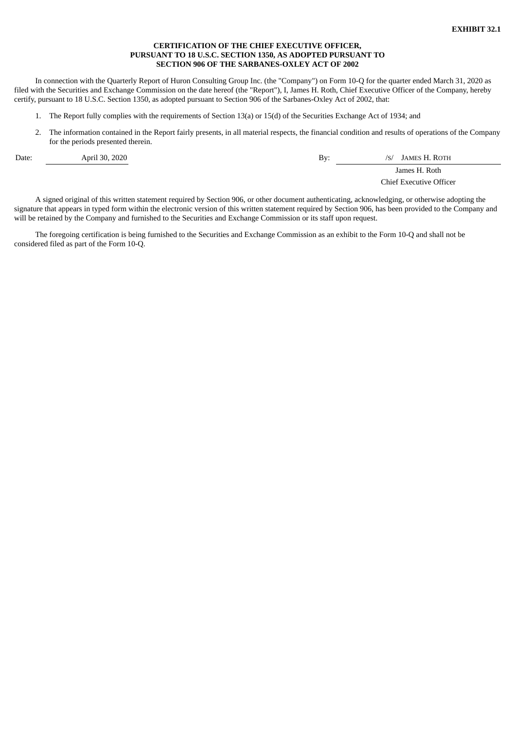**EXHIBIT 32.1**

**CERTIFICATION OF THE CHIEF EXECUTIVE OFFICER,
PURSUANT TO 18 U.S.C. SECTION 1350, AS ADOPTED PURSUANT TO
SECTION 906 OF THE SARBANES-OXLEY ACT OF 2002**

In connection with the Quarterly Report of Huron Consulting Group Inc. (the "Company") on Form 10-Q for the quarter ended March 31, 2020 as filed with the Securities and Exchange Commission on the date hereof (the "Report"), I, James H. Roth, Chief Executive Officer of the Company, hereby certify, pursuant to 18 U.S.C. Section 1350, as adopted pursuant to Section 906 of the Sarbanes-Oxley Act of 2002, that:

1. The Report fully complies with the requirements of Section 13(a) or 15(d) of the Securities Exchange Act of 1934; and
2. The information contained in the Report fairly presents, in all material respects, the financial condition and results of operations of the Company for the periods presented therein.

Date: April 30, 2020

By: /S/ JAMES H. ROTH

James H. Roth
Chief Executive Officer

A signed original of this written statement required by Section 906, or other document authenticating, acknowledging, or otherwise adopting the signature that appears in typed form within the electronic version of this written statement required by Section 906, has been provided to the Company and will be retained by the Company and furnished to the Securities and Exchange Commission or its staff upon request.

The foregoing certification is being furnished to the Securities and Exchange Commission as an exhibit to the Form 10-Q and shall not be considered filed as part of the Form 10-Q.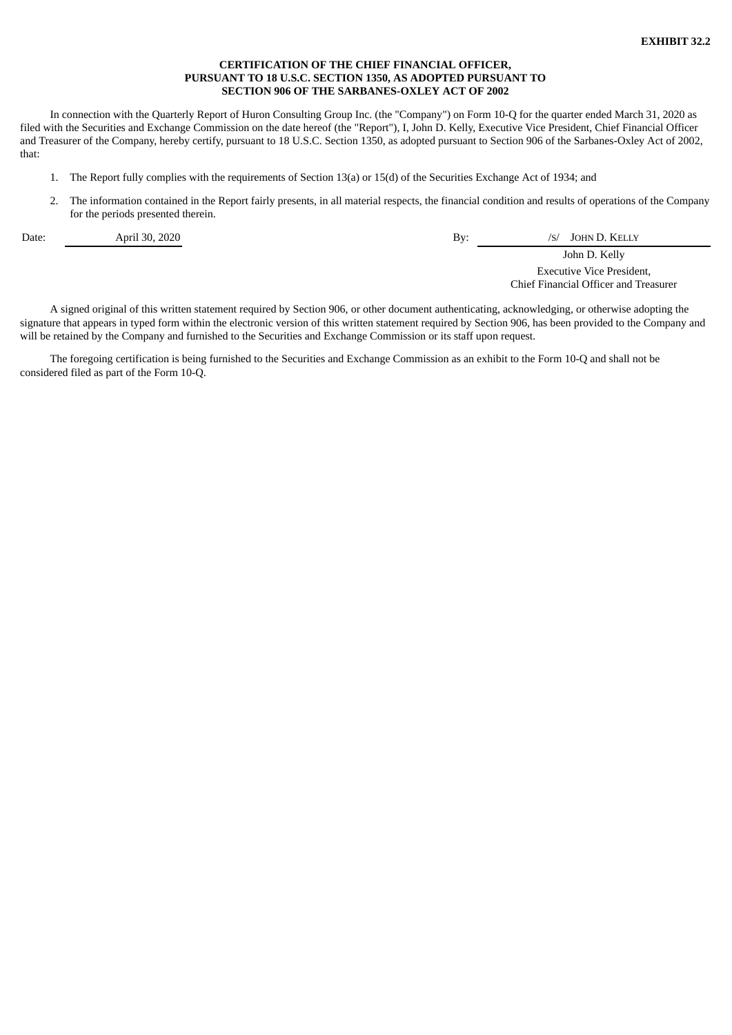**EXHIBIT 32.2**

**CERTIFICATION OF THE CHIEF FINANCIAL OFFICER,**
**PURSUANT TO 18 U.S.C. SECTION 1350, AS ADOPTED PURSUANT TO**
**SECTION 906 OF THE SARBANES-OXLEY ACT OF 2002**

In connection with the Quarterly Report of Huron Consulting Group Inc. (the "Company") on Form 10-Q for the quarter ended March 31, 2020 as filed with the Securities and Exchange Commission on the date hereof (the "Report"), I, John D. Kelly, Executive Vice President, Chief Financial Officer and Treasurer of the Company, hereby certify, pursuant to 18 U.S.C. Section 1350, as adopted pursuant to Section 906 of the Sarbanes-Oxley Act of 2002, that:

1. The Report fully complies with the requirements of Section 13(a) or 15(d) of the Securities Exchange Act of 1934; and
2. The information contained in the Report fairly presents, in all material respects, the financial condition and results of operations of the Company for the periods presented therein.

Date: April 30, 2020

By: /S/ JOHN D. KELLY

John D. Kelly
Executive Vice President,
Chief Financial Officer and Treasurer

A signed original of this written statement required by Section 906, or other document authenticating, acknowledging, or otherwise adopting the signature that appears in typed form within the electronic version of this written statement required by Section 906, has been provided to the Company and will be retained by the Company and furnished to the Securities and Exchange Commission or its staff upon request.

The foregoing certification is being furnished to the Securities and Exchange Commission as an exhibit to the Form 10-Q and shall not be considered filed as part of the Form 10-Q.